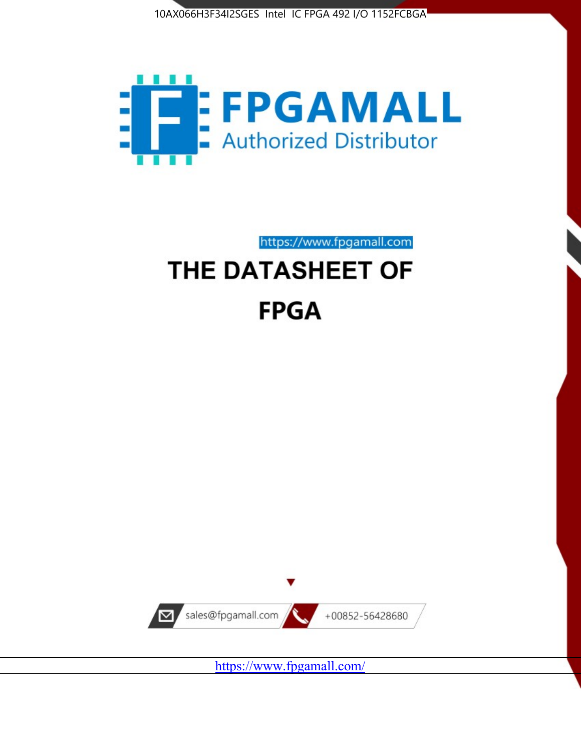10AX066H3F34I2SGES Intel IC FPGA 492 I/O 1152FCBGA

FPGAMALL

Authorized Distributor

https://www.fpgamall.com

# THE DATASHEET OF

# FPGA

sales@fpgamall.com

+00852-56428680

https://www.fpgamall.com/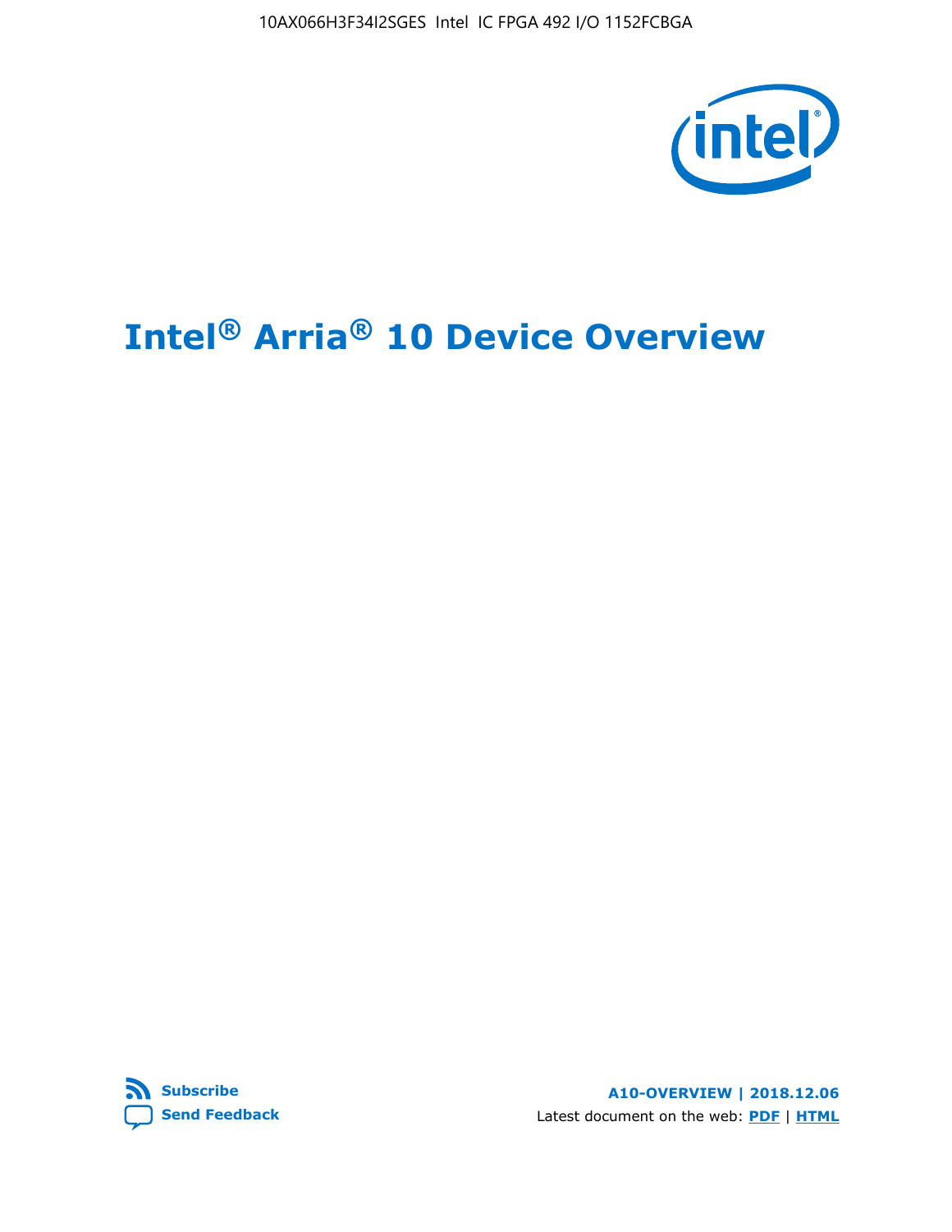# Intel® Arria® 10 Device Overview

Subscribe

Send Feedback

A10-OVERVIEW | 2018.12.06

Latest document on the web: PDF | HTML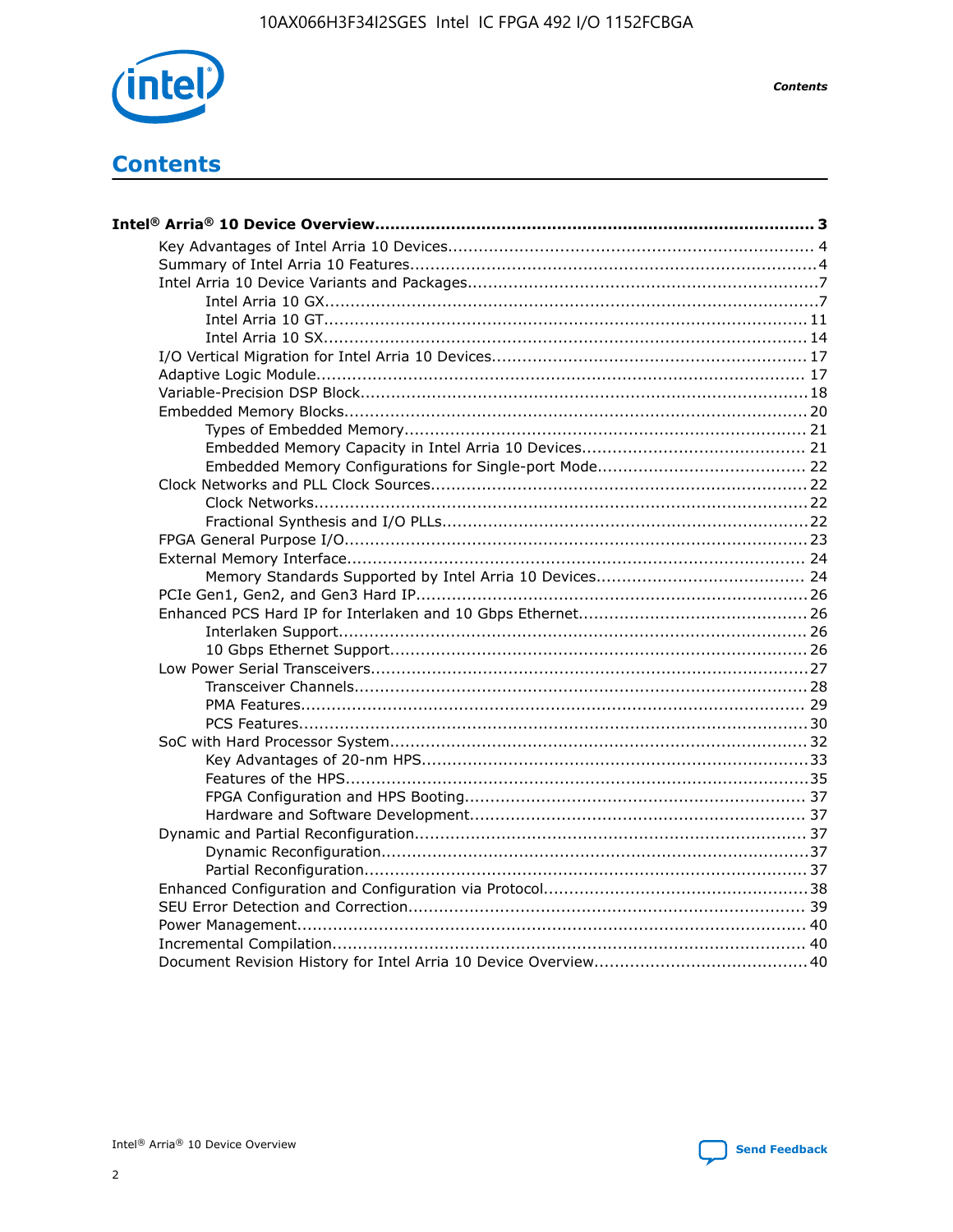# Contents

**Intel® Arria® 10 Device Overview..................................................................................... 3**

- Key Advantages of Intel Arria 10 Devices........................................................................ 4
- Summary of Intel Arria 10 Features................................................................................4
- Intel Arria 10 Device Variants and Packages.....................................................................7
  - Intel Arria 10 GX.................................................................................................7
  - Intel Arria 10 GT............................................................................................... 11
  - Intel Arria 10 SX............................................................................................... 14
- I/O Vertical Migration for Intel Arria 10 Devices.............................................................. 17
- Adaptive Logic Module................................................................................................ 17
- Variable-Precision DSP Block........................................................................................18
- Embedded Memory Blocks........................................................................................... 20
  - Types of Embedded Memory............................................................................... 21
  - Embedded Memory Capacity in Intel Arria 10 Devices............................................ 21
  - Embedded Memory Configurations for Single-port Mode......................................... 22
- Clock Networks and PLL Clock Sources.......................................................................... 22
  - Clock Networks................................................................................................. 22
  - Fractional Synthesis and I/O PLLs........................................................................22
- FPGA General Purpose I/O........................................................................................... 23
- External Memory Interface.......................................................................................... 24
  - Memory Standards Supported by Intel Arria 10 Devices......................................... 24
- PCIe Gen1, Gen2, and Gen3 Hard IP.............................................................................26
- Enhanced PCS Hard IP for Interlaken and 10 Gbps Ethernet............................................. 26
  - Interlaken Support............................................................................................ 26
  - 10 Gbps Ethernet Support.................................................................................. 26
- Low Power Serial Transceivers......................................................................................27
  - Transceiver Channels......................................................................................... 28
  - PMA Features................................................................................................... 29
  - PCS Features....................................................................................................30
- SoC with Hard Processor System.................................................................................. 32
  - Key Advantages of 20-nm HPS............................................................................33
  - Features of the HPS...........................................................................................35
  - FPGA Configuration and HPS Booting................................................................... 37
  - Hardware and Software Development.................................................................. 37
- Dynamic and Partial Reconfiguration............................................................................. 37
  - Dynamic Reconfiguration....................................................................................37
  - Partial Reconfiguration.......................................................................................37
- Enhanced Configuration and Configuration via Protocol....................................................38
- SEU Error Detection and Correction.............................................................................. 39
- Power Management.................................................................................................... 40
- Incremental Compilation............................................................................................. 40
- Document Revision History for Intel Arria 10 Device Overview.......................................... 40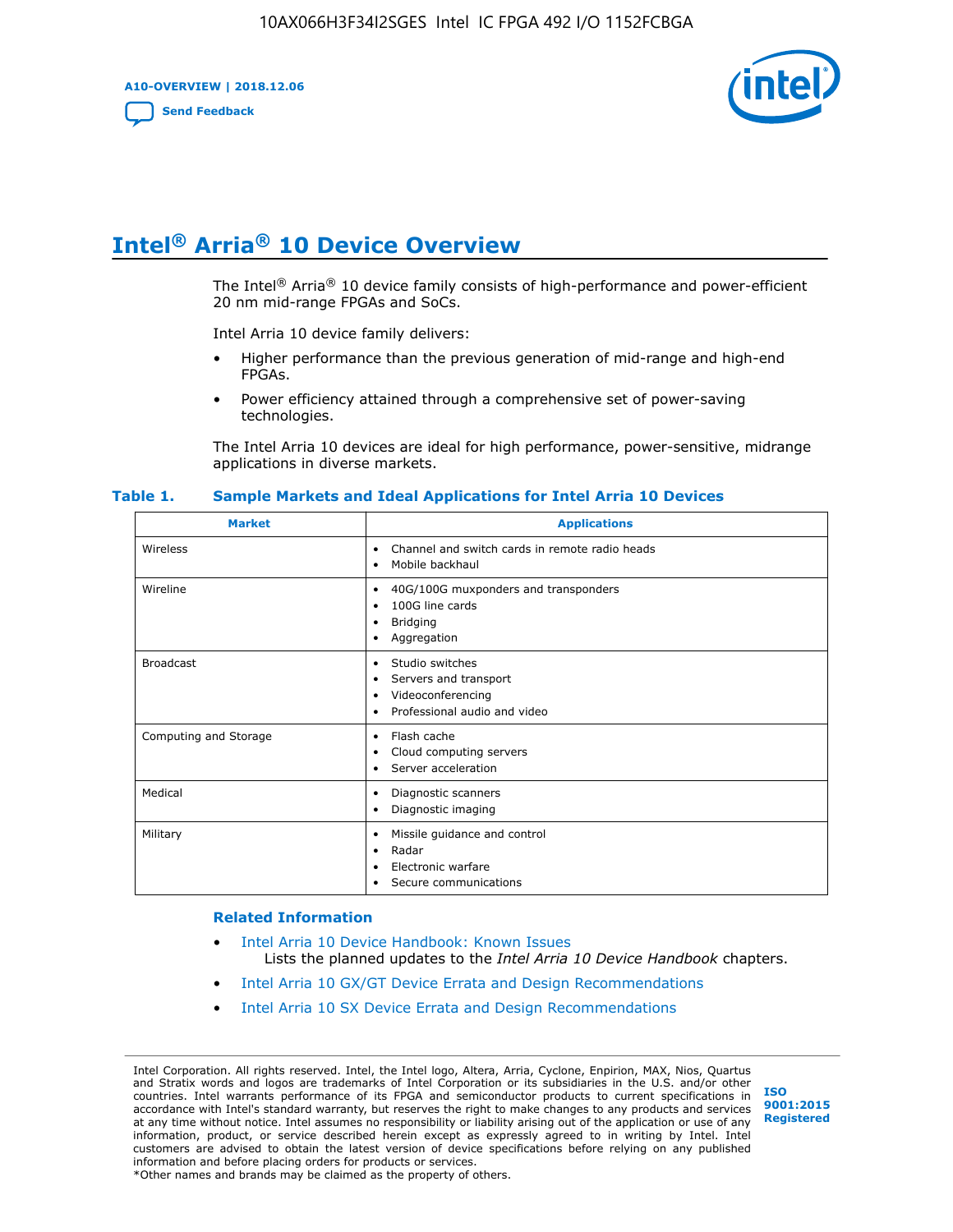# Intel® Arria® 10 Device Overview

The Intel® Arria® 10 device family consists of high-performance and power-efficient 20 nm mid-range FPGAs and SoCs.

Intel Arria 10 device family delivers:

- Higher performance than the previous generation of mid-range and high-end FPGAs.
- Power efficiency attained through a comprehensive set of power-saving technologies.

The Intel Arria 10 devices are ideal for high performance, power-sensitive, midrange applications in diverse markets.

**Table 1. Sample Markets and Ideal Applications for Intel Arria 10 Devices**

| Market | Applications |
| --- | --- |
| Wireless | • Channel and switch cards in remote radio heads<br>• Mobile backhaul |
| Wireline | • 40G/100G muxponders and transponders<br>• 100G line cards<br>• Bridging<br>• Aggregation |
| Broadcast | • Studio switches<br>• Servers and transport<br>• Videoconferencing<br>• Professional audio and video |
| Computing and Storage | • Flash cache<br>• Cloud computing servers<br>• Server acceleration |
| Medical | • Diagnostic scanners<br>• Diagnostic imaging |
| Military | • Missile guidance and control<br>• Radar<br>• Electronic warfare<br>• Secure communications |

### Related Information

- Intel Arria 10 Device Handbook: Known Issues
  Lists the planned updates to the *Intel Arria 10 Device Handbook* chapters.
- Intel Arria 10 GX/GT Device Errata and Design Recommendations
- Intel Arria 10 SX Device Errata and Design Recommendations

Intel Corporation. All rights reserved. Intel, the Intel logo, Altera, Arria, Cyclone, Enpirion, MAX, Nios, Quartus and Stratix words and logos are trademarks of Intel Corporation or its subsidiaries in the U.S. and/or other countries. Intel warrants performance of its FPGA and semiconductor products to current specifications in accordance with Intel's standard warranty, but reserves the right to make changes to any products and services at any time without notice. Intel assumes no responsibility or liability arising out of the application or use of any information, product, or service described herein except as expressly agreed to in writing by Intel. Intel customers are advised to obtain the latest version of device specifications before relying on any published information and before placing orders for products or services.
*Other names and brands may be claimed as the property of others.

ISO 9001:2015 Registered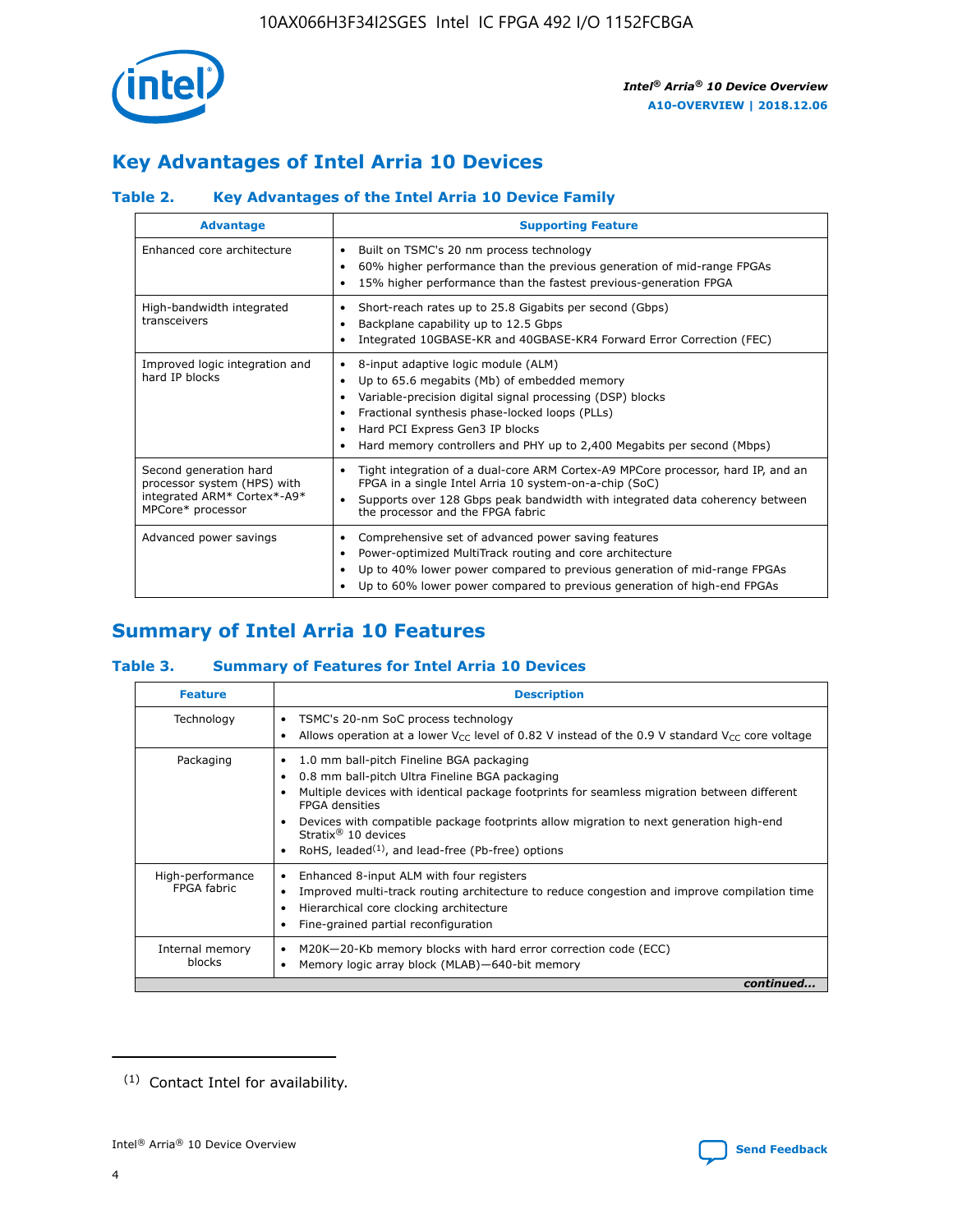## Key Advantages of Intel Arria 10 Devices

### Table 2. Key Advantages of the Intel Arria 10 Device Family

| Advantage | Supporting Feature |
|---|---|
| Enhanced core architecture | • Built on TSMC's 20 nm process technology<br>• 60% higher performance than the previous generation of mid-range FPGAs<br>• 15% higher performance than the fastest previous-generation FPGA |
| High-bandwidth integrated transceivers | • Short-reach rates up to 25.8 Gigabits per second (Gbps)<br>• Backplane capability up to 12.5 Gbps<br>• Integrated 10GBASE-KR and 40GBASE-KR4 Forward Error Correction (FEC) |
| Improved logic integration and hard IP blocks | • 8-input adaptive logic module (ALM)<br>• Up to 65.6 megabits (Mb) of embedded memory<br>• Variable-precision digital signal processing (DSP) blocks<br>• Fractional synthesis phase-locked loops (PLLs)<br>• Hard PCI Express Gen3 IP blocks<br>• Hard memory controllers and PHY up to 2,400 Megabits per second (Mbps) |
| Second generation hard processor system (HPS) with integrated ARM* Cortex*-A9* MPCore* processor | • Tight integration of a dual-core ARM Cortex-A9 MPCore processor, hard IP, and an FPGA in a single Intel Arria 10 system-on-a-chip (SoC)<br>• Supports over 128 Gbps peak bandwidth with integrated data coherency between the processor and the FPGA fabric |
| Advanced power savings | • Comprehensive set of advanced power saving features<br>• Power-optimized MultiTrack routing and core architecture<br>• Up to 40% lower power compared to previous generation of mid-range FPGAs<br>• Up to 60% lower power compared to previous generation of high-end FPGAs |

## Summary of Intel Arria 10 Features

### Table 3. Summary of Features for Intel Arria 10 Devices

| Feature | Description |
|---|---|
| Technology | • TSMC's 20-nm SoC process technology<br>• Allows operation at a lower $V_{CC}$ level of 0.82 V instead of the 0.9 V standard $V_{CC}$ core voltage |
| Packaging | • 1.0 mm ball-pitch Fineline BGA packaging<br>• 0.8 mm ball-pitch Ultra Fineline BGA packaging<br>• Multiple devices with identical package footprints for seamless migration between different FPGA densities<br>• Devices with compatible package footprints allow migration to next generation high-end Stratix® 10 devices<br>• RoHS, leaded[(1)], and lead-free (Pb-free) options |
| High-performance FPGA fabric | • Enhanced 8-input ALM with four registers<br>• Improved multi-track routing architecture to reduce congestion and improve compilation time<br>• Hierarchical core clocking architecture<br>• Fine-grained partial reconfiguration |
| Internal memory blocks | • M20K—20-Kb memory blocks with hard error correction code (ECC)<br>• Memory logic array block (MLAB)—640-bit memory |

*continued...*

(1) Contact Intel for availability.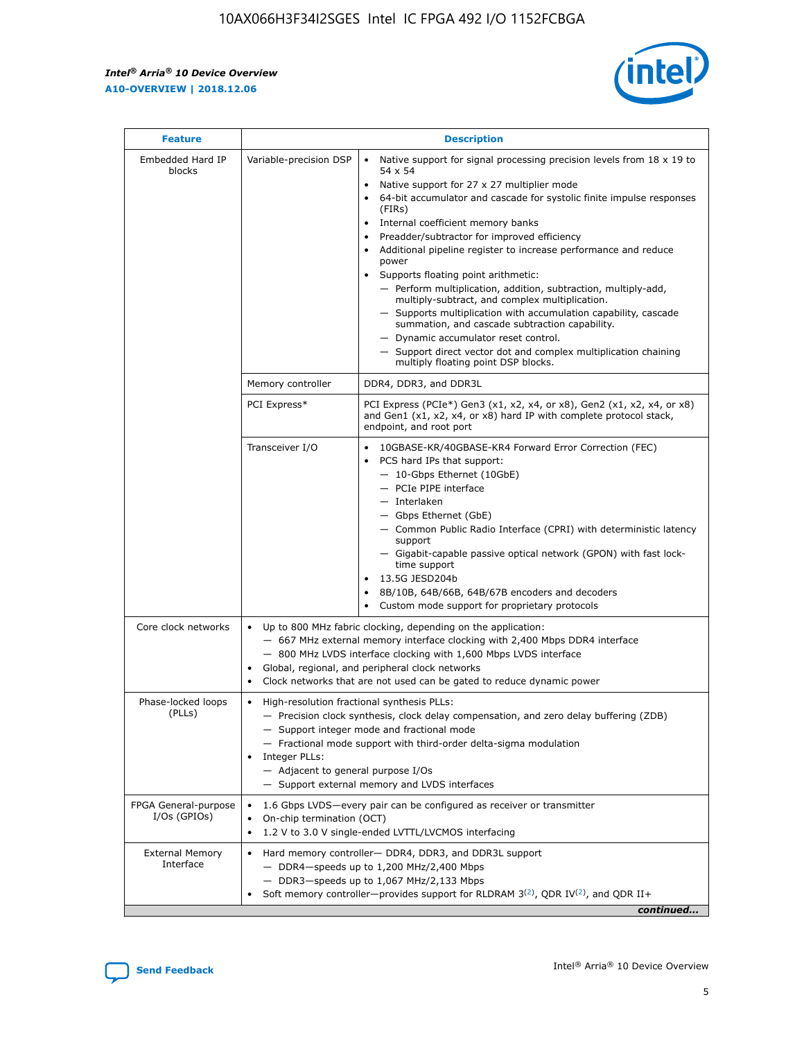| Feature | Description | |
|---|---|---|
| Embedded Hard IP blocks | Variable-precision DSP | • Native support for signal processing precision levels from 18 x 19 to 54 x 54<br>• Native support for 27 x 27 multiplier mode<br>• 64-bit accumulator and cascade for systolic finite impulse responses (FIRs)<br>• Internal coefficient memory banks<br>• Preadder/subtractor for improved efficiency<br>• Additional pipeline register to increase performance and reduce power<br>• Supports floating point arithmetic:<br>— Perform multiplication, addition, subtraction, multiply-add, multiply-subtract, and complex multiplication.<br>— Supports multiplication with accumulation capability, cascade summation, and cascade subtraction capability.<br>— Dynamic accumulator reset control.<br>— Support direct vector dot and complex multiplication chaining multiply floating point DSP blocks. |
| | Memory controller | DDR4, DDR3, and DDR3L |
| | PCI Express* | PCI Express (PCIe*) Gen3 (x1, x2, x4, or x8), Gen2 (x1, x2, x4, or x8) and Gen1 (x1, x2, x4, or x8) hard IP with complete protocol stack, endpoint, and root port |
| | Transceiver I/O | • 10GBASE-KR/40GBASE-KR4 Forward Error Correction (FEC)<br>• PCS hard IPs that support:<br>— 10-Gbps Ethernet (10GbE)<br>— PCIe PIPE interface<br>— Interlaken<br>— Gbps Ethernet (GbE)<br>— Common Public Radio Interface (CPRI) with deterministic latency support<br>— Gigabit-capable passive optical network (GPON) with fast lock-time support<br>• 13.5G JESD204b<br>• 8B/10B, 64B/66B, 64B/67B encoders and decoders<br>• Custom mode support for proprietary protocols |
| Core clock networks | • Up to 800 MHz fabric clocking, depending on the application:<br>— 667 MHz external memory interface clocking with 2,400 Mbps DDR4 interface<br>— 800 MHz LVDS interface clocking with 1,600 Mbps LVDS interface<br>• Global, regional, and peripheral clock networks<br>• Clock networks that are not used can be gated to reduce dynamic power | |
| Phase-locked loops (PLLs) | • High-resolution fractional synthesis PLLs:<br>— Precision clock synthesis, clock delay compensation, and zero delay buffering (ZDB)<br>— Support integer mode and fractional mode<br>— Fractional mode support with third-order delta-sigma modulation<br>• Integer PLLs:<br>— Adjacent to general purpose I/Os<br>— Support external memory and LVDS interfaces | |
| FPGA General-purpose I/Os (GPIOs) | • 1.6 Gbps LVDS—every pair can be configured as receiver or transmitter<br>• On-chip termination (OCT)<br>• 1.2 V to 3.0 V single-ended LVTTL/LVCMOS interfacing | |
| External Memory Interface | • Hard memory controller— DDR4, DDR3, and DDR3L support<br>— DDR4—speeds up to 1,200 MHz/2,400 Mbps<br>— DDR3—speeds up to 1,067 MHz/2,133 Mbps<br>• Soft memory controller—provides support for RLDRAM 3[(2)], QDR IV[(2)], and QDR II+ | |

*continued...*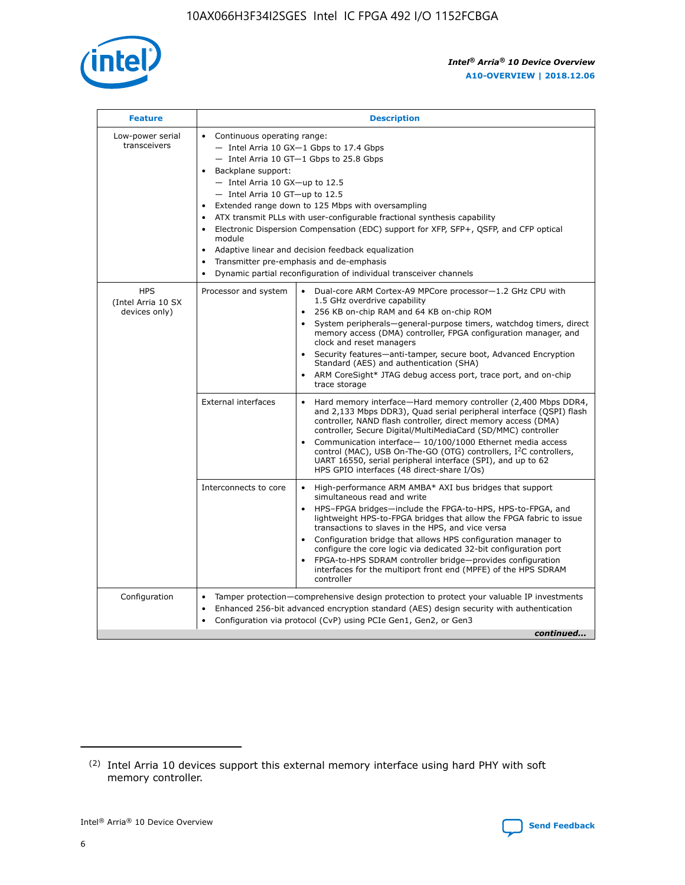| Feature | Description | |
|---|---|---|
| Low-power serial transceivers | • Continuous operating range:<br>— Intel Arria 10 GX—1 Gbps to 17.4 Gbps<br>— Intel Arria 10 GT—1 Gbps to 25.8 Gbps<br>• Backplane support:<br>— Intel Arria 10 GX—up to 12.5<br>— Intel Arria 10 GT—up to 12.5<br>• Extended range down to 125 Mbps with oversampling<br>• ATX transmit PLLs with user-configurable fractional synthesis capability<br>• Electronic Dispersion Compensation (EDC) support for XFP, SFP+, QSFP, and CFP optical module<br>• Adaptive linear and decision feedback equalization<br>• Transmitter pre-emphasis and de-emphasis<br>• Dynamic partial reconfiguration of individual transceiver channels | |
| HPS (Intel Arria 10 SX devices only) | Processor and system | • Dual-core ARM Cortex-A9 MPCore processor—1.2 GHz CPU with 1.5 GHz overdrive capability<br>• 256 KB on-chip RAM and 64 KB on-chip ROM<br>• System peripherals—general-purpose timers, watchdog timers, direct memory access (DMA) controller, FPGA configuration manager, and clock and reset managers<br>• Security features—anti-tamper, secure boot, Advanced Encryption Standard (AES) and authentication (SHA)<br>• ARM CoreSight* JTAG debug access port, trace port, and on-chip trace storage |
| | External interfaces | • Hard memory interface—Hard memory controller (2,400 Mbps DDR4, and 2,133 Mbps DDR3), Quad serial peripheral interface (QSPI) flash controller, NAND flash controller, direct memory access (DMA) controller, Secure Digital/MultiMediaCard (SD/MMC) controller<br>• Communication interface— 10/100/1000 Ethernet media access control (MAC), USB On-The-GO (OTG) controllers, I²C controllers, UART 16550, serial peripheral interface (SPI), and up to 62 HPS GPIO interfaces (48 direct-share I/Os) |
| | Interconnects to core | • High-performance ARM AMBA* AXI bus bridges that support simultaneous read and write<br>• HPS–FPGA bridges—include the FPGA-to-HPS, HPS-to-FPGA, and lightweight HPS-to-FPGA bridges that allow the FPGA fabric to issue transactions to slaves in the HPS, and vice versa<br>• Configuration bridge that allows HPS configuration manager to configure the core logic via dedicated 32-bit configuration port<br>• FPGA-to-HPS SDRAM controller bridge—provides configuration interfaces for the multiport front end (MPFE) of the HPS SDRAM controller |
| Configuration | • Tamper protection—comprehensive design protection to protect your valuable IP investments<br>• Enhanced 256-bit advanced encryption standard (AES) design security with authentication<br>• Configuration via protocol (CvP) using PCIe Gen1, Gen2, or Gen3 | |

*continued...*

(2) Intel Arria 10 devices support this external memory interface using hard PHY with soft memory controller.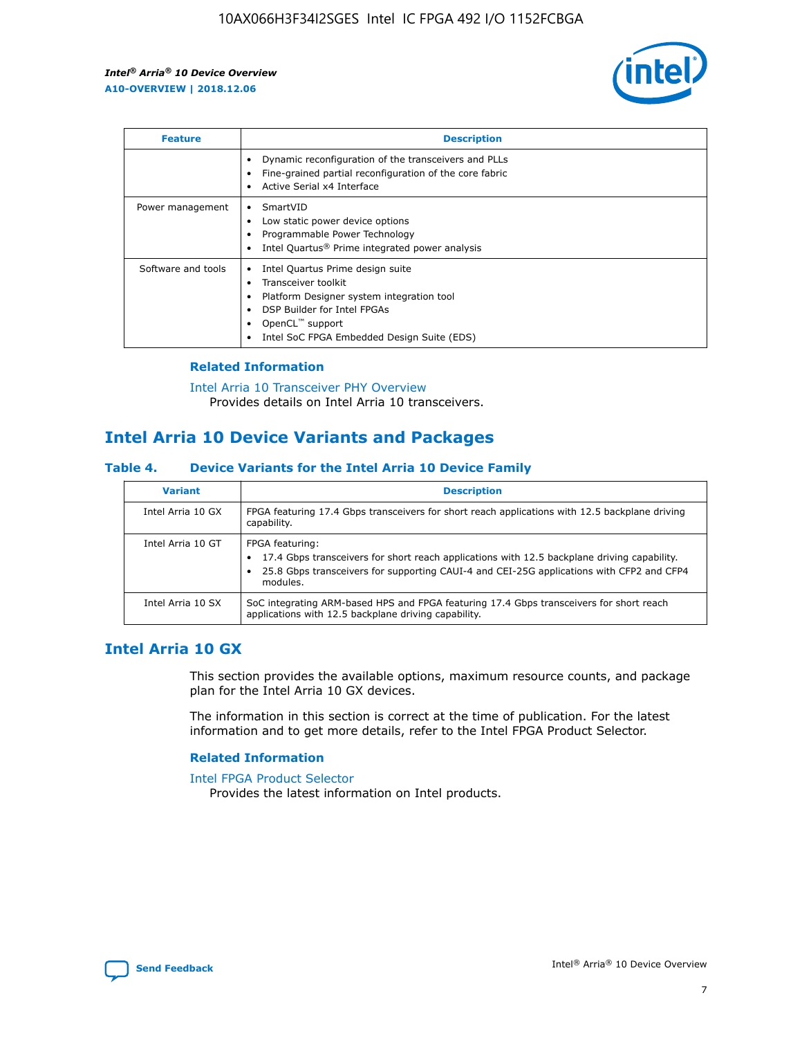| Feature | Description |
| --- | --- |
| | • Dynamic reconfiguration of the transceivers and PLLs<br>• Fine-grained partial reconfiguration of the core fabric<br>• Active Serial x4 Interface |
| Power management | • SmartVID<br>• Low static power device options<br>• Programmable Power Technology<br>• Intel Quartus® Prime integrated power analysis |
| Software and tools | • Intel Quartus Prime design suite<br>• Transceiver toolkit<br>• Platform Designer system integration tool<br>• DSP Builder for Intel FPGAs<br>• OpenCL™ support<br>• Intel SoC FPGA Embedded Design Suite (EDS) |

### Related Information

Intel Arria 10 Transceiver PHY Overview
Provides details on Intel Arria 10 transceivers.

## Intel Arria 10 Device Variants and Packages

### Table 4. Device Variants for the Intel Arria 10 Device Family

| Variant | Description |
| --- | --- |
| Intel Arria 10 GX | FPGA featuring 17.4 Gbps transceivers for short reach applications with 12.5 backplane driving capability. |
| Intel Arria 10 GT | FPGA featuring:<br>• 17.4 Gbps transceivers for short reach applications with 12.5 backplane driving capability.<br>• 25.8 Gbps transceivers for supporting CAUI-4 and CEI-25G applications with CFP2 and CFP4 modules. |
| Intel Arria 10 SX | SoC integrating ARM-based HPS and FPGA featuring 17.4 Gbps transceivers for short reach applications with 12.5 backplane driving capability. |

## Intel Arria 10 GX

This section provides the available options, maximum resource counts, and package plan for the Intel Arria 10 GX devices.

The information in this section is correct at the time of publication. For the latest information and to get more details, refer to the Intel FPGA Product Selector.

### Related Information

Intel FPGA Product Selector
Provides the latest information on Intel products.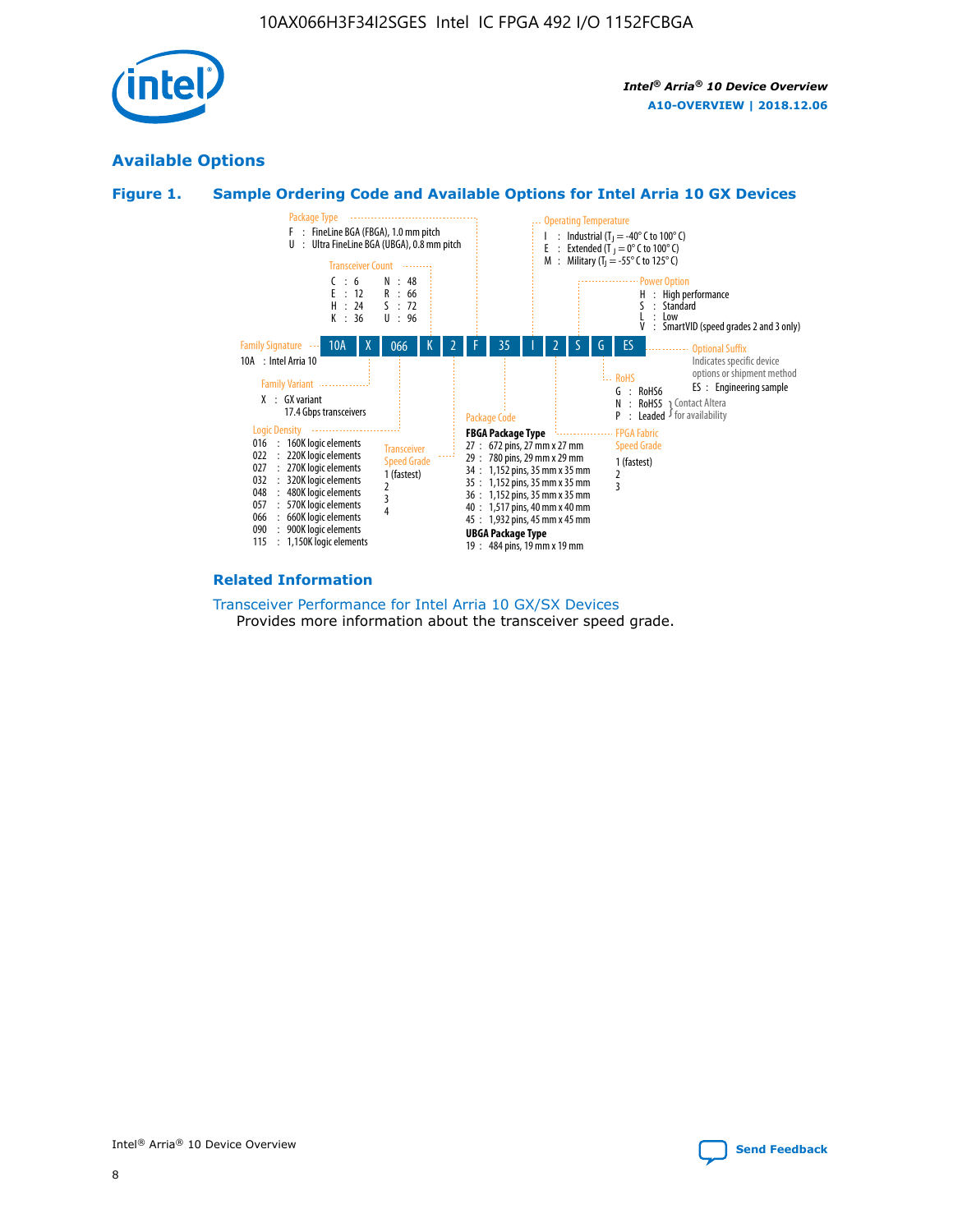## Available Options

### Figure 1. Sample Ordering Code and Available Options for Intel Arria 10 GX Devices

10A | X | 066 | K | 2 | F | 35 | I | 2 | S | G | ES

**Family Signature**
- 10A : Intel Arria 10

**Family Variant**
- X : GX variant 17.4 Gbps transceivers

**Logic Density**
- 016 : 160K logic elements
- 022 : 220K logic elements
- 027 : 270K logic elements
- 032 : 320K logic elements
- 048 : 480K logic elements
- 057 : 570K logic elements
- 066 : 660K logic elements
- 090 : 900K logic elements
- 115 : 1,150K logic elements

**Transceiver Count**
- C : 6
- E : 12
- H : 24
- K : 36
- N : 48
- R : 66
- S : 72
- U : 96

**Transceiver Speed Grade**
- 1 (fastest)
- 2
- 3
- 4

**Package Type**
- F : FineLine BGA (FBGA), 1.0 mm pitch
- U : Ultra FineLine BGA (UBGA), 0.8 mm pitch

**Package Code**

**FBGA Package Type**
- 27 : 672 pins, 27 mm x 27 mm
- 29 : 780 pins, 29 mm x 29 mm
- 34 : 1,152 pins, 35 mm x 35 mm
- 35 : 1,152 pins, 35 mm x 35 mm
- 36 : 1,152 pins, 35 mm x 35 mm
- 40 : 1,517 pins, 40 mm x 40 mm
- 45 : 1,932 pins, 45 mm x 45 mm

**UBGA Package Type**
- 19 : 484 pins, 19 mm x 19 mm

**Operating Temperature**
- I : Industrial ($T_J$ = -40° C to 100° C)
- E : Extended ($T_J$ = 0° C to 100° C)
- M : Military ($T_J$ = -55° C to 125° C)

**FPGA Fabric Speed Grade**
- 1 (fastest)
- 2
- 3

**Power Option**
- H : High performance
- S : Standard
- L : Low
- V : SmartVID (speed grades 2 and 3 only)

**RoHS**
- G : RoHS6
- N : RoHS5 (Contact Altera for availability)
- P : Leaded (Contact Altera for availability)

**Optional Suffix**

Indicates specific device options or shipment method
- ES : Engineering sample

### Related Information

Transceiver Performance for Intel Arria 10 GX/SX Devices

Provides more information about the transceiver speed grade.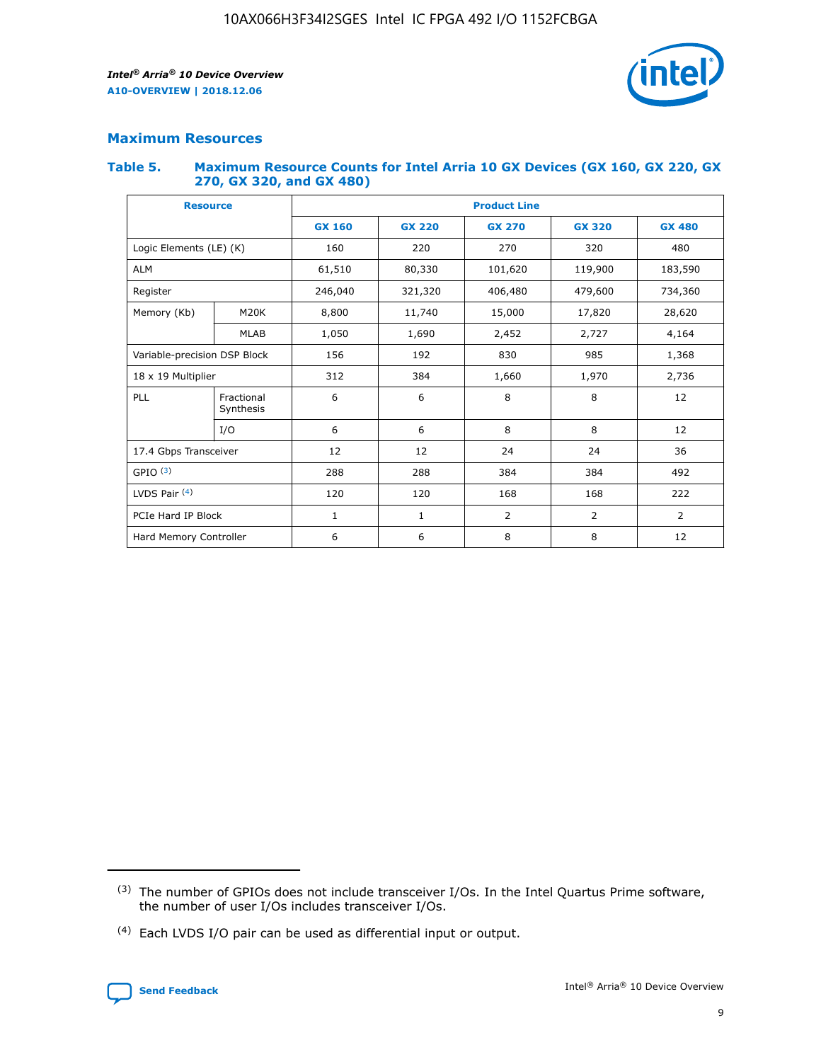## Maximum Resources

### Table 5. Maximum Resource Counts for Intel Arria 10 GX Devices (GX 160, GX 220, GX 270, GX 320, and GX 480)

| Resource | | Product Line | | | | |
|---|---|---|---|---|---|---|
| | | GX 160 | GX 220 | GX 270 | GX 320 | GX 480 |
| Logic Elements (LE) (K) | | 160 | 220 | 270 | 320 | 480 |
| ALM | | 61,510 | 80,330 | 101,620 | 119,900 | 183,590 |
| Register | | 246,040 | 321,320 | 406,480 | 479,600 | 734,360 |
| Memory (Kb) | M20K | 8,800 | 11,740 | 15,000 | 17,820 | 28,620 |
| | MLAB | 1,050 | 1,690 | 2,452 | 2,727 | 4,164 |
| Variable-precision DSP Block | | 156 | 192 | 830 | 985 | 1,368 |
| 18 x 19 Multiplier | | 312 | 384 | 1,660 | 1,970 | 2,736 |
| PLL | Fractional Synthesis | 6 | 6 | 8 | 8 | 12 |
| | I/O | 6 | 6 | 8 | 8 | 12 |
| 17.4 Gbps Transceiver | | 12 | 12 | 24 | 24 | 36 |
| GPIO [(3)] | | 288 | 288 | 384 | 384 | 492 |
| LVDS Pair [(4)] | | 120 | 120 | 168 | 168 | 222 |
| PCIe Hard IP Block | | 1 | 1 | 2 | 2 | 2 |
| Hard Memory Controller | | 6 | 6 | 8 | 8 | 12 |

(3) The number of GPIOs does not include transceiver I/Os. In the Intel Quartus Prime software, the number of user I/Os includes transceiver I/Os.

(4) Each LVDS I/O pair can be used as differential input or output.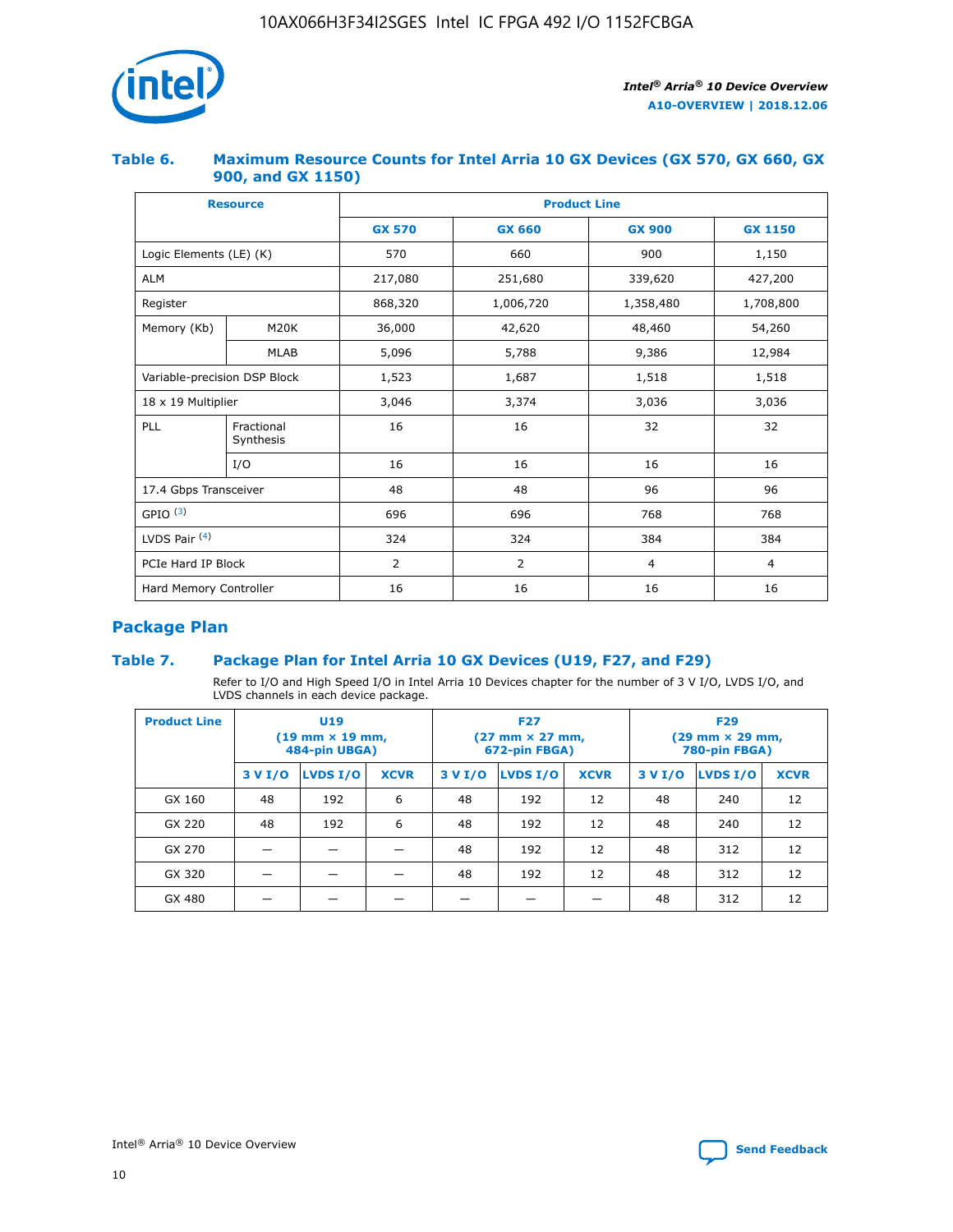## Table 6. Maximum Resource Counts for Intel Arria 10 GX Devices (GX 570, GX 660, GX 900, and GX 1150)

| Resource | | Product Line | | | |
|---|---|---|---|---|---|
| | | GX 570 | GX 660 | GX 900 | GX 1150 |
| Logic Elements (LE) (K) | | 570 | 660 | 900 | 1,150 |
| ALM | | 217,080 | 251,680 | 339,620 | 427,200 |
| Register | | 868,320 | 1,006,720 | 1,358,480 | 1,708,800 |
| Memory (Kb) | M20K | 36,000 | 42,620 | 48,460 | 54,260 |
| | MLAB | 5,096 | 5,788 | 9,386 | 12,984 |
| Variable-precision DSP Block | | 1,523 | 1,687 | 1,518 | 1,518 |
| 18 x 19 Multiplier | | 3,046 | 3,374 | 3,036 | 3,036 |
| PLL | Fractional Synthesis | 16 | 16 | 32 | 32 |
| | I/O | 16 | 16 | 16 | 16 |
| 17.4 Gbps Transceiver | | 48 | 48 | 96 | 96 |
| GPIO [(3)] | | 696 | 696 | 768 | 768 |
| LVDS Pair [(4)] | | 324 | 324 | 384 | 384 |
| PCIe Hard IP Block | | 2 | 2 | 4 | 4 |
| Hard Memory Controller | | 16 | 16 | 16 | 16 |

## Package Plan

## Table 7. Package Plan for Intel Arria 10 GX Devices (U19, F27, and F29)

Refer to I/O and High Speed I/O in Intel Arria 10 Devices chapter for the number of 3 V I/O, LVDS I/O, and LVDS channels in each device package.

| Product Line | U19 (19 mm × 19 mm, 484-pin UBGA) | | | F27 (27 mm × 27 mm, 672-pin FBGA) | | | F29 (29 mm × 29 mm, 780-pin FBGA) | | |
|---|---|---|---|---|---|---|---|---|---|
| | 3 V I/O | LVDS I/O | XCVR | 3 V I/O | LVDS I/O | XCVR | 3 V I/O | LVDS I/O | XCVR |
| GX 160 | 48 | 192 | 6 | 48 | 192 | 12 | 48 | 240 | 12 |
| GX 220 | 48 | 192 | 6 | 48 | 192 | 12 | 48 | 240 | 12 |
| GX 270 | — | — | — | 48 | 192 | 12 | 48 | 312 | 12 |
| GX 320 | — | — | — | 48 | 192 | 12 | 48 | 312 | 12 |
| GX 480 | — | — | — | — | — | — | 48 | 312 | 12 |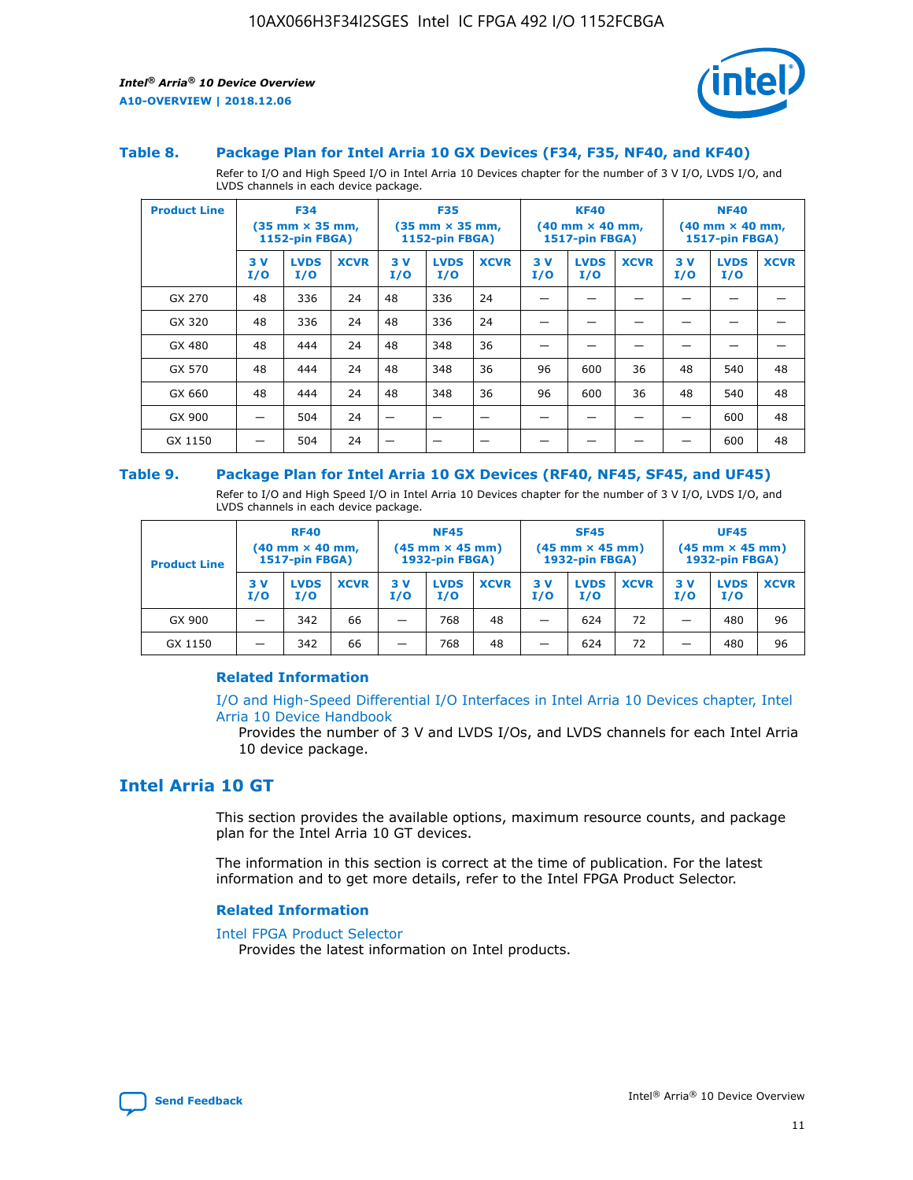### Table 8. Package Plan for Intel Arria 10 GX Devices (F34, F35, NF40, and KF40)

Refer to I/O and High Speed I/O in Intel Arria 10 Devices chapter for the number of 3 V I/O, LVDS I/O, and LVDS channels in each device package.

| Product Line | F34 (35 mm × 35 mm, 1152-pin FBGA) | | | F35 (35 mm × 35 mm, 1152-pin FBGA) | | | KF40 (40 mm × 40 mm, 1517-pin FBGA) | | | NF40 (40 mm × 40 mm, 1517-pin FBGA) | | |
|---|---|---|---|---|---|---|---|---|---|---|---|---|
| | 3 V I/O | LVDS I/O | XCVR | 3 V I/O | LVDS I/O | XCVR | 3 V I/O | LVDS I/O | XCVR | 3 V I/O | LVDS I/O | XCVR |
| GX 270 | 48 | 336 | 24 | 48 | 336 | 24 | — | — | — | — | — | — |
| GX 320 | 48 | 336 | 24 | 48 | 336 | 24 | — | — | — | — | — | — |
| GX 480 | 48 | 444 | 24 | 48 | 348 | 36 | — | — | — | — | — | — |
| GX 570 | 48 | 444 | 24 | 48 | 348 | 36 | 96 | 600 | 36 | 48 | 540 | 48 |
| GX 660 | 48 | 444 | 24 | 48 | 348 | 36 | 96 | 600 | 36 | 48 | 540 | 48 |
| GX 900 | — | 504 | 24 | — | — | — | — | — | — | — | 600 | 48 |
| GX 1150 | — | 504 | 24 | — | — | — | — | — | — | — | 600 | 48 |

### Table 9. Package Plan for Intel Arria 10 GX Devices (RF40, NF45, SF45, and UF45)

Refer to I/O and High Speed I/O in Intel Arria 10 Devices chapter for the number of 3 V I/O, LVDS I/O, and LVDS channels in each device package.

| Product Line | RF40 (40 mm × 40 mm, 1517-pin FBGA) | | | NF45 (45 mm × 45 mm) 1932-pin FBGA) | | | SF45 (45 mm × 45 mm) 1932-pin FBGA) | | | UF45 (45 mm × 45 mm) 1932-pin FBGA) | | |
|---|---|---|---|---|---|---|---|---|---|---|---|---|
| | 3 V I/O | LVDS I/O | XCVR | 3 V I/O | LVDS I/O | XCVR | 3 V I/O | LVDS I/O | XCVR | 3 V I/O | LVDS I/O | XCVR |
| GX 900 | — | 342 | 66 | — | 768 | 48 | — | 624 | 72 | — | 480 | 96 |
| GX 1150 | — | 342 | 66 | — | 768 | 48 | — | 624 | 72 | — | 480 | 96 |

#### Related Information

I/O and High-Speed Differential I/O Interfaces in Intel Arria 10 Devices chapter, Intel Arria 10 Device Handbook

Provides the number of 3 V and LVDS I/Os, and LVDS channels for each Intel Arria 10 device package.

## Intel Arria 10 GT

This section provides the available options, maximum resource counts, and package plan for the Intel Arria 10 GT devices.

The information in this section is correct at the time of publication. For the latest information and to get more details, refer to the Intel FPGA Product Selector.

#### Related Information

Intel FPGA Product Selector

Provides the latest information on Intel products.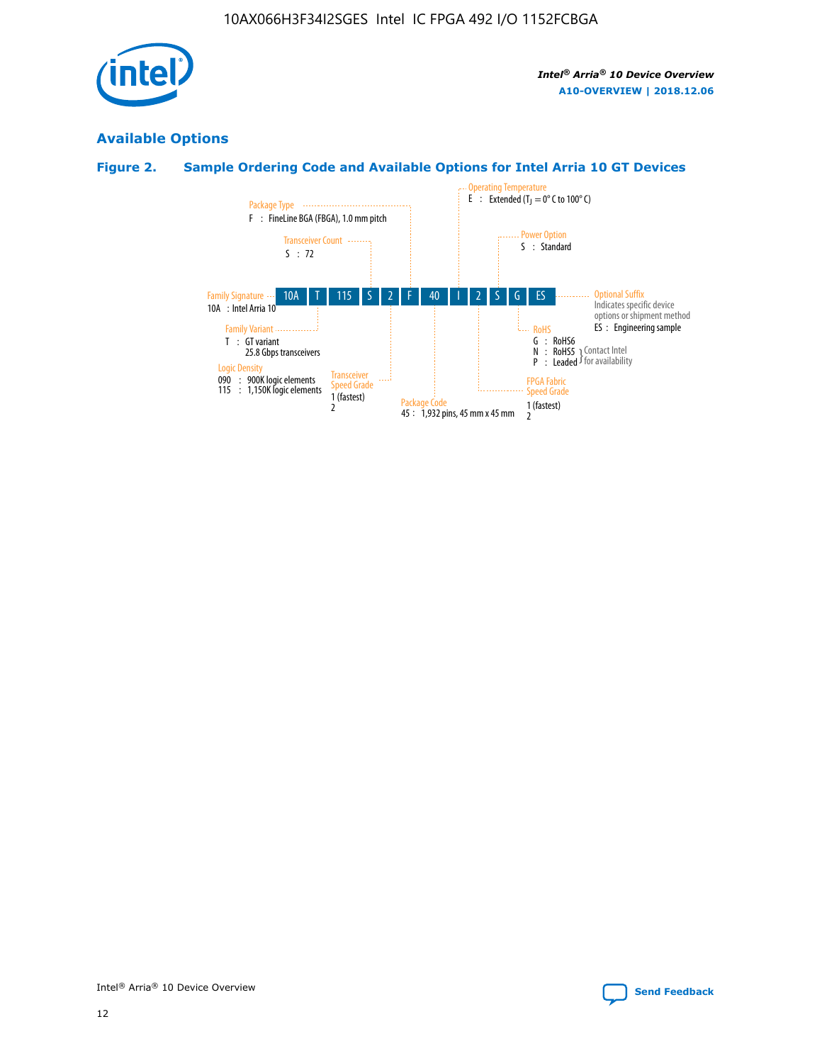## Available Options

### Figure 2. Sample Ordering Code and Available Options for Intel Arria 10 GT Devices

| 10A | T | 115 | S | 2 | F | 40 | I | 2 | S | G | ES |
|---|---|---|---|---|---|---|---|---|---|---|---|

**Family Signature**
10A : Intel Arria 10

**Family Variant**
T : GT variant
25.8 Gbps transceivers

**Logic Density**
090 : 900K logic elements
115 : 1,150K logic elements

**Transceiver Count**
S : 72

**Transceiver Speed Grade**
1 (fastest)
2

**Package Type**
F : FineLine BGA (FBGA), 1.0 mm pitch

**Package Code**
45 : 1,932 pins, 45 mm x 45 mm

**Operating Temperature**
E : Extended ($T_J$ = 0° C to 100° C)

**FPGA Fabric Speed Grade**
1 (fastest)
2

**Power Option**
S : Standard

**RoHS**
G : RoHS6
N : RoHS5 } Contact Intel for availability
P : Leaded } Contact Intel for availability

**Optional Suffix**
Indicates specific device options or shipment method
ES : Engineering sample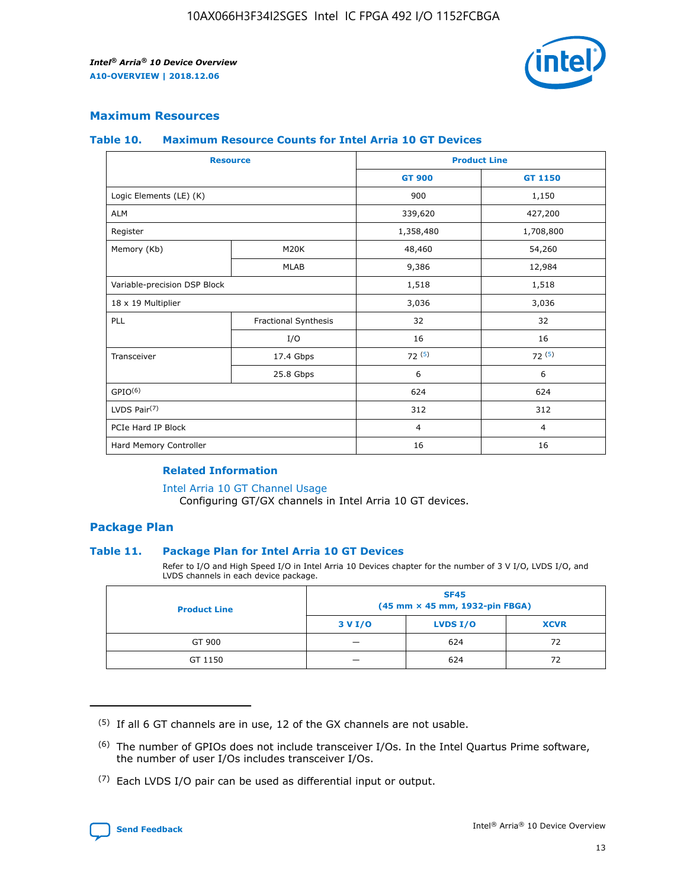## Maximum Resources

### Table 10. Maximum Resource Counts for Intel Arria 10 GT Devices

| Resource | | Product Line | |
|---|---|---|---|
| | | GT 900 | GT 1150 |
| Logic Elements (LE) (K) | | 900 | 1,150 |
| ALM | | 339,620 | 427,200 |
| Register | | 1,358,480 | 1,708,800 |
| Memory (Kb) | M20K | 48,460 | 54,260 |
| | MLAB | 9,386 | 12,984 |
| Variable-precision DSP Block | | 1,518 | 1,518 |
| 18 x 19 Multiplier | | 3,036 | 3,036 |
| PLL | Fractional Synthesis | 32 | 32 |
| | I/O | 16 | 16 |
| Transceiver | 17.4 Gbps | 72 (5) | 72 (5) |
| | 25.8 Gbps | 6 | 6 |
| GPIO(6) | | 624 | 624 |
| LVDS Pair(7) | | 312 | 312 |
| PCIe Hard IP Block | | 4 | 4 |
| Hard Memory Controller | | 16 | 16 |

#### Related Information

Intel Arria 10 GT Channel Usage
Configuring GT/GX channels in Intel Arria 10 GT devices.

## Package Plan

### Table 11. Package Plan for Intel Arria 10 GT Devices

Refer to I/O and High Speed I/O in Intel Arria 10 Devices chapter for the number of 3 V I/O, LVDS I/O, and LVDS channels in each device package.

| Product Line | SF45 (45 mm × 45 mm, 1932-pin FBGA) | | |
|---|---|---|---|
| | 3 V I/O | LVDS I/O | XCVR |
| GT 900 | — | 624 | 72 |
| GT 1150 | — | 624 | 72 |

(5) If all 6 GT channels are in use, 12 of the GX channels are not usable.

(6) The number of GPIOs does not include transceiver I/Os. In the Intel Quartus Prime software, the number of user I/Os includes transceiver I/Os.

(7) Each LVDS I/O pair can be used as differential input or output.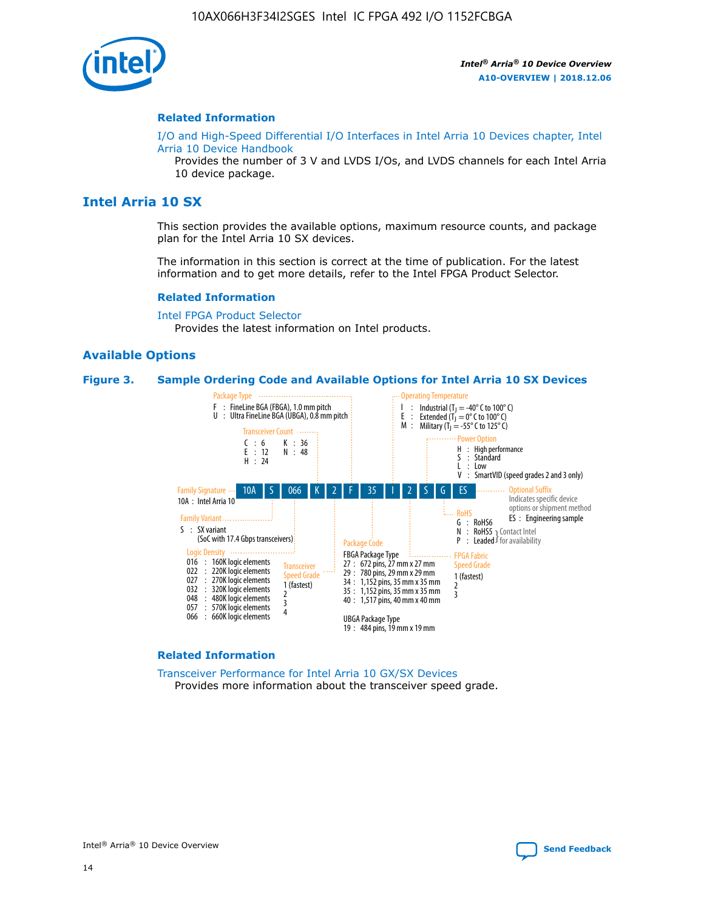### Related Information

I/O and High-Speed Differential I/O Interfaces in Intel Arria 10 Devices chapter, Intel Arria 10 Device Handbook

Provides the number of 3 V and LVDS I/Os, and LVDS channels for each Intel Arria 10 device package.

## Intel Arria 10 SX

This section provides the available options, maximum resource counts, and package plan for the Intel Arria 10 SX devices.

The information in this section is correct at the time of publication. For the latest information and to get more details, refer to the Intel FPGA Product Selector.

### Related Information

Intel FPGA Product Selector

Provides the latest information on Intel products.

## Available Options

**Figure 3. Sample Ordering Code and Available Options for Intel Arria 10 SX Devices**

Sample ordering code: 10A S 066 K 2 F 35 I 2 S G ES

**Family Signature**
- 10A : Intel Arria 10

**Family Variant**
- S : SX variant (SoC with 17.4 Gbps transceivers)

**Logic Density**
- 016 : 160K logic elements
- 022 : 220K logic elements
- 027 : 270K logic elements
- 032 : 320K logic elements
- 048 : 480K logic elements
- 057 : 570K logic elements
- 066 : 660K logic elements

**Transceiver Count**
- C : 6
- E : 12
- H : 24
- K : 36
- N : 48

**Transceiver Speed Grade**
- 1 (fastest)
- 2
- 3
- 4

**Package Type**
- F : FineLine BGA (FBGA), 1.0 mm pitch
- U : Ultra FineLine BGA (UBGA), 0.8 mm pitch

**Package Code**

FBGA Package Type
- 27 : 672 pins, 27 mm x 27 mm
- 29 : 780 pins, 29 mm x 29 mm
- 34 : 1,152 pins, 35 mm x 35 mm
- 35 : 1,152 pins, 35 mm x 35 mm
- 40 : 1,517 pins, 40 mm x 40 mm

UBGA Package Type
- 19 : 484 pins, 19 mm x 19 mm

**Operating Temperature**
- I : Industrial ($T_J$ = -40° C to 100° C)
- E : Extended ($T_J$ = 0° C to 100° C)
- M : Military ($T_J$ = -55° C to 125° C)

**FPGA Fabric Speed Grade**
- 1 (fastest)
- 2
- 3

**Power Option**
- H : High performance
- S : Standard
- L : Low
- V : SmartVID (speed grades 2 and 3 only)

**RoHS**
- G : RoHS6
- N : RoHS5 (Contact Intel for availability)
- P : Leaded (Contact Intel for availability)

**Optional Suffix**

Indicates specific device options or shipment method
- ES : Engineering sample

### Related Information

Transceiver Performance for Intel Arria 10 GX/SX Devices

Provides more information about the transceiver speed grade.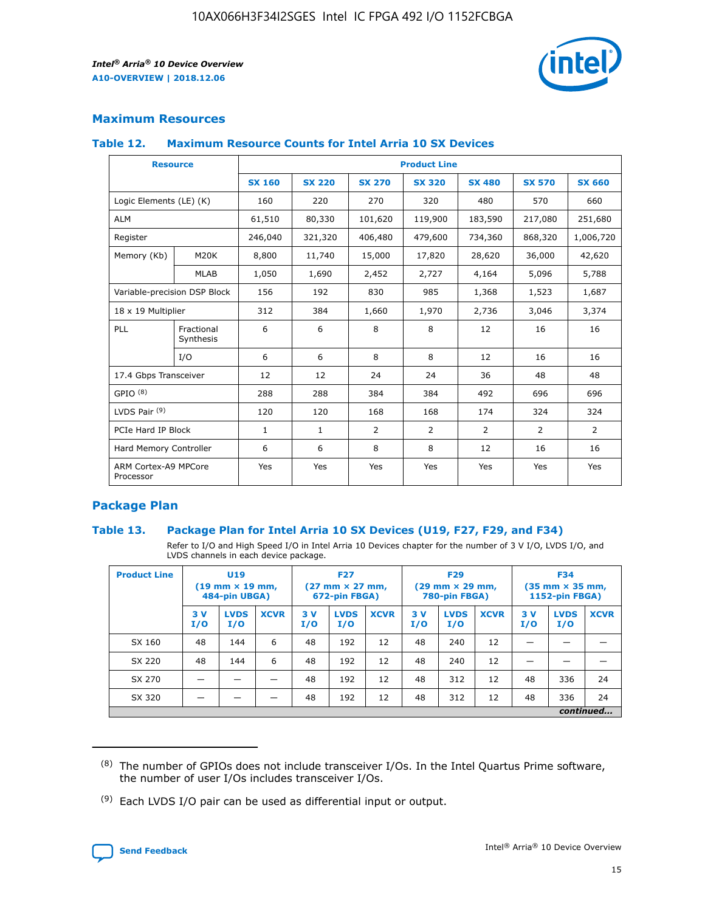## Maximum Resources

### Table 12. Maximum Resource Counts for Intel Arria 10 SX Devices

| Resource | | Product Line | | | | | | |
|---|---|---|---|---|---|---|---|---|
| | | SX 160 | SX 220 | SX 270 | SX 320 | SX 480 | SX 570 | SX 660 |
| Logic Elements (LE) (K) | | 160 | 220 | 270 | 320 | 480 | 570 | 660 |
| ALM | | 61,510 | 80,330 | 101,620 | 119,900 | 183,590 | 217,080 | 251,680 |
| Register | | 246,040 | 321,320 | 406,480 | 479,600 | 734,360 | 868,320 | 1,006,720 |
| Memory (Kb) | M20K | 8,800 | 11,740 | 15,000 | 17,820 | 28,620 | 36,000 | 42,620 |
| | MLAB | 1,050 | 1,690 | 2,452 | 2,727 | 4,164 | 5,096 | 5,788 |
| Variable-precision DSP Block | | 156 | 192 | 830 | 985 | 1,368 | 1,523 | 1,687 |
| 18 x 19 Multiplier | | 312 | 384 | 1,660 | 1,970 | 2,736 | 3,046 | 3,374 |
| PLL | Fractional Synthesis | 6 | 6 | 8 | 8 | 12 | 16 | 16 |
| | I/O | 6 | 6 | 8 | 8 | 12 | 16 | 16 |
| 17.4 Gbps Transceiver | | 12 | 12 | 24 | 24 | 36 | 48 | 48 |
| GPIO (8) | | 288 | 288 | 384 | 384 | 492 | 696 | 696 |
| LVDS Pair (9) | | 120 | 120 | 168 | 168 | 174 | 324 | 324 |
| PCIe Hard IP Block | | 1 | 1 | 2 | 2 | 2 | 2 | 2 |
| Hard Memory Controller | | 6 | 6 | 8 | 8 | 12 | 16 | 16 |
| ARM Cortex-A9 MPCore Processor | | Yes | Yes | Yes | Yes | Yes | Yes | Yes |

## Package Plan

### Table 13. Package Plan for Intel Arria 10 SX Devices (U19, F27, F29, and F34)

Refer to I/O and High Speed I/O in Intel Arria 10 Devices chapter for the number of 3 V I/O, LVDS I/O, and LVDS channels in each device package.

| Product Line | U19 (19 mm × 19 mm, 484-pin UBGA) | | | F27 (27 mm × 27 mm, 672-pin FBGA) | | | F29 (29 mm × 29 mm, 780-pin FBGA) | | | F34 (35 mm × 35 mm, 1152-pin FBGA) | | |
|---|---|---|---|---|---|---|---|---|---|---|---|---|
| | 3 V I/O | LVDS I/O | XCVR | 3 V I/O | LVDS I/O | XCVR | 3 V I/O | LVDS I/O | XCVR | 3 V I/O | LVDS I/O | XCVR |
| SX 160 | 48 | 144 | 6 | 48 | 192 | 12 | 48 | 240 | 12 | — | — | — |
| SX 220 | 48 | 144 | 6 | 48 | 192 | 12 | 48 | 240 | 12 | — | — | — |
| SX 270 | — | — | — | 48 | 192 | 12 | 48 | 312 | 12 | 48 | 336 | 24 |
| SX 320 | — | — | — | 48 | 192 | 12 | 48 | 312 | 12 | 48 | 336 | 24 |

*continued...*

(8) The number of GPIOs does not include transceiver I/Os. In the Intel Quartus Prime software, the number of user I/Os includes transceiver I/Os.

(9) Each LVDS I/O pair can be used as differential input or output.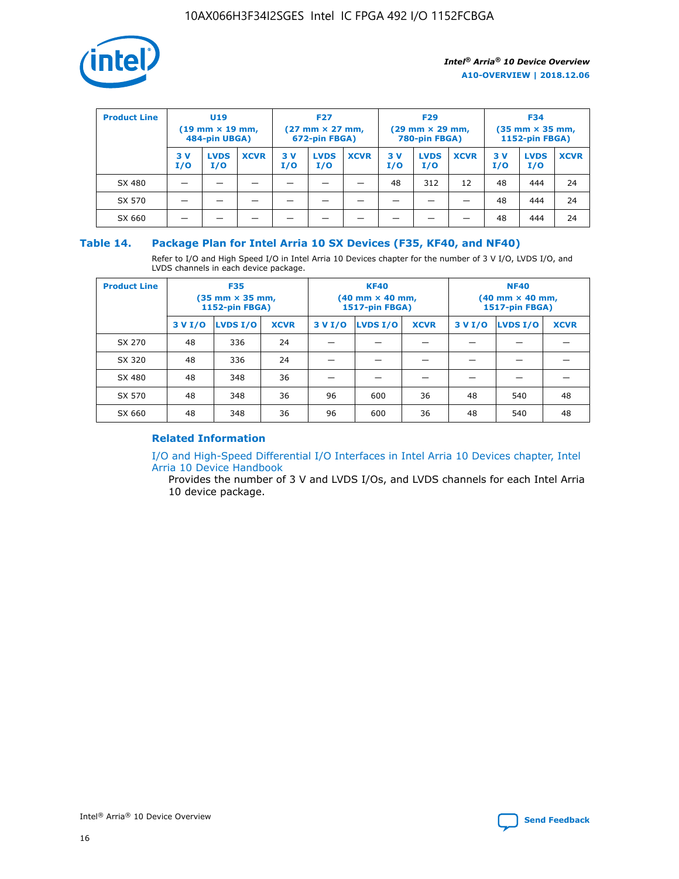| Product Line | U19 (19 mm × 19 mm, 484-pin UBGA) | | | F27 (27 mm × 27 mm, 672-pin FBGA) | | | F29 (29 mm × 29 mm, 780-pin FBGA) | | | F34 (35 mm × 35 mm, 1152-pin FBGA) | | |
|---|---|---|---|---|---|---|---|---|---|---|---|---|
| | 3 V I/O | LVDS I/O | XCVR | 3 V I/O | LVDS I/O | XCVR | 3 V I/O | LVDS I/O | XCVR | 3 V I/O | LVDS I/O | XCVR |
| SX 480 | — | — | — | — | — | — | 48 | 312 | 12 | 48 | 444 | 24 |
| SX 570 | — | — | — | — | — | — | — | — | — | 48 | 444 | 24 |
| SX 660 | — | — | — | — | — | — | — | — | — | 48 | 444 | 24 |

### Table 14. Package Plan for Intel Arria 10 SX Devices (F35, KF40, and NF40)

Refer to I/O and High Speed I/O in Intel Arria 10 Devices chapter for the number of 3 V I/O, LVDS I/O, and LVDS channels in each device package.

| Product Line | F35 (35 mm × 35 mm, 1152-pin FBGA) | | | KF40 (40 mm × 40 mm, 1517-pin FBGA) | | | NF40 (40 mm × 40 mm, 1517-pin FBGA) | | |
|---|---|---|---|---|---|---|---|---|---|
| | 3 V I/O | LVDS I/O | XCVR | 3 V I/O | LVDS I/O | XCVR | 3 V I/O | LVDS I/O | XCVR |
| SX 270 | 48 | 336 | 24 | — | — | — | — | — | — |
| SX 320 | 48 | 336 | 24 | — | — | — | — | — | — |
| SX 480 | 48 | 348 | 36 | — | — | — | — | — | — |
| SX 570 | 48 | 348 | 36 | 96 | 600 | 36 | 48 | 540 | 48 |
| SX 660 | 48 | 348 | 36 | 96 | 600 | 36 | 48 | 540 | 48 |

### Related Information

I/O and High-Speed Differential I/O Interfaces in Intel Arria 10 Devices chapter, Intel Arria 10 Device Handbook

Provides the number of 3 V and LVDS I/Os, and LVDS channels for each Intel Arria 10 device package.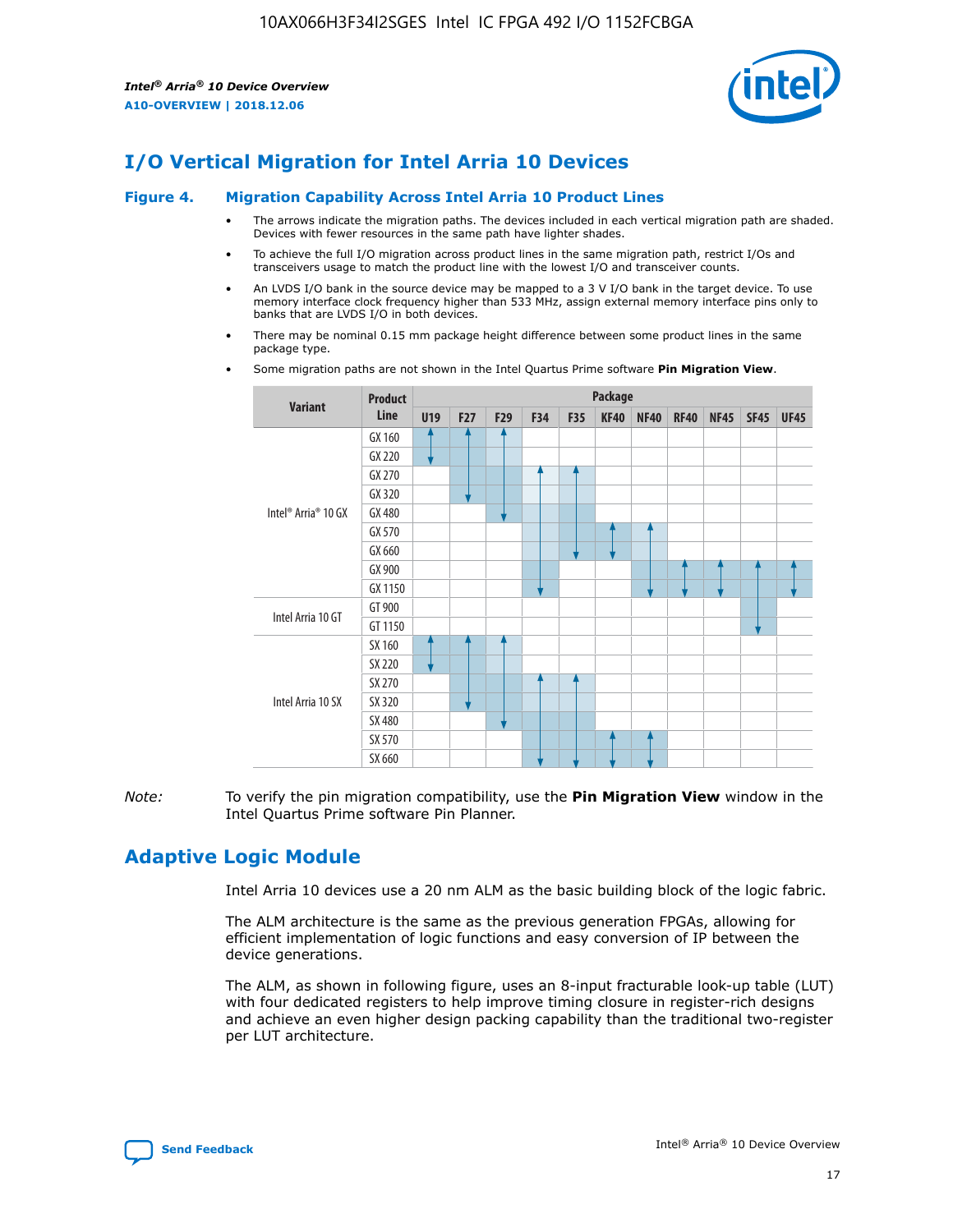## I/O Vertical Migration for Intel Arria 10 Devices

### Figure 4. Migration Capability Across Intel Arria 10 Product Lines

- The arrows indicate the migration paths. The devices included in each vertical migration path are shaded. Devices with fewer resources in the same path have lighter shades.
- To achieve the full I/O migration across product lines in the same migration path, restrict I/Os and transceivers usage to match the product line with the lowest I/O and transceiver counts.
- An LVDS I/O bank in the source device may be mapped to a 3 V I/O bank in the target device. To use memory interface clock frequency higher than 533 MHz, assign external memory interface pins only to banks that are LVDS I/O in both devices.
- There may be nominal 0.15 mm package height difference between some product lines in the same package type.
- Some migration paths are not shown in the Intel Quartus Prime software **Pin Migration View**.

| Variant | Product Line | U19 | F27 | F29 | F34 | F35 | KF40 | NF40 | RF40 | NF45 | SF45 | UF45 |
|---|---|---|---|---|---|---|---|---|---|---|---|---|
| Intel® Arria® 10 GX | GX 160 | | | | | | | | | | | |
| | GX 220 | | | | | | | | | | | |
| | GX 270 | | | | | | | | | | | |
| | GX 320 | | | | | | | | | | | |
| | GX 480 | | | | | | | | | | | |
| | GX 570 | | | | | | | | | | | |
| | GX 660 | | | | | | | | | | | |
| | GX 900 | | | | | | | | | | | |
| | GX 1150 | | | | | | | | | | | |
| Intel Arria 10 GT | GT 900 | | | | | | | | | | | |
| | GT 1150 | | | | | | | | | | | |
| Intel Arria 10 SX | SX 160 | | | | | | | | | | | |
| | SX 220 | | | | | | | | | | | |
| | SX 270 | | | | | | | | | | | |
| | SX 320 | | | | | | | | | | | |
| | SX 480 | | | | | | | | | | | |
| | SX 570 | | | | | | | | | | | |
| | SX 660 | | | | | | | | | | | |

*Note:* To verify the pin migration compatibility, use the **Pin Migration View** window in the Intel Quartus Prime software Pin Planner.

## Adaptive Logic Module

Intel Arria 10 devices use a 20 nm ALM as the basic building block of the logic fabric.

The ALM architecture is the same as the previous generation FPGAs, allowing for efficient implementation of logic functions and easy conversion of IP between the device generations.

The ALM, as shown in following figure, uses an 8-input fracturable look-up table (LUT) with four dedicated registers to help improve timing closure in register-rich designs and achieve an even higher design packing capability than the traditional two-register per LUT architecture.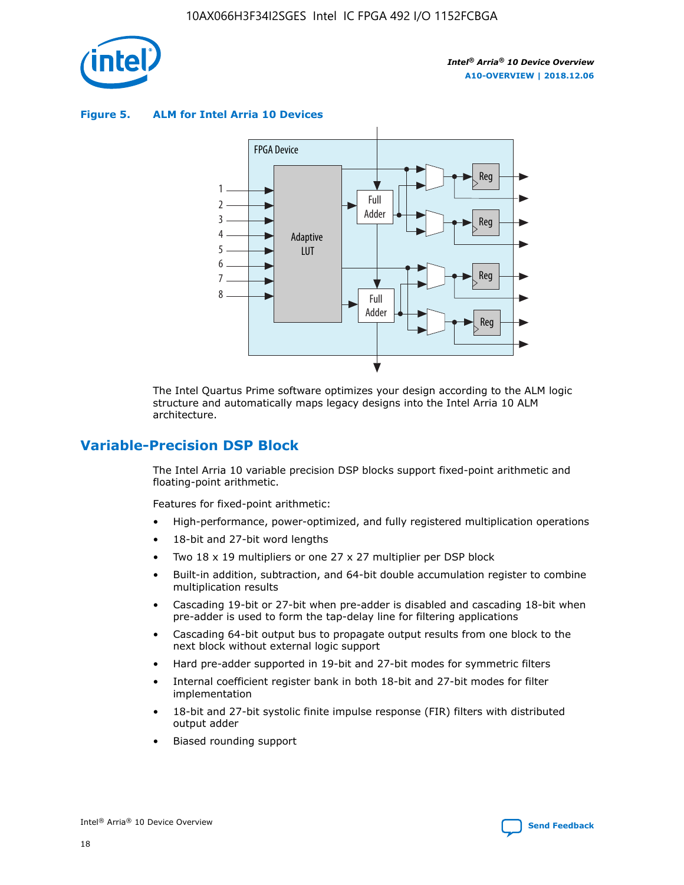**Figure 5. ALM for Intel Arria 10 Devices**

The Intel Quartus Prime software optimizes your design according to the ALM logic structure and automatically maps legacy designs into the Intel Arria 10 ALM architecture.

## Variable-Precision DSP Block

The Intel Arria 10 variable precision DSP blocks support fixed-point arithmetic and floating-point arithmetic.

Features for fixed-point arithmetic:

- High-performance, power-optimized, and fully registered multiplication operations
- 18-bit and 27-bit word lengths
- Two 18 x 19 multipliers or one 27 x 27 multiplier per DSP block
- Built-in addition, subtraction, and 64-bit double accumulation register to combine multiplication results
- Cascading 19-bit or 27-bit when pre-adder is disabled and cascading 18-bit when pre-adder is used to form the tap-delay line for filtering applications
- Cascading 64-bit output bus to propagate output results from one block to the next block without external logic support
- Hard pre-adder supported in 19-bit and 27-bit modes for symmetric filters
- Internal coefficient register bank in both 18-bit and 27-bit modes for filter implementation
- 18-bit and 27-bit systolic finite impulse response (FIR) filters with distributed output adder
- Biased rounding support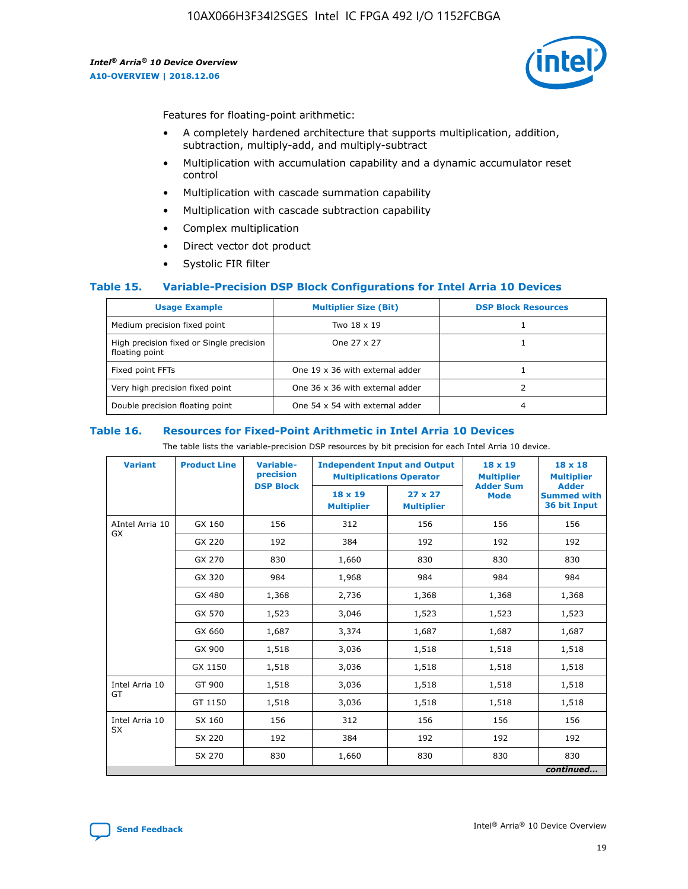Features for floating-point arithmetic:

- A completely hardened architecture that supports multiplication, addition, subtraction, multiply-add, and multiply-subtract
- Multiplication with accumulation capability and a dynamic accumulator reset control
- Multiplication with cascade summation capability
- Multiplication with cascade subtraction capability
- Complex multiplication
- Direct vector dot product
- Systolic FIR filter

### Table 15. Variable-Precision DSP Block Configurations for Intel Arria 10 Devices

| Usage Example | Multiplier Size (Bit) | DSP Block Resources |
|---|---|---|
| Medium precision fixed point | Two 18 x 19 | 1 |
| High precision fixed or Single precision floating point | One 27 x 27 | 1 |
| Fixed point FFTs | One 19 x 36 with external adder | 1 |
| Very high precision fixed point | One 36 x 36 with external adder | 2 |
| Double precision floating point | One 54 x 54 with external adder | 4 |

### Table 16. Resources for Fixed-Point Arithmetic in Intel Arria 10 Devices

The table lists the variable-precision DSP resources by bit precision for each Intel Arria 10 device.

| Variant | Product Line | Variable-precision DSP Block | Independent Input and Output Multiplications Operator | | 18 x 19 Multiplier Adder Sum Mode | 18 x 18 Multiplier Adder Summed with 36 bit Input |
|---|---|---|---|---|---|---|
| | | | 18 x 19 Multiplier | 27 x 27 Multiplier | | |
| AIntel Arria 10 GX | GX 160 | 156 | 312 | 156 | 156 | 156 |
| | GX 220 | 192 | 384 | 192 | 192 | 192 |
| | GX 270 | 830 | 1,660 | 830 | 830 | 830 |
| | GX 320 | 984 | 1,968 | 984 | 984 | 984 |
| | GX 480 | 1,368 | 2,736 | 1,368 | 1,368 | 1,368 |
| | GX 570 | 1,523 | 3,046 | 1,523 | 1,523 | 1,523 |
| | GX 660 | 1,687 | 3,374 | 1,687 | 1,687 | 1,687 |
| | GX 900 | 1,518 | 3,036 | 1,518 | 1,518 | 1,518 |
| | GX 1150 | 1,518 | 3,036 | 1,518 | 1,518 | 1,518 |
| Intel Arria 10 GT | GT 900 | 1,518 | 3,036 | 1,518 | 1,518 | 1,518 |
| | GT 1150 | 1,518 | 3,036 | 1,518 | 1,518 | 1,518 |
| Intel Arria 10 SX | SX 160 | 156 | 312 | 156 | 156 | 156 |
| | SX 220 | 192 | 384 | 192 | 192 | 192 |
| | SX 270 | 830 | 1,660 | 830 | 830 | 830 |

*continued...*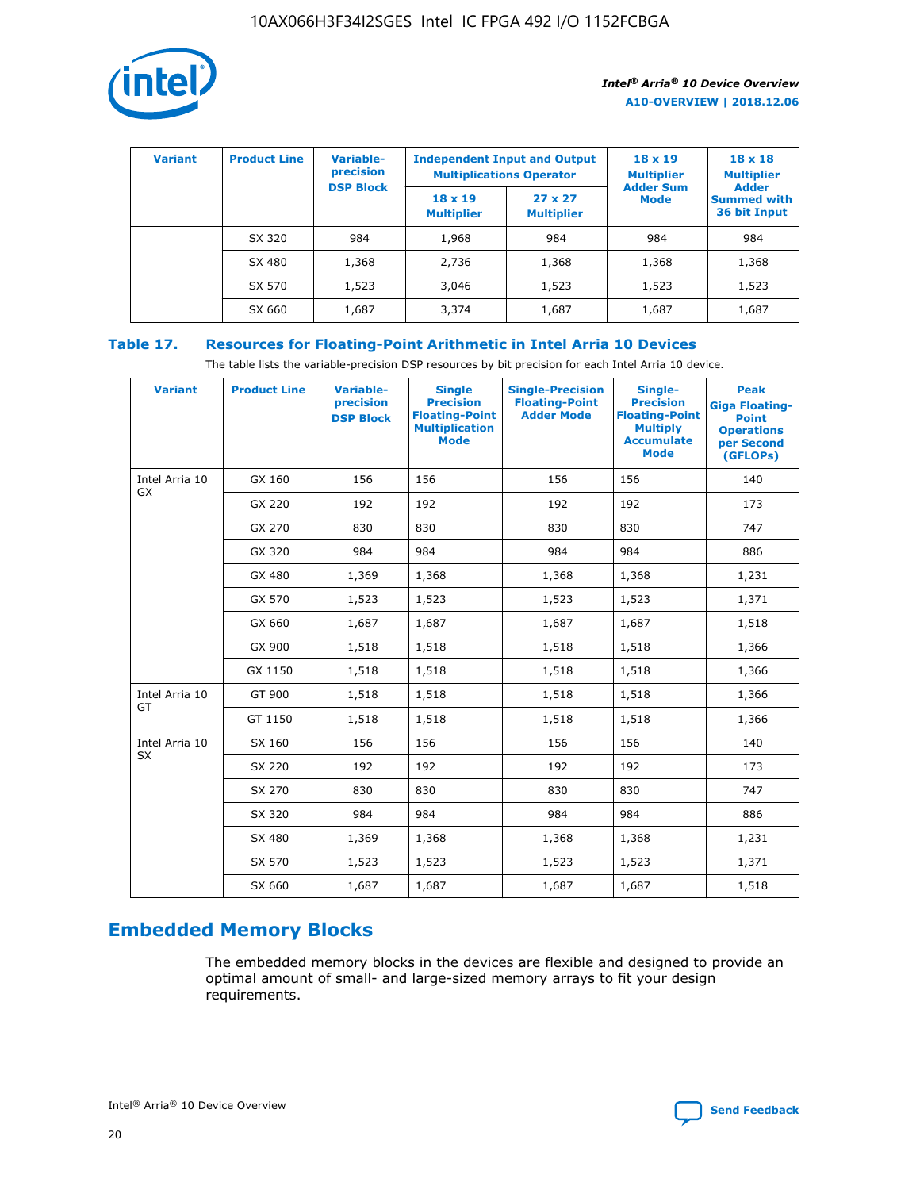| Variant | Product Line | Variable-precision DSP Block | Independent Input and Output Multiplications Operator | | 18 x 19 Multiplier Adder Sum Mode | 18 x 18 Multiplier Adder Summed with 36 bit Input |
|---|---|---|---|---|---|---|
| | | | 18 x 19 Multiplier | 27 x 27 Multiplier | | |
| | SX 320 | 984 | 1,968 | 984 | 984 | 984 |
| | SX 480 | 1,368 | 2,736 | 1,368 | 1,368 | 1,368 |
| | SX 570 | 1,523 | 3,046 | 1,523 | 1,523 | 1,523 |
| | SX 660 | 1,687 | 3,374 | 1,687 | 1,687 | 1,687 |

### Table 17. Resources for Floating-Point Arithmetic in Intel Arria 10 Devices

The table lists the variable-precision DSP resources by bit precision for each Intel Arria 10 device.

| Variant | Product Line | Variable-precision DSP Block | Single Precision Floating-Point Multiplication Mode | Single-Precision Floating-Point Adder Mode | Single-Precision Floating-Point Multiply Accumulate Mode | Peak Giga Floating-Point Operations per Second (GFLOPs) |
|---|---|---|---|---|---|---|
| Intel Arria 10 GX | GX 160 | 156 | 156 | 156 | 156 | 140 |
| | GX 220 | 192 | 192 | 192 | 192 | 173 |
| | GX 270 | 830 | 830 | 830 | 830 | 747 |
| | GX 320 | 984 | 984 | 984 | 984 | 886 |
| | GX 480 | 1,369 | 1,368 | 1,368 | 1,368 | 1,231 |
| | GX 570 | 1,523 | 1,523 | 1,523 | 1,523 | 1,371 |
| | GX 660 | 1,687 | 1,687 | 1,687 | 1,687 | 1,518 |
| | GX 900 | 1,518 | 1,518 | 1,518 | 1,518 | 1,366 |
| | GX 1150 | 1,518 | 1,518 | 1,518 | 1,518 | 1,366 |
| Intel Arria 10 GT | GT 900 | 1,518 | 1,518 | 1,518 | 1,518 | 1,366 |
| | GT 1150 | 1,518 | 1,518 | 1,518 | 1,518 | 1,366 |
| Intel Arria 10 SX | SX 160 | 156 | 156 | 156 | 156 | 140 |
| | SX 220 | 192 | 192 | 192 | 192 | 173 |
| | SX 270 | 830 | 830 | 830 | 830 | 747 |
| | SX 320 | 984 | 984 | 984 | 984 | 886 |
| | SX 480 | 1,369 | 1,368 | 1,368 | 1,368 | 1,231 |
| | SX 570 | 1,523 | 1,523 | 1,523 | 1,523 | 1,371 |
| | SX 660 | 1,687 | 1,687 | 1,687 | 1,687 | 1,518 |

## Embedded Memory Blocks

The embedded memory blocks in the devices are flexible and designed to provide an optimal amount of small- and large-sized memory arrays to fit your design requirements.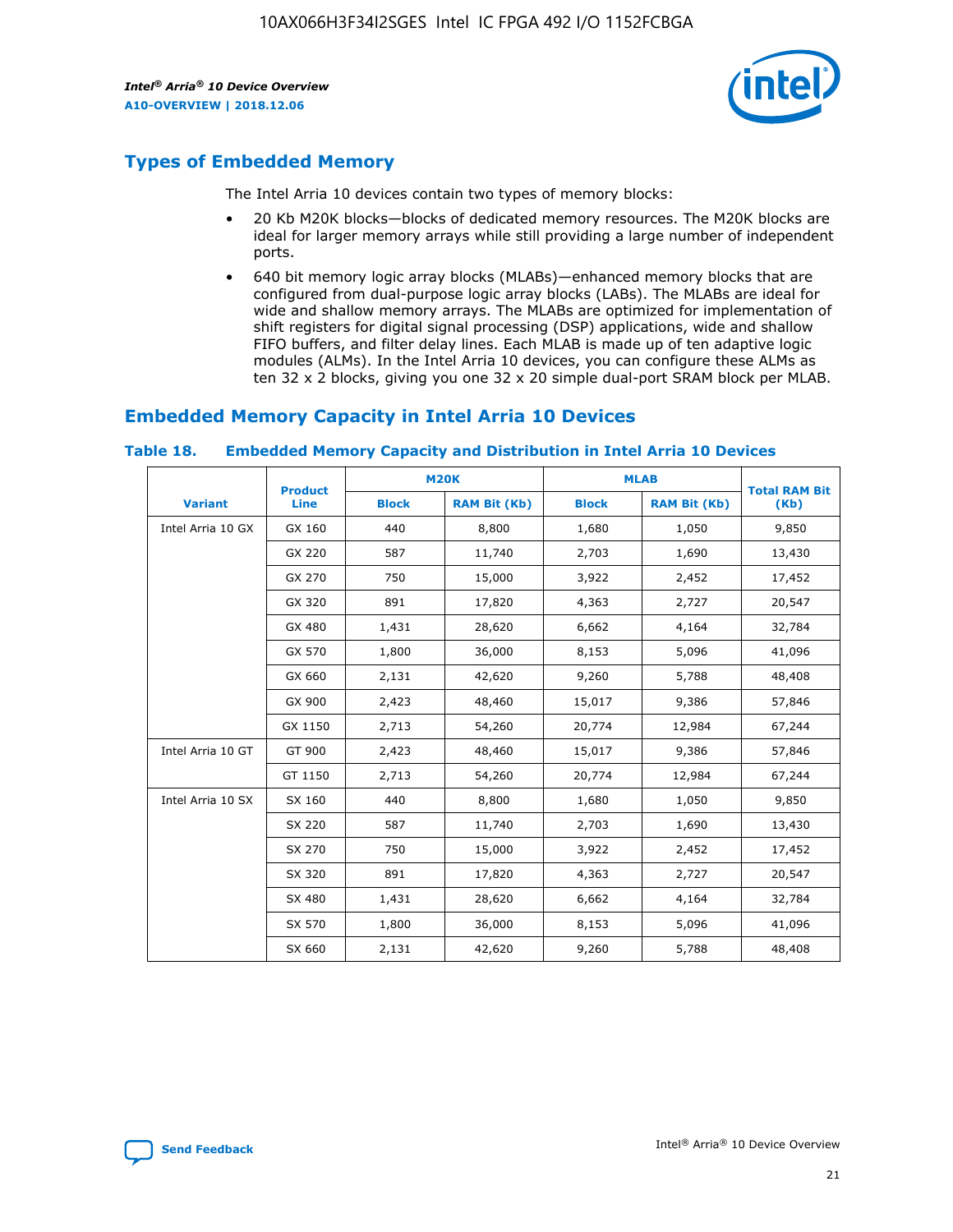## Types of Embedded Memory

The Intel Arria 10 devices contain two types of memory blocks:

- 20 Kb M20K blocks—blocks of dedicated memory resources. The M20K blocks are ideal for larger memory arrays while still providing a large number of independent ports.
- 640 bit memory logic array blocks (MLABs)—enhanced memory blocks that are configured from dual-purpose logic array blocks (LABs). The MLABs are ideal for wide and shallow memory arrays. The MLABs are optimized for implementation of shift registers for digital signal processing (DSP) applications, wide and shallow FIFO buffers, and filter delay lines. Each MLAB is made up of ten adaptive logic modules (ALMs). In the Intel Arria 10 devices, you can configure these ALMs as ten 32 x 2 blocks, giving you one 32 x 20 simple dual-port SRAM block per MLAB.

## Embedded Memory Capacity in Intel Arria 10 Devices

**Table 18. Embedded Memory Capacity and Distribution in Intel Arria 10 Devices**

| Variant | Product Line | M20K | | MLAB | | Total RAM Bit (Kb) |
|---|---|---|---|---|---|---|
| | | Block | RAM Bit (Kb) | Block | RAM Bit (Kb) | |
| Intel Arria 10 GX | GX 160 | 440 | 8,800 | 1,680 | 1,050 | 9,850 |
| | GX 220 | 587 | 11,740 | 2,703 | 1,690 | 13,430 |
| | GX 270 | 750 | 15,000 | 3,922 | 2,452 | 17,452 |
| | GX 320 | 891 | 17,820 | 4,363 | 2,727 | 20,547 |
| | GX 480 | 1,431 | 28,620 | 6,662 | 4,164 | 32,784 |
| | GX 570 | 1,800 | 36,000 | 8,153 | 5,096 | 41,096 |
| | GX 660 | 2,131 | 42,620 | 9,260 | 5,788 | 48,408 |
| | GX 900 | 2,423 | 48,460 | 15,017 | 9,386 | 57,846 |
| | GX 1150 | 2,713 | 54,260 | 20,774 | 12,984 | 67,244 |
| Intel Arria 10 GT | GT 900 | 2,423 | 48,460 | 15,017 | 9,386 | 57,846 |
| | GT 1150 | 2,713 | 54,260 | 20,774 | 12,984 | 67,244 |
| Intel Arria 10 SX | SX 160 | 440 | 8,800 | 1,680 | 1,050 | 9,850 |
| | SX 220 | 587 | 11,740 | 2,703 | 1,690 | 13,430 |
| | SX 270 | 750 | 15,000 | 3,922 | 2,452 | 17,452 |
| | SX 320 | 891 | 17,820 | 4,363 | 2,727 | 20,547 |
| | SX 480 | 1,431 | 28,620 | 6,662 | 4,164 | 32,784 |
| | SX 570 | 1,800 | 36,000 | 8,153 | 5,096 | 41,096 |
| | SX 660 | 2,131 | 42,620 | 9,260 | 5,788 | 48,408 |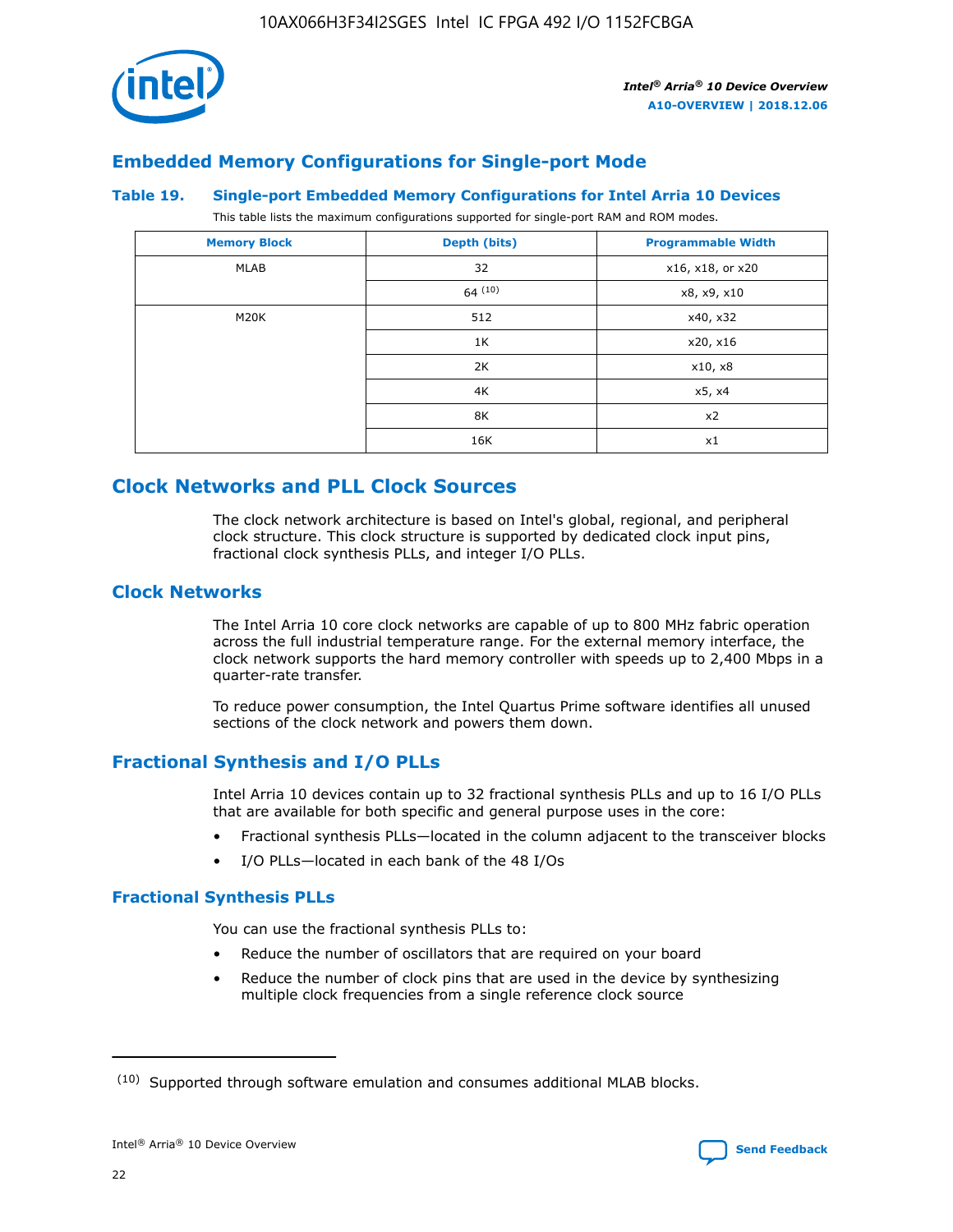## Embedded Memory Configurations for Single-port Mode

### Table 19. Single-port Embedded Memory Configurations for Intel Arria 10 Devices

This table lists the maximum configurations supported for single-port RAM and ROM modes.

| Memory Block | Depth (bits) | Programmable Width |
| --- | --- | --- |
| MLAB | 32 | x16, x18, or x20 |
| | 64 [10] | x8, x9, x10 |
| M20K | 512 | x40, x32 |
| | 1K | x20, x16 |
| | 2K | x10, x8 |
| | 4K | x5, x4 |
| | 8K | x2 |
| | 16K | x1 |

## Clock Networks and PLL Clock Sources

The clock network architecture is based on Intel's global, regional, and peripheral clock structure. This clock structure is supported by dedicated clock input pins, fractional clock synthesis PLLs, and integer I/O PLLs.

## Clock Networks

The Intel Arria 10 core clock networks are capable of up to 800 MHz fabric operation across the full industrial temperature range. For the external memory interface, the clock network supports the hard memory controller with speeds up to 2,400 Mbps in a quarter-rate transfer.

To reduce power consumption, the Intel Quartus Prime software identifies all unused sections of the clock network and powers them down.

## Fractional Synthesis and I/O PLLs

Intel Arria 10 devices contain up to 32 fractional synthesis PLLs and up to 16 I/O PLLs that are available for both specific and general purpose uses in the core:

- Fractional synthesis PLLs—located in the column adjacent to the transceiver blocks
- I/O PLLs—located in each bank of the 48 I/Os

### Fractional Synthesis PLLs

You can use the fractional synthesis PLLs to:

- Reduce the number of oscillators that are required on your board
- Reduce the number of clock pins that are used in the device by synthesizing multiple clock frequencies from a single reference clock source

(10) Supported through software emulation and consumes additional MLAB blocks.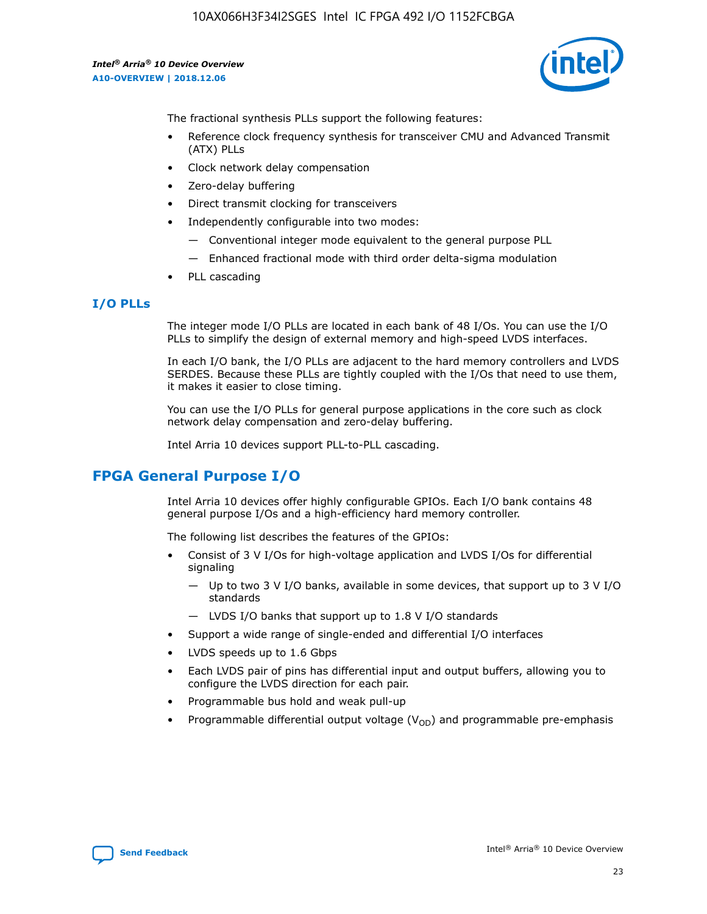The fractional synthesis PLLs support the following features:

- Reference clock frequency synthesis for transceiver CMU and Advanced Transmit (ATX) PLLs
- Clock network delay compensation
- Zero-delay buffering
- Direct transmit clocking for transceivers
- Independently configurable into two modes:
  - — Conventional integer mode equivalent to the general purpose PLL
  - — Enhanced fractional mode with third order delta-sigma modulation
- PLL cascading

### I/O PLLs

The integer mode I/O PLLs are located in each bank of 48 I/Os. You can use the I/O PLLs to simplify the design of external memory and high-speed LVDS interfaces.

In each I/O bank, the I/O PLLs are adjacent to the hard memory controllers and LVDS SERDES. Because these PLLs are tightly coupled with the I/Os that need to use them, it makes it easier to close timing.

You can use the I/O PLLs for general purpose applications in the core such as clock network delay compensation and zero-delay buffering.

Intel Arria 10 devices support PLL-to-PLL cascading.

## FPGA General Purpose I/O

Intel Arria 10 devices offer highly configurable GPIOs. Each I/O bank contains 48 general purpose I/Os and a high-efficiency hard memory controller.

The following list describes the features of the GPIOs:

- Consist of 3 V I/Os for high-voltage application and LVDS I/Os for differential signaling
  - — Up to two 3 V I/O banks, available in some devices, that support up to 3 V I/O standards
  - — LVDS I/O banks that support up to 1.8 V I/O standards
- Support a wide range of single-ended and differential I/O interfaces
- LVDS speeds up to 1.6 Gbps
- Each LVDS pair of pins has differential input and output buffers, allowing you to configure the LVDS direction for each pair.
- Programmable bus hold and weak pull-up
- Programmable differential output voltage ($V_{OD}$) and programmable pre-emphasis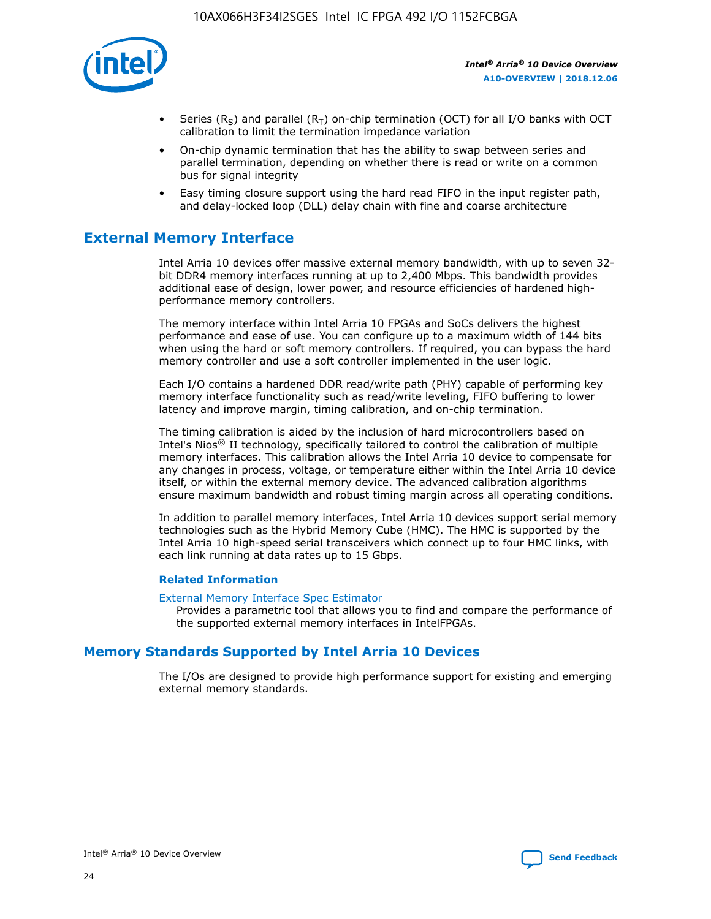- Series ($R_S$) and parallel ($R_T$) on-chip termination (OCT) for all I/O banks with OCT calibration to limit the termination impedance variation
- On-chip dynamic termination that has the ability to swap between series and parallel termination, depending on whether there is read or write on a common bus for signal integrity
- Easy timing closure support using the hard read FIFO in the input register path, and delay-locked loop (DLL) delay chain with fine and coarse architecture

## External Memory Interface

Intel Arria 10 devices offer massive external memory bandwidth, with up to seven 32-bit DDR4 memory interfaces running at up to 2,400 Mbps. This bandwidth provides additional ease of design, lower power, and resource efficiencies of hardened high-performance memory controllers.

The memory interface within Intel Arria 10 FPGAs and SoCs delivers the highest performance and ease of use. You can configure up to a maximum width of 144 bits when using the hard or soft memory controllers. If required, you can bypass the hard memory controller and use a soft controller implemented in the user logic.

Each I/O contains a hardened DDR read/write path (PHY) capable of performing key memory interface functionality such as read/write leveling, FIFO buffering to lower latency and improve margin, timing calibration, and on-chip termination.

The timing calibration is aided by the inclusion of hard microcontrollers based on Intel's Nios® II technology, specifically tailored to control the calibration of multiple memory interfaces. This calibration allows the Intel Arria 10 device to compensate for any changes in process, voltage, or temperature either within the Intel Arria 10 device itself, or within the external memory device. The advanced calibration algorithms ensure maximum bandwidth and robust timing margin across all operating conditions.

In addition to parallel memory interfaces, Intel Arria 10 devices support serial memory technologies such as the Hybrid Memory Cube (HMC). The HMC is supported by the Intel Arria 10 high-speed serial transceivers which connect up to four HMC links, with each link running at data rates up to 15 Gbps.

### Related Information

External Memory Interface Spec Estimator
Provides a parametric tool that allows you to find and compare the performance of the supported external memory interfaces in IntelFPGAs.

## Memory Standards Supported by Intel Arria 10 Devices

The I/Os are designed to provide high performance support for existing and emerging external memory standards.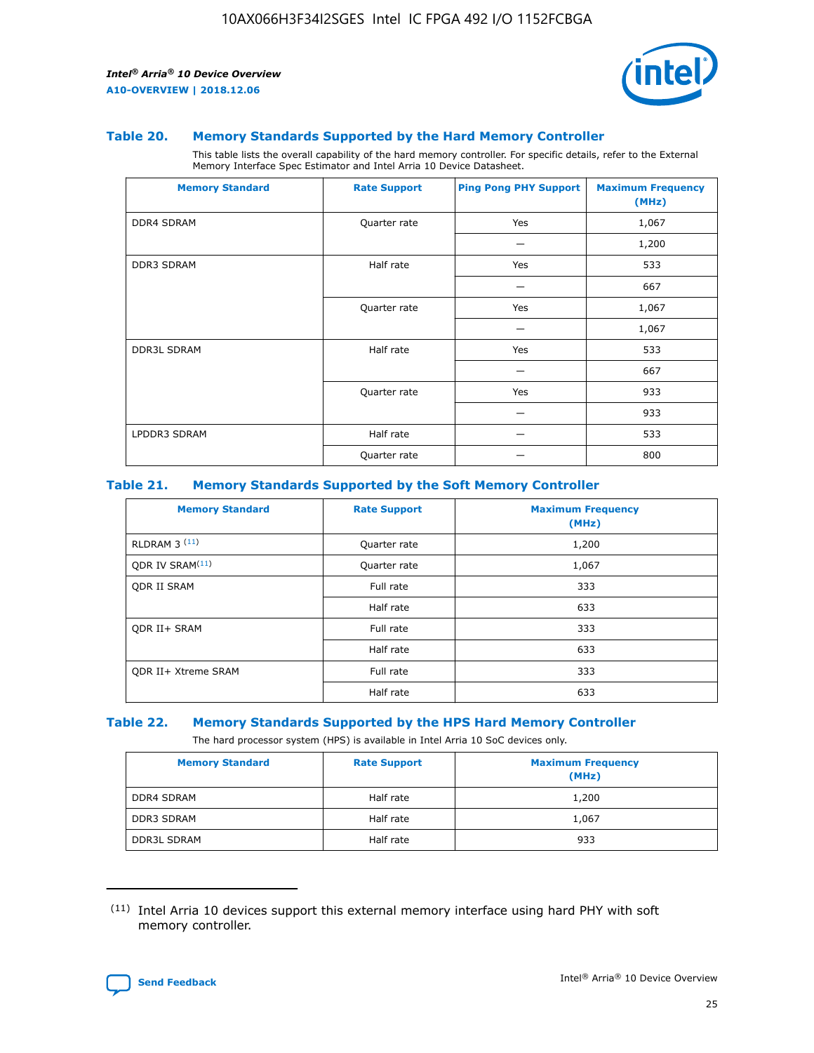### Table 20. Memory Standards Supported by the Hard Memory Controller

This table lists the overall capability of the hard memory controller. For specific details, refer to the External Memory Interface Spec Estimator and Intel Arria 10 Device Datasheet.

| Memory Standard | Rate Support | Ping Pong PHY Support | Maximum Frequency (MHz) |
|---|---|---|---|
| DDR4 SDRAM | Quarter rate | Yes | 1,067 |
| | | — | 1,200 |
| DDR3 SDRAM | Half rate | Yes | 533 |
| | | — | 667 |
| | Quarter rate | Yes | 1,067 |
| | | — | 1,067 |
| DDR3L SDRAM | Half rate | Yes | 533 |
| | | — | 667 |
| | Quarter rate | Yes | 933 |
| | | — | 933 |
| LPDDR3 SDRAM | Half rate | — | 533 |
| | Quarter rate | — | 800 |

### Table 21. Memory Standards Supported by the Soft Memory Controller

| Memory Standard | Rate Support | Maximum Frequency (MHz) |
|---|---|---|
| RLDRAM 3 [11] | Quarter rate | 1,200 |
| QDR IV SRAM[11] | Quarter rate | 1,067 |
| QDR II SRAM | Full rate | 333 |
| | Half rate | 633 |
| QDR II+ SRAM | Full rate | 333 |
| | Half rate | 633 |
| QDR II+ Xtreme SRAM | Full rate | 333 |
| | Half rate | 633 |

### Table 22. Memory Standards Supported by the HPS Hard Memory Controller

The hard processor system (HPS) is available in Intel Arria 10 SoC devices only.

| Memory Standard | Rate Support | Maximum Frequency (MHz) |
|---|---|---|
| DDR4 SDRAM | Half rate | 1,200 |
| DDR3 SDRAM | Half rate | 1,067 |
| DDR3L SDRAM | Half rate | 933 |

[11] Intel Arria 10 devices support this external memory interface using hard PHY with soft memory controller.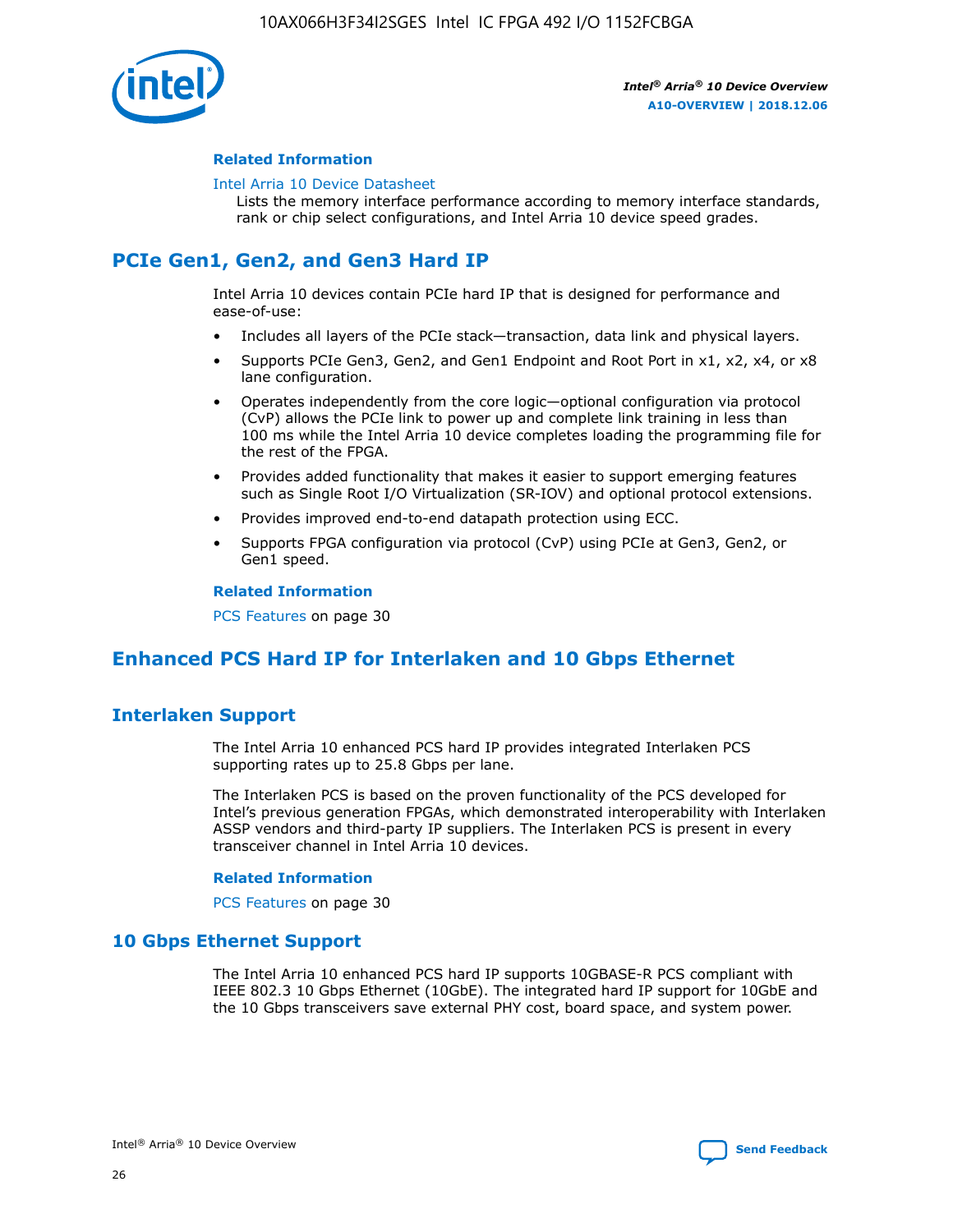#### Related Information

Intel Arria 10 Device Datasheet
Lists the memory interface performance according to memory interface standards, rank or chip select configurations, and Intel Arria 10 device speed grades.

## PCIe Gen1, Gen2, and Gen3 Hard IP

Intel Arria 10 devices contain PCIe hard IP that is designed for performance and ease-of-use:

- Includes all layers of the PCIe stack—transaction, data link and physical layers.
- Supports PCIe Gen3, Gen2, and Gen1 Endpoint and Root Port in x1, x2, x4, or x8 lane configuration.
- Operates independently from the core logic—optional configuration via protocol (CvP) allows the PCIe link to power up and complete link training in less than 100 ms while the Intel Arria 10 device completes loading the programming file for the rest of the FPGA.
- Provides added functionality that makes it easier to support emerging features such as Single Root I/O Virtualization (SR-IOV) and optional protocol extensions.
- Provides improved end-to-end datapath protection using ECC.
- Supports FPGA configuration via protocol (CvP) using PCIe at Gen3, Gen2, or Gen1 speed.

#### Related Information

PCS Features on page 30

## Enhanced PCS Hard IP for Interlaken and 10 Gbps Ethernet

### Interlaken Support

The Intel Arria 10 enhanced PCS hard IP provides integrated Interlaken PCS supporting rates up to 25.8 Gbps per lane.

The Interlaken PCS is based on the proven functionality of the PCS developed for Intel's previous generation FPGAs, which demonstrated interoperability with Interlaken ASSP vendors and third-party IP suppliers. The Interlaken PCS is present in every transceiver channel in Intel Arria 10 devices.

#### Related Information

PCS Features on page 30

### 10 Gbps Ethernet Support

The Intel Arria 10 enhanced PCS hard IP supports 10GBASE-R PCS compliant with IEEE 802.3 10 Gbps Ethernet (10GbE). The integrated hard IP support for 10GbE and the 10 Gbps transceivers save external PHY cost, board space, and system power.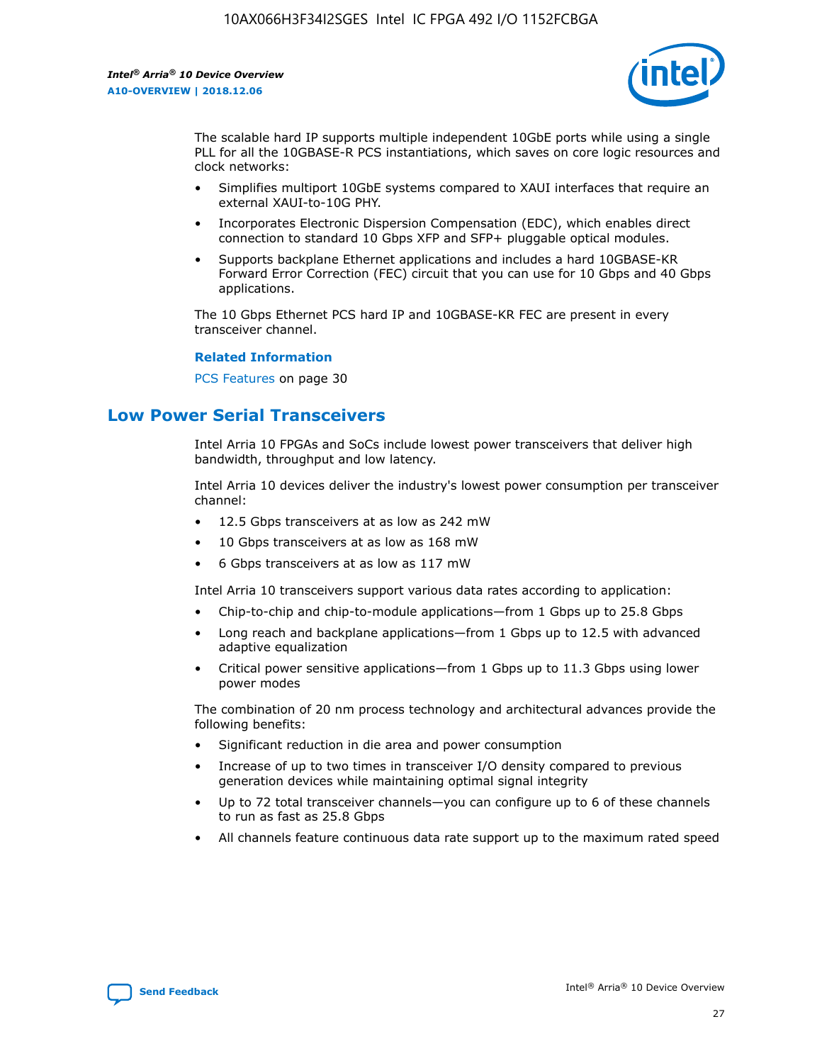The scalable hard IP supports multiple independent 10GbE ports while using a single PLL for all the 10GBASE-R PCS instantiations, which saves on core logic resources and clock networks:

- Simplifies multiport 10GbE systems compared to XAUI interfaces that require an external XAUI-to-10G PHY.
- Incorporates Electronic Dispersion Compensation (EDC), which enables direct connection to standard 10 Gbps XFP and SFP+ pluggable optical modules.
- Supports backplane Ethernet applications and includes a hard 10GBASE-KR Forward Error Correction (FEC) circuit that you can use for 10 Gbps and 40 Gbps applications.

The 10 Gbps Ethernet PCS hard IP and 10GBASE-KR FEC are present in every transceiver channel.

**Related Information**

PCS Features on page 30

## Low Power Serial Transceivers

Intel Arria 10 FPGAs and SoCs include lowest power transceivers that deliver high bandwidth, throughput and low latency.

Intel Arria 10 devices deliver the industry's lowest power consumption per transceiver channel:

- 12.5 Gbps transceivers at as low as 242 mW
- 10 Gbps transceivers at as low as 168 mW
- 6 Gbps transceivers at as low as 117 mW

Intel Arria 10 transceivers support various data rates according to application:

- Chip-to-chip and chip-to-module applications—from 1 Gbps up to 25.8 Gbps
- Long reach and backplane applications—from 1 Gbps up to 12.5 with advanced adaptive equalization
- Critical power sensitive applications—from 1 Gbps up to 11.3 Gbps using lower power modes

The combination of 20 nm process technology and architectural advances provide the following benefits:

- Significant reduction in die area and power consumption
- Increase of up to two times in transceiver I/O density compared to previous generation devices while maintaining optimal signal integrity
- Up to 72 total transceiver channels—you can configure up to 6 of these channels to run as fast as 25.8 Gbps
- All channels feature continuous data rate support up to the maximum rated speed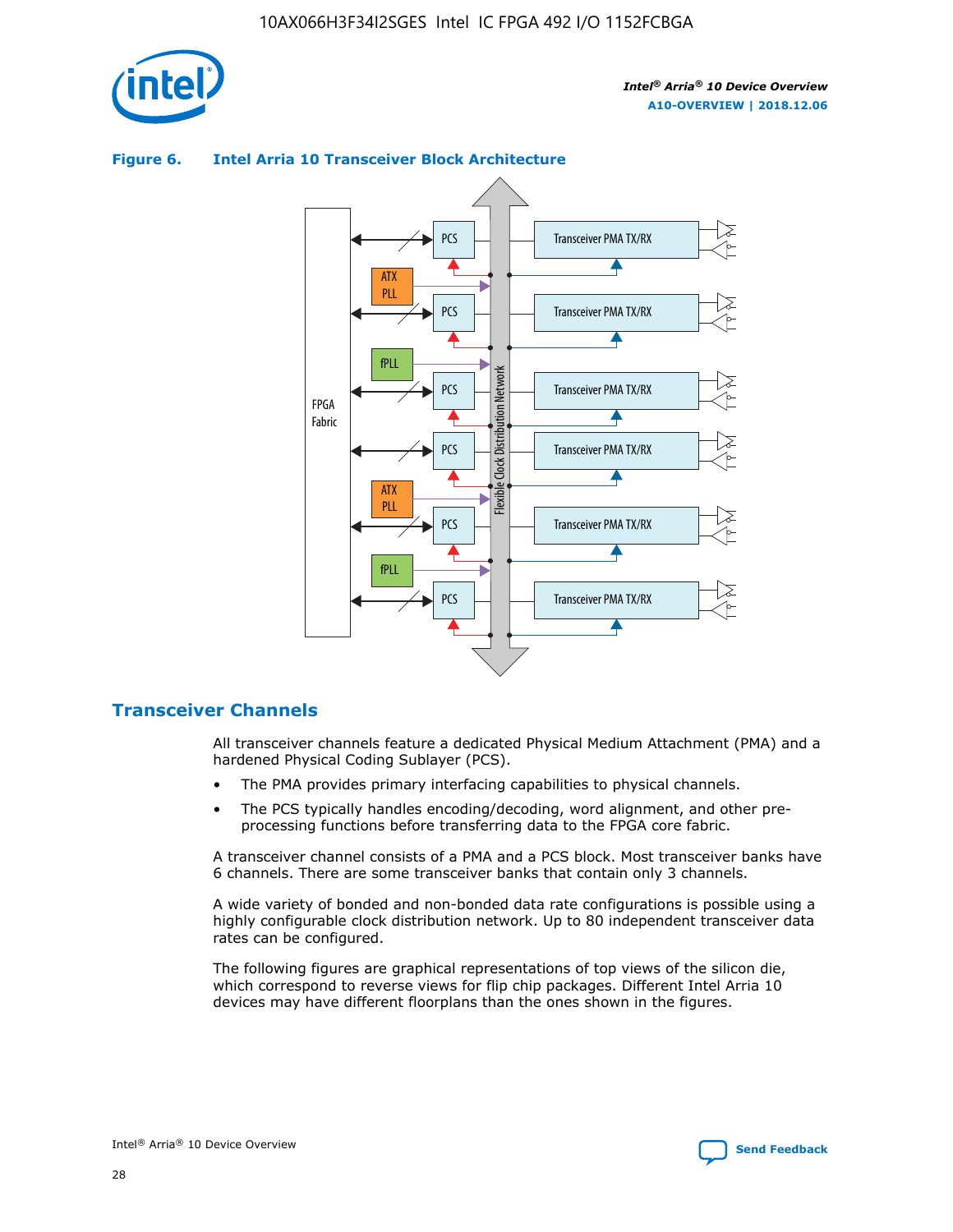**Figure 6. Intel Arria 10 Transceiver Block Architecture**

## Transceiver Channels

All transceiver channels feature a dedicated Physical Medium Attachment (PMA) and a hardened Physical Coding Sublayer (PCS).

- The PMA provides primary interfacing capabilities to physical channels.
- The PCS typically handles encoding/decoding, word alignment, and other pre-processing functions before transferring data to the FPGA core fabric.

A transceiver channel consists of a PMA and a PCS block. Most transceiver banks have 6 channels. There are some transceiver banks that contain only 3 channels.

A wide variety of bonded and non-bonded data rate configurations is possible using a highly configurable clock distribution network. Up to 80 independent transceiver data rates can be configured.

The following figures are graphical representations of top views of the silicon die, which correspond to reverse views for flip chip packages. Different Intel Arria 10 devices may have different floorplans than the ones shown in the figures.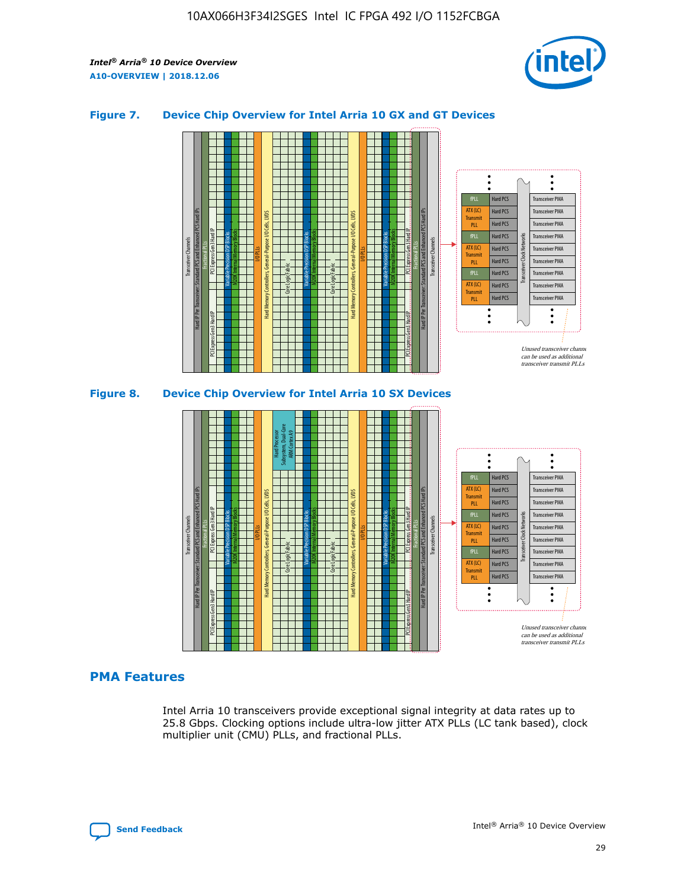## Figure 7. Device Chip Overview for Intel Arria 10 GX and GT Devices

## Figure 8. Device Chip Overview for Intel Arria 10 SX Devices

## PMA Features

Intel Arria 10 transceivers provide exceptional signal integrity at data rates up to 25.8 Gbps. Clocking options include ultra-low jitter ATX PLLs (LC tank based), clock multiplier unit (CMU) PLLs, and fractional PLLs.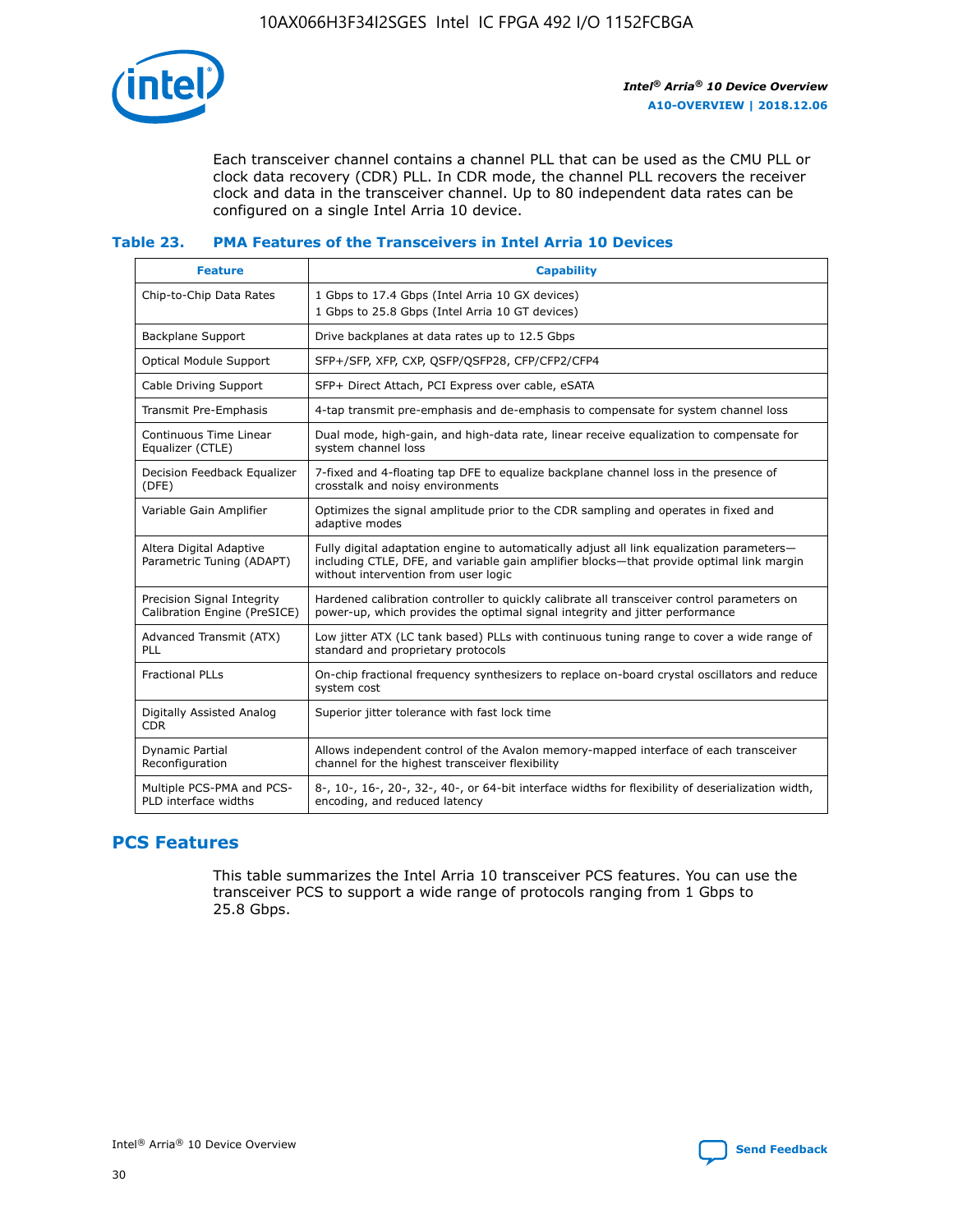Each transceiver channel contains a channel PLL that can be used as the CMU PLL or clock data recovery (CDR) PLL. In CDR mode, the channel PLL recovers the receiver clock and data in the transceiver channel. Up to 80 independent data rates can be configured on a single Intel Arria 10 device.

### Table 23. PMA Features of the Transceivers in Intel Arria 10 Devices

| Feature | Capability |
| --- | --- |
| Chip-to-Chip Data Rates | 1 Gbps to 17.4 Gbps (Intel Arria 10 GX devices)<br>1 Gbps to 25.8 Gbps (Intel Arria 10 GT devices) |
| Backplane Support | Drive backplanes at data rates up to 12.5 Gbps |
| Optical Module Support | SFP+/SFP, XFP, CXP, QSFP/QSFP28, CFP/CFP2/CFP4 |
| Cable Driving Support | SFP+ Direct Attach, PCI Express over cable, eSATA |
| Transmit Pre-Emphasis | 4-tap transmit pre-emphasis and de-emphasis to compensate for system channel loss |
| Continuous Time Linear Equalizer (CTLE) | Dual mode, high-gain, and high-data rate, linear receive equalization to compensate for system channel loss |
| Decision Feedback Equalizer (DFE) | 7-fixed and 4-floating tap DFE to equalize backplane channel loss in the presence of crosstalk and noisy environments |
| Variable Gain Amplifier | Optimizes the signal amplitude prior to the CDR sampling and operates in fixed and adaptive modes |
| Altera Digital Adaptive Parametric Tuning (ADAPT) | Fully digital adaptation engine to automatically adjust all link equalization parameters—including CTLE, DFE, and variable gain amplifier blocks—that provide optimal link margin without intervention from user logic |
| Precision Signal Integrity Calibration Engine (PreSICE) | Hardened calibration controller to quickly calibrate all transceiver control parameters on power-up, which provides the optimal signal integrity and jitter performance |
| Advanced Transmit (ATX) PLL | Low jitter ATX (LC tank based) PLLs with continuous tuning range to cover a wide range of standard and proprietary protocols |
| Fractional PLLs | On-chip fractional frequency synthesizers to replace on-board crystal oscillators and reduce system cost |
| Digitally Assisted Analog CDR | Superior jitter tolerance with fast lock time |
| Dynamic Partial Reconfiguration | Allows independent control of the Avalon memory-mapped interface of each transceiver channel for the highest transceiver flexibility |
| Multiple PCS-PMA and PCS-PLD interface widths | 8-, 10-, 16-, 20-, 32-, 40-, or 64-bit interface widths for flexibility of deserialization width, encoding, and reduced latency |

## PCS Features

This table summarizes the Intel Arria 10 transceiver PCS features. You can use the transceiver PCS to support a wide range of protocols ranging from 1 Gbps to 25.8 Gbps.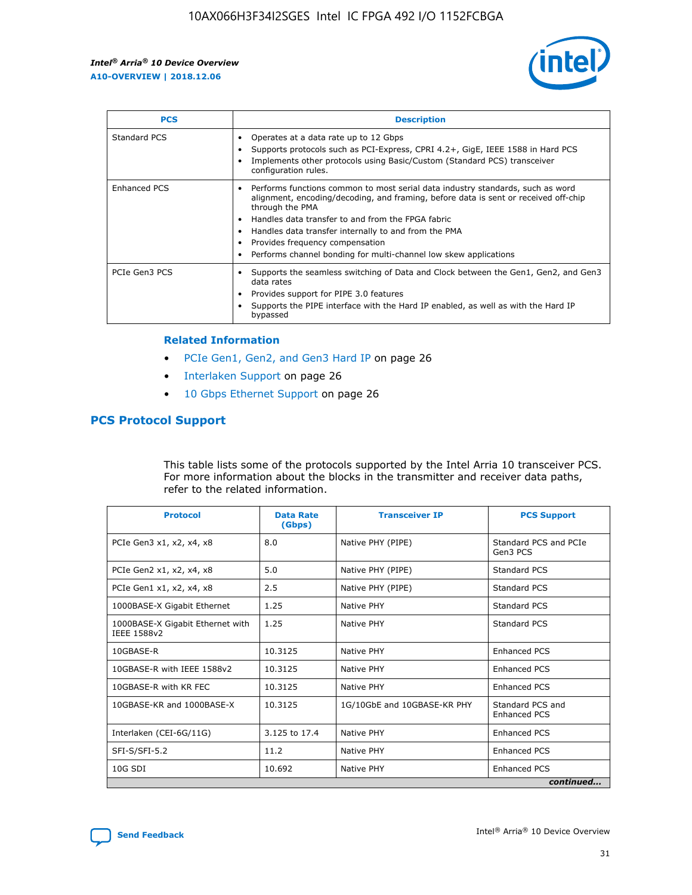| PCS | Description |
| --- | --- |
| Standard PCS | • Operates at a data rate up to 12 Gbps<br>• Supports protocols such as PCI-Express, CPRI 4.2+, GigE, IEEE 1588 in Hard PCS<br>• Implements other protocols using Basic/Custom (Standard PCS) transceiver configuration rules. |
| Enhanced PCS | • Performs functions common to most serial data industry standards, such as word alignment, encoding/decoding, and framing, before data is sent or received off-chip through the PMA<br>• Handles data transfer to and from the FPGA fabric<br>• Handles data transfer internally to and from the PMA<br>• Provides frequency compensation<br>• Performs channel bonding for multi-channel low skew applications |
| PCIe Gen3 PCS | • Supports the seamless switching of Data and Clock between the Gen1, Gen2, and Gen3 data rates<br>• Provides support for PIPE 3.0 features<br>• Supports the PIPE interface with the Hard IP enabled, as well as with the Hard IP bypassed |

#### Related Information

- PCIe Gen1, Gen2, and Gen3 Hard IP on page 26
- Interlaken Support on page 26
- 10 Gbps Ethernet Support on page 26

## PCS Protocol Support

This table lists some of the protocols supported by the Intel Arria 10 transceiver PCS. For more information about the blocks in the transmitter and receiver data paths, refer to the related information.

| Protocol | Data Rate (Gbps) | Transceiver IP | PCS Support |
| --- | --- | --- | --- |
| PCIe Gen3 x1, x2, x4, x8 | 8.0 | Native PHY (PIPE) | Standard PCS and PCIe Gen3 PCS |
| PCIe Gen2 x1, x2, x4, x8 | 5.0 | Native PHY (PIPE) | Standard PCS |
| PCIe Gen1 x1, x2, x4, x8 | 2.5 | Native PHY (PIPE) | Standard PCS |
| 1000BASE-X Gigabit Ethernet | 1.25 | Native PHY | Standard PCS |
| 1000BASE-X Gigabit Ethernet with IEEE 1588v2 | 1.25 | Native PHY | Standard PCS |
| 10GBASE-R | 10.3125 | Native PHY | Enhanced PCS |
| 10GBASE-R with IEEE 1588v2 | 10.3125 | Native PHY | Enhanced PCS |
| 10GBASE-R with KR FEC | 10.3125 | Native PHY | Enhanced PCS |
| 10GBASE-KR and 1000BASE-X | 10.3125 | 1G/10GbE and 10GBASE-KR PHY | Standard PCS and Enhanced PCS |
| Interlaken (CEI-6G/11G) | 3.125 to 17.4 | Native PHY | Enhanced PCS |
| SFI-S/SFI-5.2 | 11.2 | Native PHY | Enhanced PCS |
| 10G SDI | 10.692 | Native PHY | Enhanced PCS |

*continued...*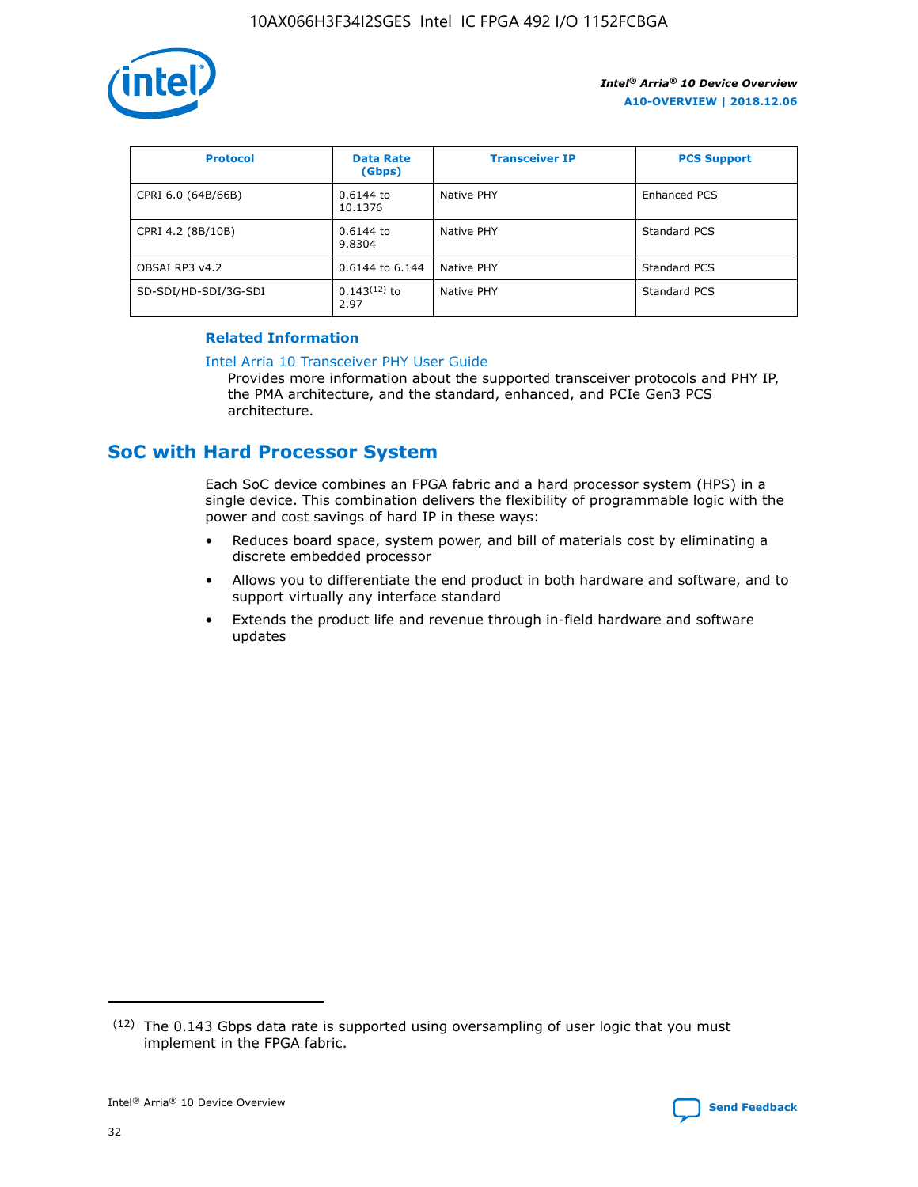| Protocol | Data Rate (Gbps) | Transceiver IP | PCS Support |
| --- | --- | --- | --- |
| CPRI 6.0 (64B/66B) | 0.6144 to 10.1376 | Native PHY | Enhanced PCS |
| CPRI 4.2 (8B/10B) | 0.6144 to 9.8304 | Native PHY | Standard PCS |
| OBSAI RP3 v4.2 | 0.6144 to 6.144 | Native PHY | Standard PCS |
| SD-SDI/HD-SDI/3G-SDI | 0.143[12] to 2.97 | Native PHY | Standard PCS |

**Related Information**

Intel Arria 10 Transceiver PHY User Guide

Provides more information about the supported transceiver protocols and PHY IP, the PMA architecture, and the standard, enhanced, and PCIe Gen3 PCS architecture.

## SoC with Hard Processor System

Each SoC device combines an FPGA fabric and a hard processor system (HPS) in a single device. This combination delivers the flexibility of programmable logic with the power and cost savings of hard IP in these ways:

- Reduces board space, system power, and bill of materials cost by eliminating a discrete embedded processor
- Allows you to differentiate the end product in both hardware and software, and to support virtually any interface standard
- Extends the product life and revenue through in-field hardware and software updates

(12) The 0.143 Gbps data rate is supported using oversampling of user logic that you must implement in the FPGA fabric.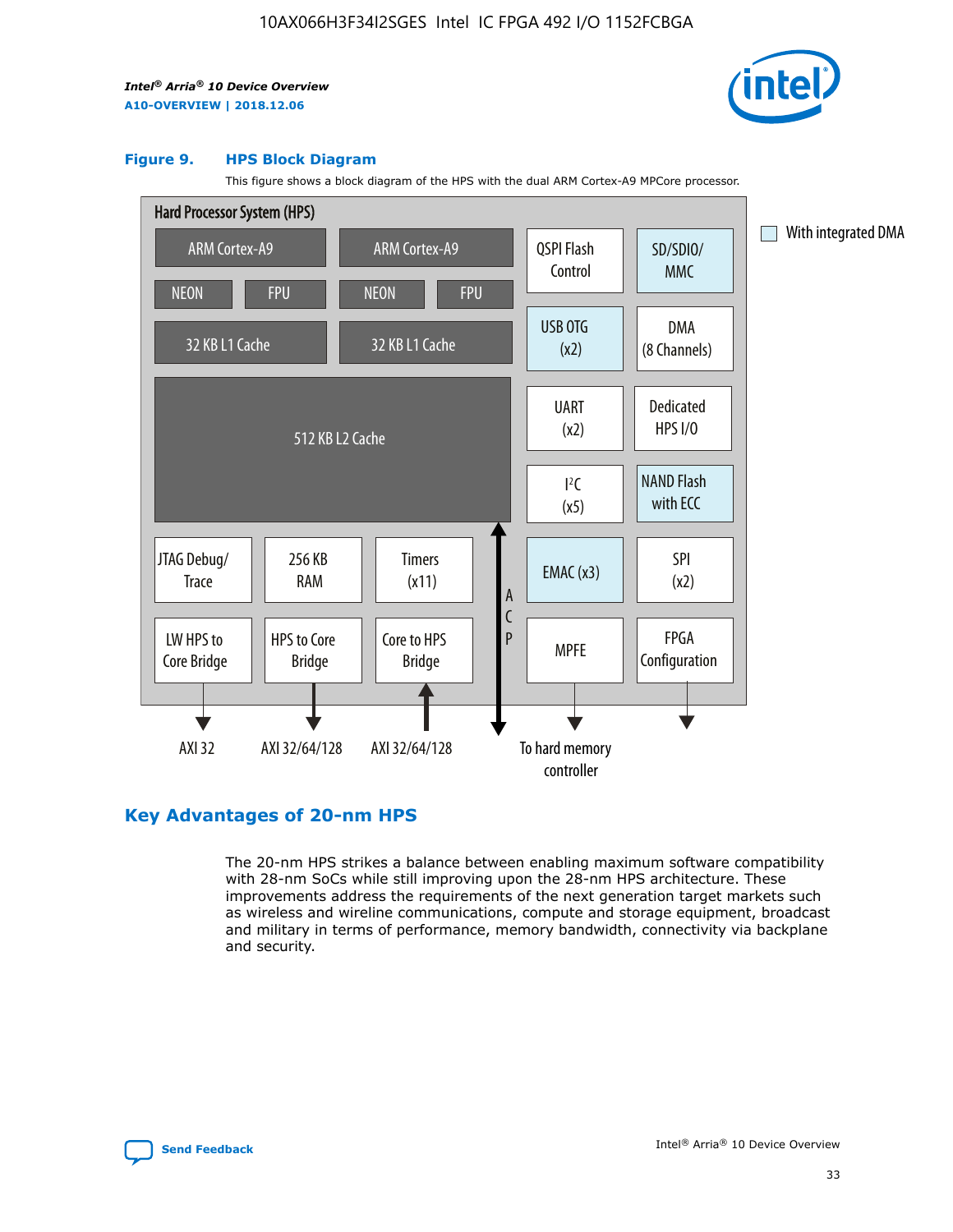**Figure 9. HPS Block Diagram**

This figure shows a block diagram of the HPS with the dual ARM Cortex-A9 MPCore processor.

Hard Processor System (HPS)

ARM Cortex-A9 | ARM Cortex-A9 | QSPI Flash Control | SD/SDIO/MMC

NEON | FPU | NEON | FPU

32 KB L1 Cache | 32 KB L1 Cache | USB OTG (x2) | DMA (8 Channels)

512 KB L2 Cache | UART (x2) | Dedicated HPS I/O | I²C (x5) | NAND Flash with ECC

JTAG Debug/Trace | 256 KB RAM | Timers (x11) | ACP | EMAC (x3) | SPI (x2)

LW HPS to Core Bridge | HPS to Core Bridge | Core to HPS Bridge | MPFE | FPGA Configuration

AXI 32 | AXI 32/64/128 | AXI 32/64/128 | To hard memory controller

With integrated DMA

## Key Advantages of 20-nm HPS

The 20-nm HPS strikes a balance between enabling maximum software compatibility with 28-nm SoCs while still improving upon the 28-nm HPS architecture. These improvements address the requirements of the next generation target markets such as wireless and wireline communications, compute and storage equipment, broadcast and military in terms of performance, memory bandwidth, connectivity via backplane and security.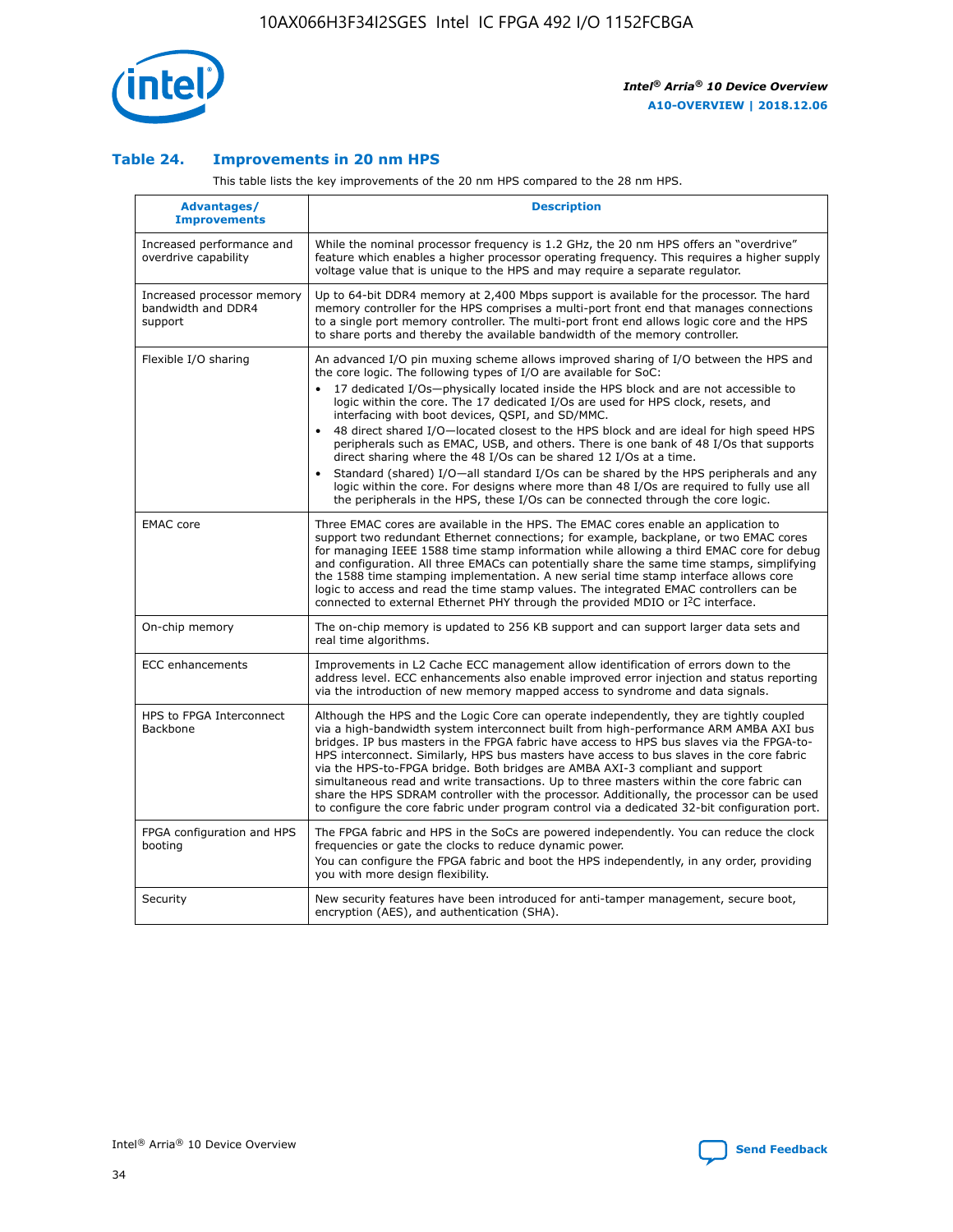### Table 24. Improvements in 20 nm HPS

This table lists the key improvements of the 20 nm HPS compared to the 28 nm HPS.

| Advantages/ Improvements | Description |
|---|---|
| Increased performance and overdrive capability | While the nominal processor frequency is 1.2 GHz, the 20 nm HPS offers an "overdrive" feature which enables a higher processor operating frequency. This requires a higher supply voltage value that is unique to the HPS and may require a separate regulator. |
| Increased processor memory bandwidth and DDR4 support | Up to 64-bit DDR4 memory at 2,400 Mbps support is available for the processor. The hard memory controller for the HPS comprises a multi-port front end that manages connections to a single port memory controller. The multi-port front end allows logic core and the HPS to share ports and thereby the available bandwidth of the memory controller. |
| Flexible I/O sharing | An advanced I/O pin muxing scheme allows improved sharing of I/O between the HPS and the core logic. The following types of I/O are available for SoC:<br>• 17 dedicated I/Os—physically located inside the HPS block and are not accessible to logic within the core. The 17 dedicated I/Os are used for HPS clock, resets, and interfacing with boot devices, QSPI, and SD/MMC.<br>• 48 direct shared I/O—located closest to the HPS block and are ideal for high speed HPS peripherals such as EMAC, USB, and others. There is one bank of 48 I/Os that supports direct sharing where the 48 I/Os can be shared 12 I/Os at a time.<br>• Standard (shared) I/O—all standard I/Os can be shared by the HPS peripherals and any logic within the core. For designs where more than 48 I/Os are required to fully use all the peripherals in the HPS, these I/Os can be connected through the core logic. |
| EMAC core | Three EMAC cores are available in the HPS. The EMAC cores enable an application to support two redundant Ethernet connections; for example, backplane, or two EMAC cores for managing IEEE 1588 time stamp information while allowing a third EMAC core for debug and configuration. All three EMACs can potentially share the same time stamps, simplifying the 1588 time stamping implementation. A new serial time stamp interface allows core logic to access and read the time stamp values. The integrated EMAC controllers can be connected to external Ethernet PHY through the provided MDIO or I²C interface. |
| On-chip memory | The on-chip memory is updated to 256 KB support and can support larger data sets and real time algorithms. |
| ECC enhancements | Improvements in L2 Cache ECC management allow identification of errors down to the address level. ECC enhancements also enable improved error injection and status reporting via the introduction of new memory mapped access to syndrome and data signals. |
| HPS to FPGA Interconnect Backbone | Although the HPS and the Logic Core can operate independently, they are tightly coupled via a high-bandwidth system interconnect built from high-performance ARM AMBA AXI bus bridges. IP bus masters in the FPGA fabric have access to HPS bus slaves via the FPGA-to-HPS interconnect. Similarly, HPS bus masters have access to bus slaves in the core fabric via the HPS-to-FPGA bridge. Both bridges are AMBA AXI-3 compliant and support simultaneous read and write transactions. Up to three masters within the core fabric can share the HPS SDRAM controller with the processor. Additionally, the processor can be used to configure the core fabric under program control via a dedicated 32-bit configuration port. |
| FPGA configuration and HPS booting | The FPGA fabric and HPS in the SoCs are powered independently. You can reduce the clock frequencies or gate the clocks to reduce dynamic power.<br>You can configure the FPGA fabric and boot the HPS independently, in any order, providing you with more design flexibility. |
| Security | New security features have been introduced for anti-tamper management, secure boot, encryption (AES), and authentication (SHA). |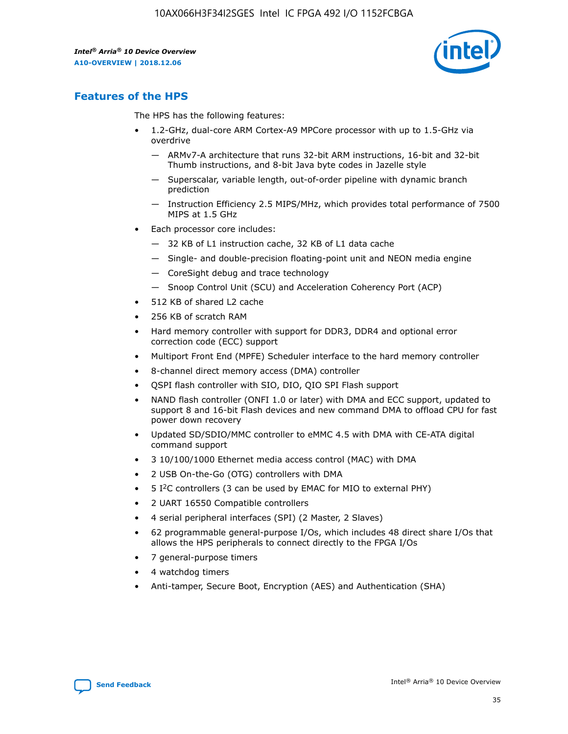## Features of the HPS

The HPS has the following features:

- 1.2-GHz, dual-core ARM Cortex-A9 MPCore processor with up to 1.5-GHz via overdrive
  - — ARMv7-A architecture that runs 32-bit ARM instructions, 16-bit and 32-bit Thumb instructions, and 8-bit Java byte codes in Jazelle style
  - — Superscalar, variable length, out-of-order pipeline with dynamic branch prediction
  - — Instruction Efficiency 2.5 MIPS/MHz, which provides total performance of 7500 MIPS at 1.5 GHz
- Each processor core includes:
  - — 32 KB of L1 instruction cache, 32 KB of L1 data cache
  - — Single- and double-precision floating-point unit and NEON media engine
  - — CoreSight debug and trace technology
  - — Snoop Control Unit (SCU) and Acceleration Coherency Port (ACP)
- 512 KB of shared L2 cache
- 256 KB of scratch RAM
- Hard memory controller with support for DDR3, DDR4 and optional error correction code (ECC) support
- Multiport Front End (MPFE) Scheduler interface to the hard memory controller
- 8-channel direct memory access (DMA) controller
- QSPI flash controller with SIO, DIO, QIO SPI Flash support
- NAND flash controller (ONFI 1.0 or later) with DMA and ECC support, updated to support 8 and 16-bit Flash devices and new command DMA to offload CPU for fast power down recovery
- Updated SD/SDIO/MMC controller to eMMC 4.5 with DMA with CE-ATA digital command support
- 3 10/100/1000 Ethernet media access control (MAC) with DMA
- 2 USB On-the-Go (OTG) controllers with DMA
- 5 I²C controllers (3 can be used by EMAC for MIO to external PHY)
- 2 UART 16550 Compatible controllers
- 4 serial peripheral interfaces (SPI) (2 Master, 2 Slaves)
- 62 programmable general-purpose I/Os, which includes 48 direct share I/Os that allows the HPS peripherals to connect directly to the FPGA I/Os
- 7 general-purpose timers
- 4 watchdog timers
- Anti-tamper, Secure Boot, Encryption (AES) and Authentication (SHA)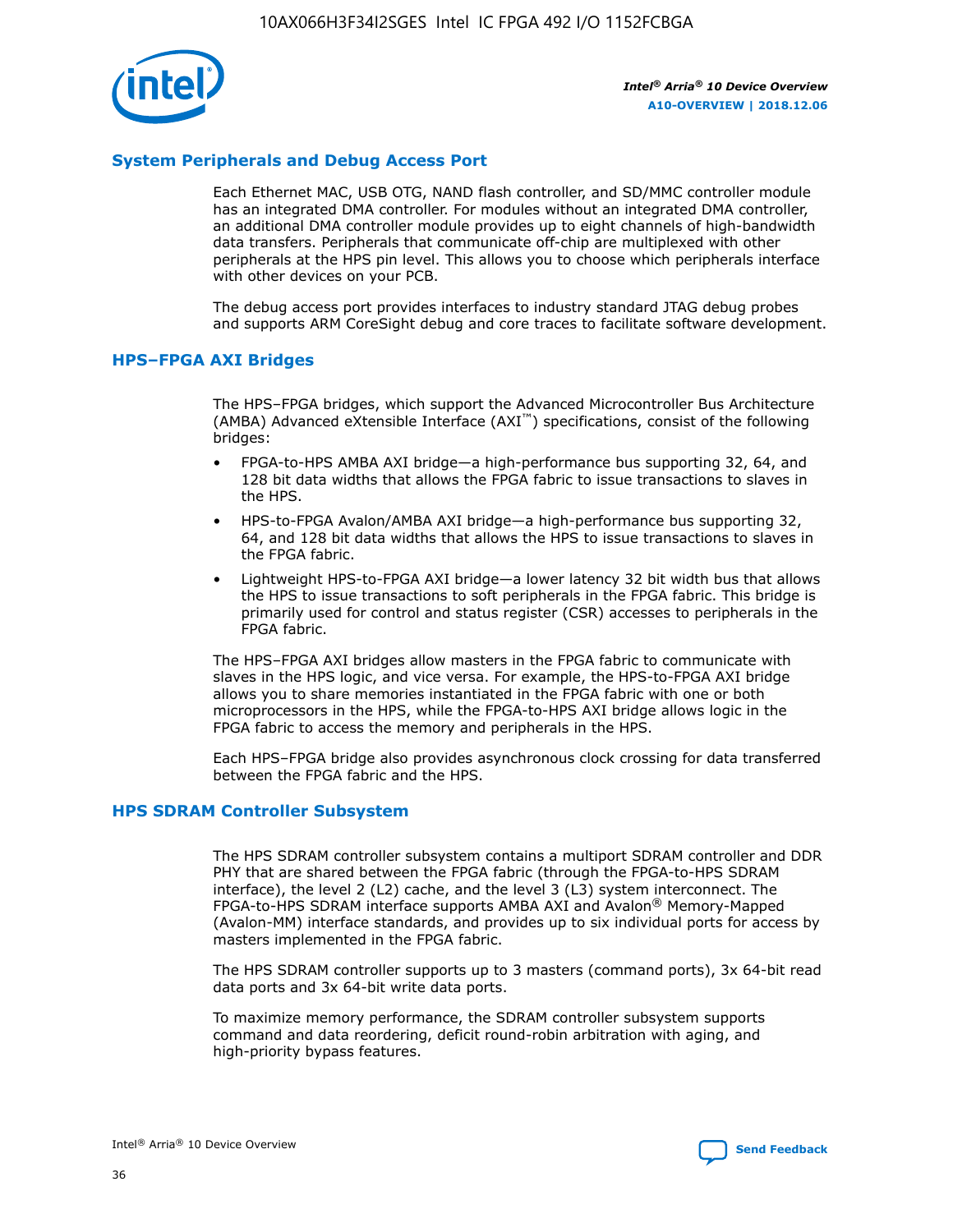## System Peripherals and Debug Access Port

Each Ethernet MAC, USB OTG, NAND flash controller, and SD/MMC controller module has an integrated DMA controller. For modules without an integrated DMA controller, an additional DMA controller module provides up to eight channels of high-bandwidth data transfers. Peripherals that communicate off-chip are multiplexed with other peripherals at the HPS pin level. This allows you to choose which peripherals interface with other devices on your PCB.

The debug access port provides interfaces to industry standard JTAG debug probes and supports ARM CoreSight debug and core traces to facilitate software development.

## HPS–FPGA AXI Bridges

The HPS–FPGA bridges, which support the Advanced Microcontroller Bus Architecture (AMBA) Advanced eXtensible Interface (AXI™) specifications, consist of the following bridges:

- FPGA-to-HPS AMBA AXI bridge—a high-performance bus supporting 32, 64, and 128 bit data widths that allows the FPGA fabric to issue transactions to slaves in the HPS.
- HPS-to-FPGA Avalon/AMBA AXI bridge—a high-performance bus supporting 32, 64, and 128 bit data widths that allows the HPS to issue transactions to slaves in the FPGA fabric.
- Lightweight HPS-to-FPGA AXI bridge—a lower latency 32 bit width bus that allows the HPS to issue transactions to soft peripherals in the FPGA fabric. This bridge is primarily used for control and status register (CSR) accesses to peripherals in the FPGA fabric.

The HPS–FPGA AXI bridges allow masters in the FPGA fabric to communicate with slaves in the HPS logic, and vice versa. For example, the HPS-to-FPGA AXI bridge allows you to share memories instantiated in the FPGA fabric with one or both microprocessors in the HPS, while the FPGA-to-HPS AXI bridge allows logic in the FPGA fabric to access the memory and peripherals in the HPS.

Each HPS–FPGA bridge also provides asynchronous clock crossing for data transferred between the FPGA fabric and the HPS.

## HPS SDRAM Controller Subsystem

The HPS SDRAM controller subsystem contains a multiport SDRAM controller and DDR PHY that are shared between the FPGA fabric (through the FPGA-to-HPS SDRAM interface), the level 2 (L2) cache, and the level 3 (L3) system interconnect. The FPGA-to-HPS SDRAM interface supports AMBA AXI and Avalon® Memory-Mapped (Avalon-MM) interface standards, and provides up to six individual ports for access by masters implemented in the FPGA fabric.

The HPS SDRAM controller supports up to 3 masters (command ports), 3x 64-bit read data ports and 3x 64-bit write data ports.

To maximize memory performance, the SDRAM controller subsystem supports command and data reordering, deficit round-robin arbitration with aging, and high-priority bypass features.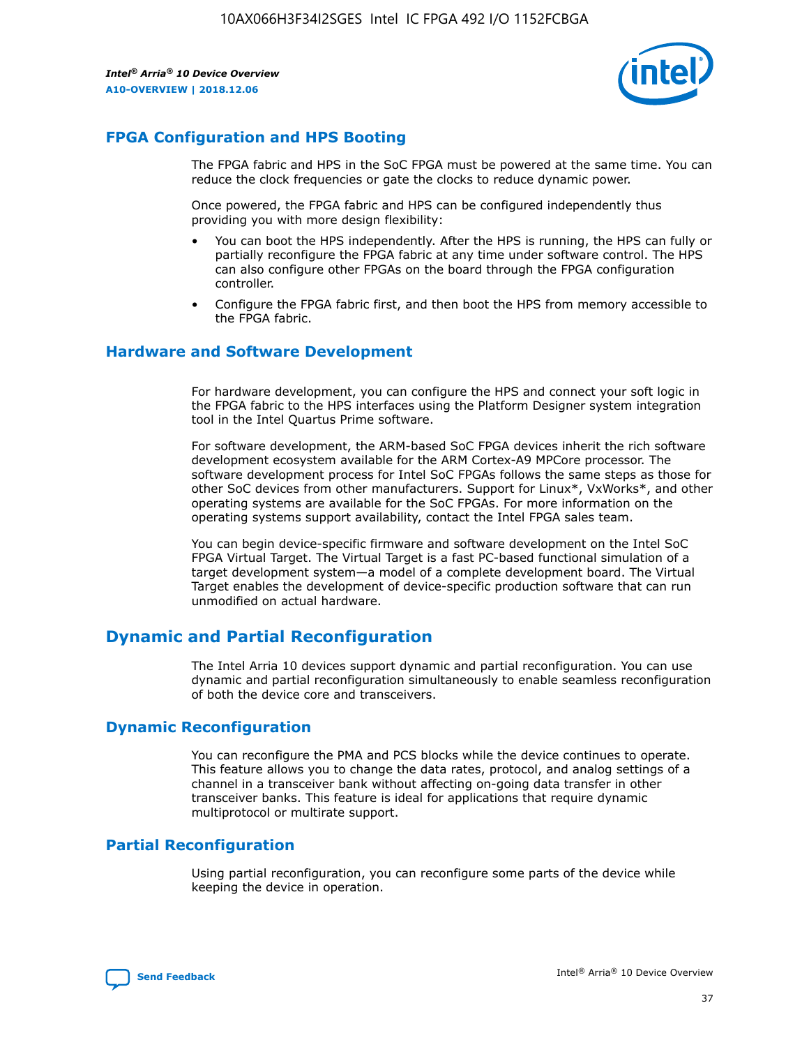## FPGA Configuration and HPS Booting

The FPGA fabric and HPS in the SoC FPGA must be powered at the same time. You can reduce the clock frequencies or gate the clocks to reduce dynamic power.

Once powered, the FPGA fabric and HPS can be configured independently thus providing you with more design flexibility:

- You can boot the HPS independently. After the HPS is running, the HPS can fully or partially reconfigure the FPGA fabric at any time under software control. The HPS can also configure other FPGAs on the board through the FPGA configuration controller.
- Configure the FPGA fabric first, and then boot the HPS from memory accessible to the FPGA fabric.

## Hardware and Software Development

For hardware development, you can configure the HPS and connect your soft logic in the FPGA fabric to the HPS interfaces using the Platform Designer system integration tool in the Intel Quartus Prime software.

For software development, the ARM-based SoC FPGA devices inherit the rich software development ecosystem available for the ARM Cortex-A9 MPCore processor. The software development process for Intel SoC FPGAs follows the same steps as those for other SoC devices from other manufacturers. Support for Linux*, VxWorks*, and other operating systems are available for the SoC FPGAs. For more information on the operating systems support availability, contact the Intel FPGA sales team.

You can begin device-specific firmware and software development on the Intel SoC FPGA Virtual Target. The Virtual Target is a fast PC-based functional simulation of a target development system—a model of a complete development board. The Virtual Target enables the development of device-specific production software that can run unmodified on actual hardware.

# Dynamic and Partial Reconfiguration

The Intel Arria 10 devices support dynamic and partial reconfiguration. You can use dynamic and partial reconfiguration simultaneously to enable seamless reconfiguration of both the device core and transceivers.

## Dynamic Reconfiguration

You can reconfigure the PMA and PCS blocks while the device continues to operate. This feature allows you to change the data rates, protocol, and analog settings of a channel in a transceiver bank without affecting on-going data transfer in other transceiver banks. This feature is ideal for applications that require dynamic multiprotocol or multirate support.

## Partial Reconfiguration

Using partial reconfiguration, you can reconfigure some parts of the device while keeping the device in operation.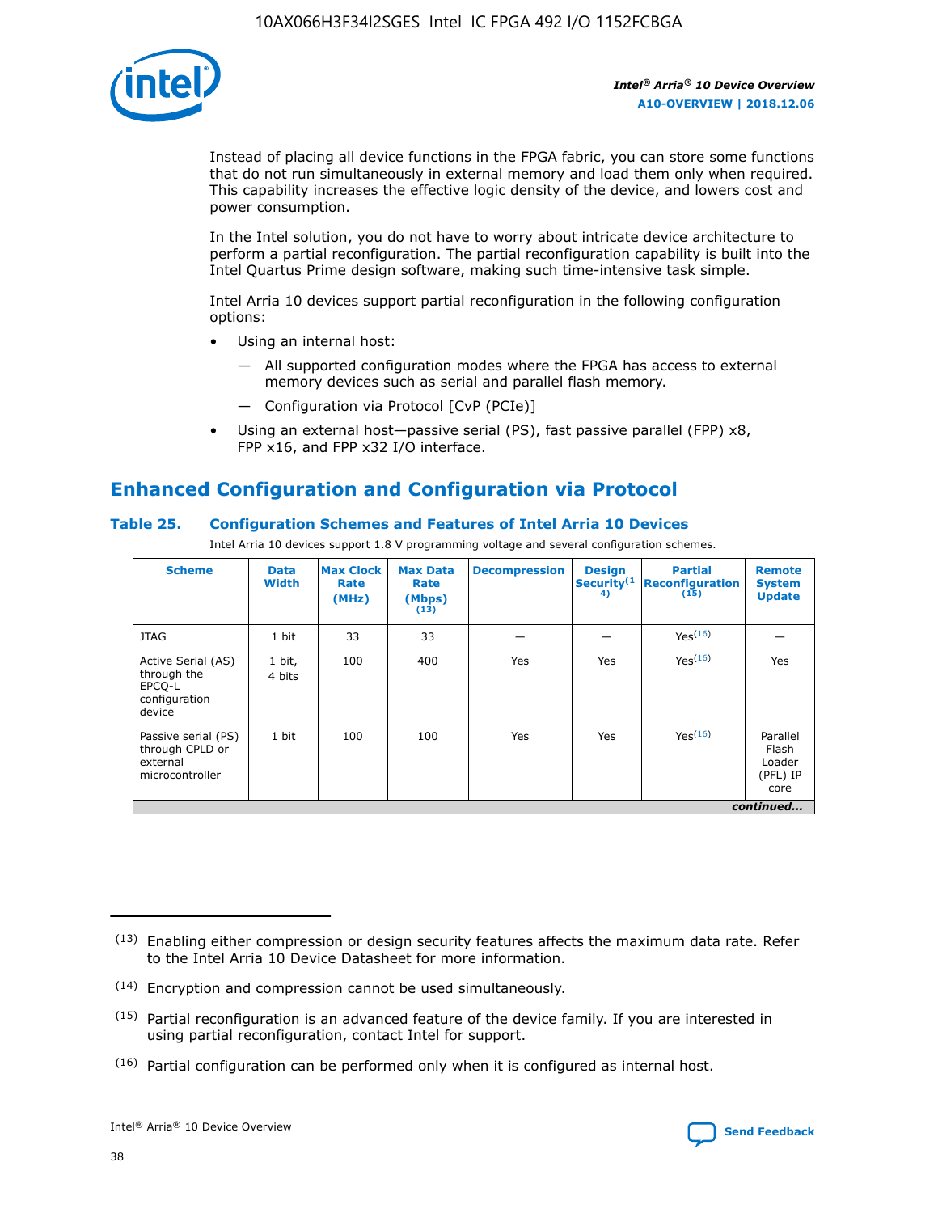Instead of placing all device functions in the FPGA fabric, you can store some functions that do not run simultaneously in external memory and load them only when required. This capability increases the effective logic density of the device, and lowers cost and power consumption.

In the Intel solution, you do not have to worry about intricate device architecture to perform a partial reconfiguration. The partial reconfiguration capability is built into the Intel Quartus Prime design software, making such time-intensive task simple.

Intel Arria 10 devices support partial reconfiguration in the following configuration options:

- Using an internal host:
  - All supported configuration modes where the FPGA has access to external memory devices such as serial and parallel flash memory.
  - Configuration via Protocol [CvP (PCIe)]
- Using an external host—passive serial (PS), fast passive parallel (FPP) x8, FPP x16, and FPP x32 I/O interface.

## Enhanced Configuration and Configuration via Protocol

**Table 25. Configuration Schemes and Features of Intel Arria 10 Devices**

Intel Arria 10 devices support 1.8 V programming voltage and several configuration schemes.

| Scheme | Data Width | Max Clock Rate (MHz) | Max Data Rate (Mbps) (13) | Decompression | Design Security (14) | Partial Reconfiguration (15) | Remote System Update |
|---|---|---|---|---|---|---|---|
| JTAG | 1 bit | 33 | 33 | — | — | Yes(16) | — |
| Active Serial (AS) through the EPCQ-L configuration device | 1 bit, 4 bits | 100 | 400 | Yes | Yes | Yes(16) | Yes |
| Passive serial (PS) through CPLD or external microcontroller | 1 bit | 100 | 100 | Yes | Yes | Yes(16) | Parallel Flash Loader (PFL) IP core |

*continued...*

(13) Enabling either compression or design security features affects the maximum data rate. Refer to the Intel Arria 10 Device Datasheet for more information.

(14) Encryption and compression cannot be used simultaneously.

(15) Partial reconfiguration is an advanced feature of the device family. If you are interested in using partial reconfiguration, contact Intel for support.

(16) Partial configuration can be performed only when it is configured as internal host.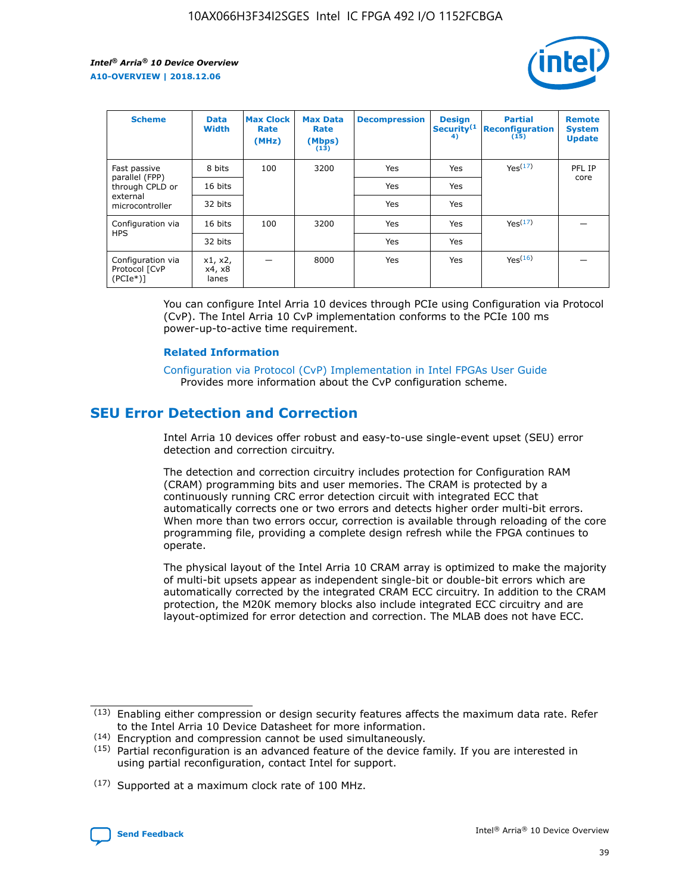| Scheme | Data Width | Max Clock Rate (MHz) | Max Data Rate (Mbps)(13) | Decompression | Design Security(14) | Partial Reconfiguration (15) | Remote System Update |
|---|---|---|---|---|---|---|---|
| Fast passive parallel (FPP) through CPLD or external microcontroller | 8 bits | 100 | 3200 | Yes | Yes | Yes(17) | PFL IP core |
| | 16 bits | | | Yes | Yes | | |
| | 32 bits | | | Yes | Yes | | |
| Configuration via HPS | 16 bits | 100 | 3200 | Yes | Yes | Yes(17) | — |
| | 32 bits | | | Yes | Yes | | |
| Configuration via Protocol [CvP (PCIe*)] | x1, x2, x4, x8 lanes | — | 8000 | Yes | Yes | Yes(16) | — |

You can configure Intel Arria 10 devices through PCIe using Configuration via Protocol (CvP). The Intel Arria 10 CvP implementation conforms to the PCIe 100 ms power-up-to-active time requirement.

### Related Information

Configuration via Protocol (CvP) Implementation in Intel FPGAs User Guide
Provides more information about the CvP configuration scheme.

## SEU Error Detection and Correction

Intel Arria 10 devices offer robust and easy-to-use single-event upset (SEU) error detection and correction circuitry.

The detection and correction circuitry includes protection for Configuration RAM (CRAM) programming bits and user memories. The CRAM is protected by a continuously running CRC error detection circuit with integrated ECC that automatically corrects one or two errors and detects higher order multi-bit errors. When more than two errors occur, correction is available through reloading of the core programming file, providing a complete design refresh while the FPGA continues to operate.

The physical layout of the Intel Arria 10 CRAM array is optimized to make the majority of multi-bit upsets appear as independent single-bit or double-bit errors which are automatically corrected by the integrated CRAM ECC circuitry. In addition to the CRAM protection, the M20K memory blocks also include integrated ECC circuitry and are layout-optimized for error detection and correction. The MLAB does not have ECC.

(13) Enabling either compression or design security features affects the maximum data rate. Refer to the Intel Arria 10 Device Datasheet for more information.
(14) Encryption and compression cannot be used simultaneously.
(15) Partial reconfiguration is an advanced feature of the device family. If you are interested in using partial reconfiguration, contact Intel for support.

(17) Supported at a maximum clock rate of 100 MHz.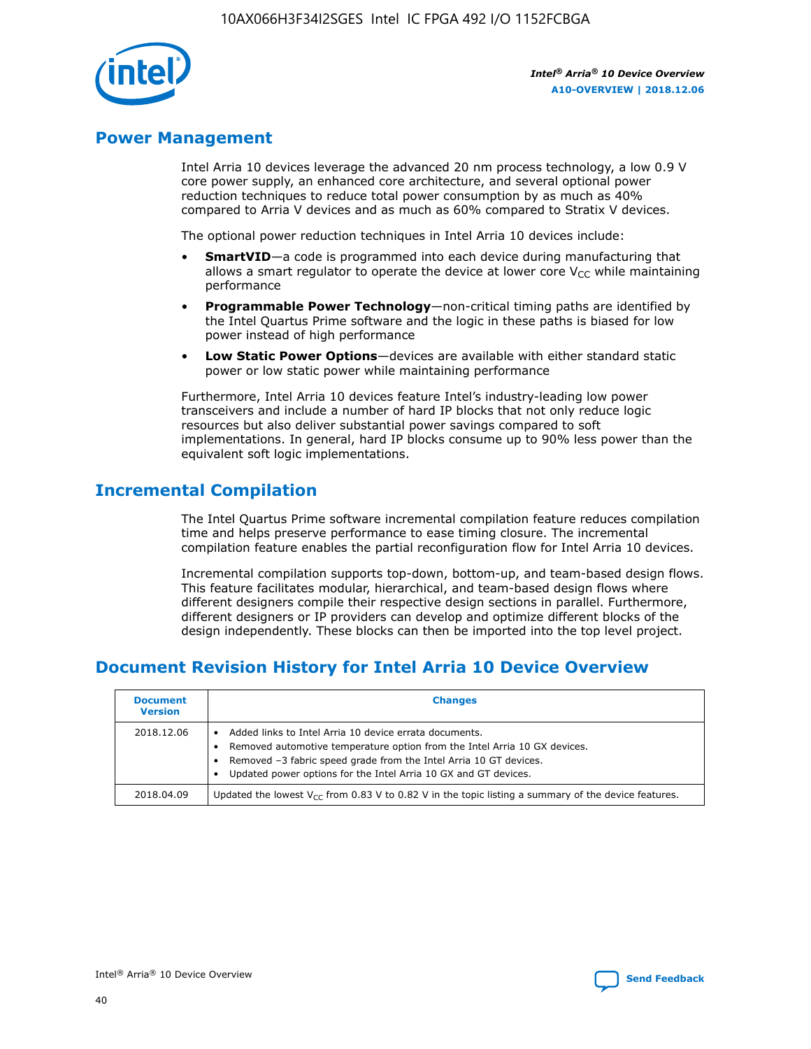## Power Management

Intel Arria 10 devices leverage the advanced 20 nm process technology, a low 0.9 V core power supply, an enhanced core architecture, and several optional power reduction techniques to reduce total power consumption by as much as 40% compared to Arria V devices and as much as 60% compared to Stratix V devices.

The optional power reduction techniques in Intel Arria 10 devices include:

- **SmartVID**—a code is programmed into each device during manufacturing that allows a smart regulator to operate the device at lower core $V_{CC}$ while maintaining performance
- **Programmable Power Technology**—non-critical timing paths are identified by the Intel Quartus Prime software and the logic in these paths is biased for low power instead of high performance
- **Low Static Power Options**—devices are available with either standard static power or low static power while maintaining performance

Furthermore, Intel Arria 10 devices feature Intel's industry-leading low power transceivers and include a number of hard IP blocks that not only reduce logic resources but also deliver substantial power savings compared to soft implementations. In general, hard IP blocks consume up to 90% less power than the equivalent soft logic implementations.

## Incremental Compilation

The Intel Quartus Prime software incremental compilation feature reduces compilation time and helps preserve performance to ease timing closure. The incremental compilation feature enables the partial reconfiguration flow for Intel Arria 10 devices.

Incremental compilation supports top-down, bottom-up, and team-based design flows. This feature facilitates modular, hierarchical, and team-based design flows where different designers compile their respective design sections in parallel. Furthermore, different designers or IP providers can develop and optimize different blocks of the design independently. These blocks can then be imported into the top level project.

## Document Revision History for Intel Arria 10 Device Overview

| Document Version | Changes |
|---|---|
| 2018.12.06 | • Added links to Intel Arria 10 device errata documents.<br>• Removed automotive temperature option from the Intel Arria 10 GX devices.<br>• Removed –3 fabric speed grade from the Intel Arria 10 GT devices.<br>• Updated power options for the Intel Arria 10 GX and GT devices. |
| 2018.04.09 | Updated the lowest $V_{CC}$ from 0.83 V to 0.82 V in the topic listing a summary of the device features. |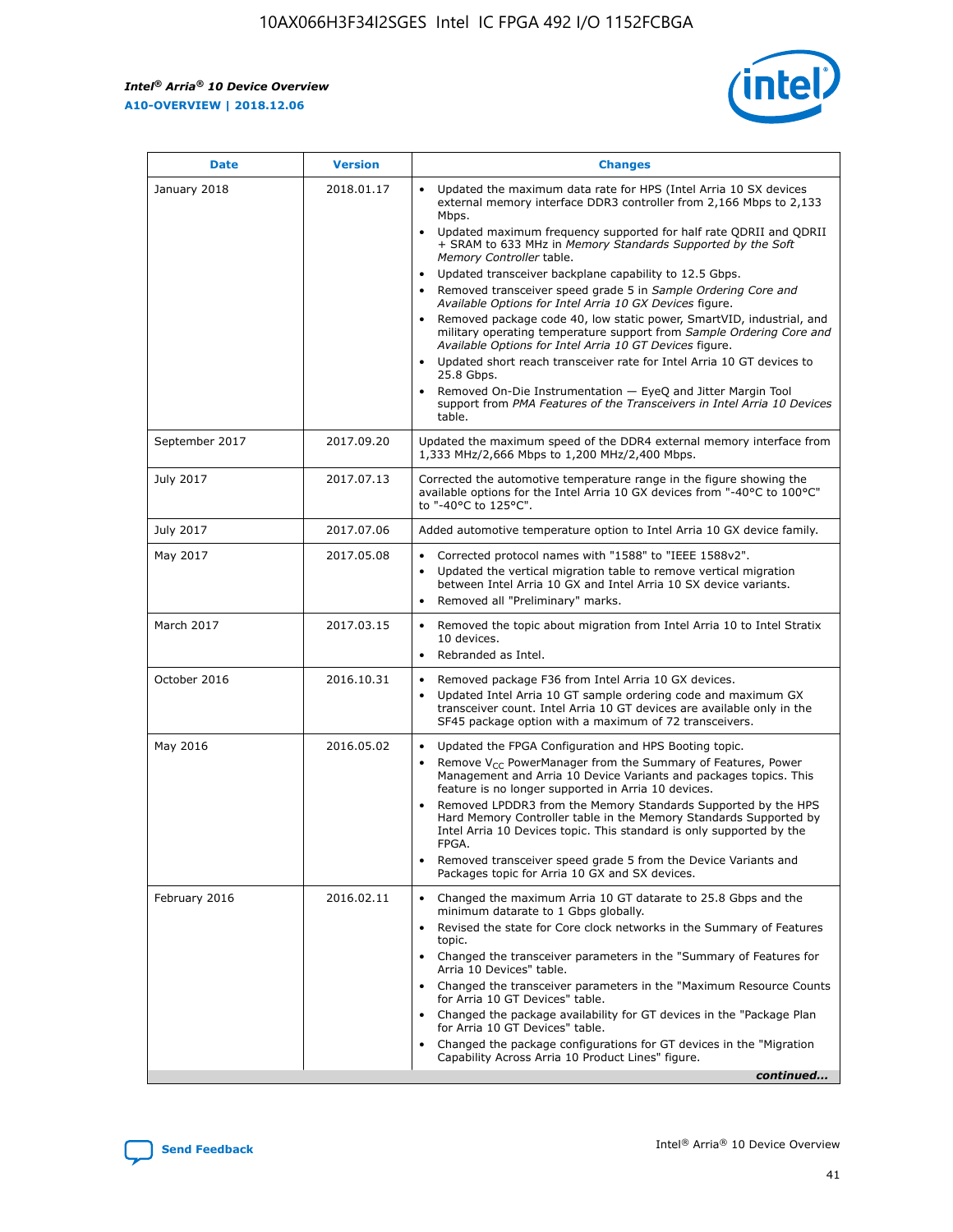| Date | Version | Changes |
| --- | --- | --- |
| January 2018 | 2018.01.17 | • Updated the maximum data rate for HPS (Intel Arria 10 SX devices external memory interface DDR3 controller from 2,166 Mbps to 2,133 Mbps.<br>• Updated maximum frequency supported for half rate QDRII and QDRII + SRAM to 633 MHz in *Memory Standards Supported by the Soft Memory Controller* table.<br>• Updated transceiver backplane capability to 12.5 Gbps.<br>• Removed transceiver speed grade 5 in *Sample Ordering Core and Available Options for Intel Arria 10 GX Devices* figure.<br>• Removed package code 40, low static power, SmartVID, industrial, and military operating temperature support from *Sample Ordering Core and Available Options for Intel Arria 10 GT Devices* figure.<br>• Updated short reach transceiver rate for Intel Arria 10 GT devices to 25.8 Gbps.<br>• Removed On-Die Instrumentation — EyeQ and Jitter Margin Tool support from *PMA Features of the Transceivers in Intel Arria 10 Devices* table. |
| September 2017 | 2017.09.20 | Updated the maximum speed of the DDR4 external memory interface from 1,333 MHz/2,666 Mbps to 1,200 MHz/2,400 Mbps. |
| July 2017 | 2017.07.13 | Corrected the automotive temperature range in the figure showing the available options for the Intel Arria 10 GX devices from "-40°C to 100°C" to "-40°C to 125°C". |
| July 2017 | 2017.07.06 | Added automotive temperature option to Intel Arria 10 GX device family. |
| May 2017 | 2017.05.08 | • Corrected protocol names with "1588" to "IEEE 1588v2".<br>• Updated the vertical migration table to remove vertical migration between Intel Arria 10 GX and Intel Arria 10 SX device variants.<br>• Removed all "Preliminary" marks. |
| March 2017 | 2017.03.15 | • Removed the topic about migration from Intel Arria 10 to Intel Stratix 10 devices.<br>• Rebranded as Intel. |
| October 2016 | 2016.10.31 | • Removed package F36 from Intel Arria 10 GX devices.<br>• Updated Intel Arria 10 GT sample ordering code and maximum GX transceiver count. Intel Arria 10 GT devices are available only in the SF45 package option with a maximum of 72 transceivers. |
| May 2016 | 2016.05.02 | • Updated the FPGA Configuration and HPS Booting topic.<br>• Remove $V_{CC}$ PowerManager from the Summary of Features, Power Management and Arria 10 Device Variants and packages topics. This feature is no longer supported in Arria 10 devices.<br>• Removed LPDDR3 from the Memory Standards Supported by the HPS Hard Memory Controller table in the Memory Standards Supported by Intel Arria 10 Devices topic. This standard is only supported by the FPGA.<br>• Removed transceiver speed grade 5 from the Device Variants and Packages topic for Arria 10 GX and SX devices. |
| February 2016 | 2016.02.11 | • Changed the maximum Arria 10 GT datarate to 25.8 Gbps and the minimum datarate to 1 Gbps globally.<br>• Revised the state for Core clock networks in the Summary of Features topic.<br>• Changed the transceiver parameters in the "Summary of Features for Arria 10 Devices" table.<br>• Changed the transceiver parameters in the "Maximum Resource Counts for Arria 10 GT Devices" table.<br>• Changed the package availability for GT devices in the "Package Plan for Arria 10 GT Devices" table.<br>• Changed the package configurations for GT devices in the "Migration Capability Across Arria 10 Product Lines" figure. |

*continued...*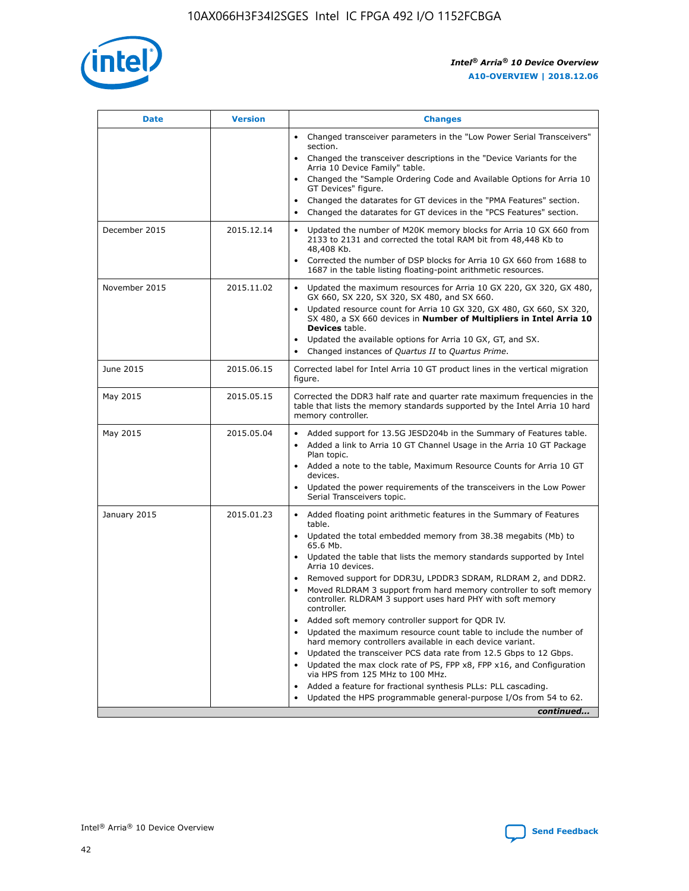| Date | Version | Changes |
| --- | --- | --- |
| | | • Changed transceiver parameters in the "Low Power Serial Transceivers" section.<br>• Changed the transceiver descriptions in the "Device Variants for the Arria 10 Device Family" table.<br>• Changed the "Sample Ordering Code and Available Options for Arria 10 GT Devices" figure.<br>• Changed the datarates for GT devices in the "PMA Features" section.<br>• Changed the datarates for GT devices in the "PCS Features" section. |
| December 2015 | 2015.12.14 | • Updated the number of M20K memory blocks for Arria 10 GX 660 from 2133 to 2131 and corrected the total RAM bit from 48,448 Kb to 48,408 Kb.<br>• Corrected the number of DSP blocks for Arria 10 GX 660 from 1688 to 1687 in the table listing floating-point arithmetic resources. |
| November 2015 | 2015.11.02 | • Updated the maximum resources for Arria 10 GX 220, GX 320, GX 480, GX 660, SX 220, SX 320, SX 480, and SX 660.<br>• Updated resource count for Arria 10 GX 320, GX 480, GX 660, SX 320, SX 480, a SX 660 devices in **Number of Multipliers in Intel Arria 10 Devices** table.<br>• Updated the available options for Arria 10 GX, GT, and SX.<br>• Changed instances of *Quartus II* to *Quartus Prime*. |
| June 2015 | 2015.06.15 | Corrected label for Intel Arria 10 GT product lines in the vertical migration figure. |
| May 2015 | 2015.05.15 | Corrected the DDR3 half rate and quarter rate maximum frequencies in the table that lists the memory standards supported by the Intel Arria 10 hard memory controller. |
| May 2015 | 2015.05.04 | • Added support for 13.5G JESD204b in the Summary of Features table.<br>• Added a link to Arria 10 GT Channel Usage in the Arria 10 GT Package Plan topic.<br>• Added a note to the table, Maximum Resource Counts for Arria 10 GT devices.<br>• Updated the power requirements of the transceivers in the Low Power Serial Transceivers topic. |
| January 2015 | 2015.01.23 | • Added floating point arithmetic features in the Summary of Features table.<br>• Updated the total embedded memory from 38.38 megabits (Mb) to 65.6 Mb.<br>• Updated the table that lists the memory standards supported by Intel Arria 10 devices.<br>• Removed support for DDR3U, LPDDR3 SDRAM, RLDRAM 2, and DDR2.<br>• Moved RLDRAM 3 support from hard memory controller to soft memory controller. RLDRAM 3 support uses hard PHY with soft memory controller.<br>• Added soft memory controller support for QDR IV.<br>• Updated the maximum resource count table to include the number of hard memory controllers available in each device variant.<br>• Updated the transceiver PCS data rate from 12.5 Gbps to 12 Gbps.<br>• Updated the max clock rate of PS, FPP x8, FPP x16, and Configuration via HPS from 125 MHz to 100 MHz.<br>• Added a feature for fractional synthesis PLLs: PLL cascading.<br>• Updated the HPS programmable general-purpose I/Os from 54 to 62. |

*continued...*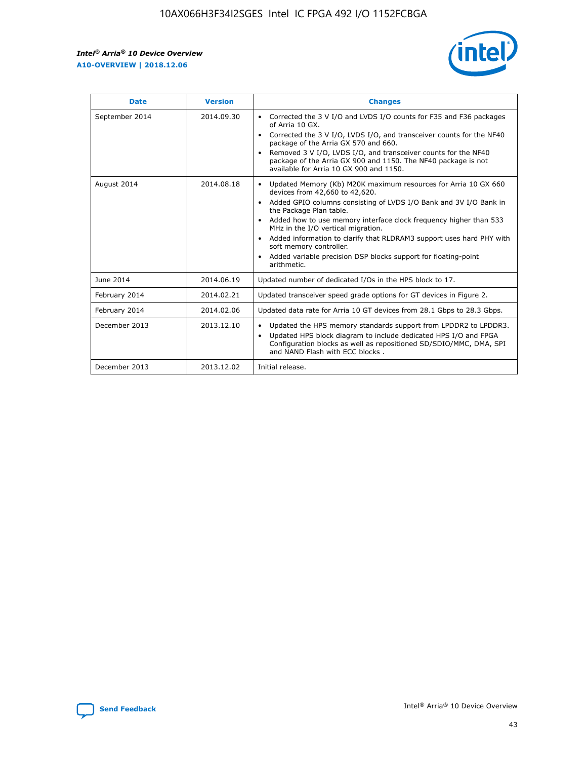| Date | Version | Changes |
| --- | --- | --- |
| September 2014 | 2014.09.30 | • Corrected the 3 V I/O and LVDS I/O counts for F35 and F36 packages of Arria 10 GX.<br>• Corrected the 3 V I/O, LVDS I/O, and transceiver counts for the NF40 package of the Arria GX 570 and 660.<br>• Removed 3 V I/O, LVDS I/O, and transceiver counts for the NF40 package of the Arria GX 900 and 1150. The NF40 package is not available for Arria 10 GX 900 and 1150. |
| August 2014 | 2014.08.18 | • Updated Memory (Kb) M20K maximum resources for Arria 10 GX 660 devices from 42,660 to 42,620.<br>• Added GPIO columns consisting of LVDS I/O Bank and 3V I/O Bank in the Package Plan table.<br>• Added how to use memory interface clock frequency higher than 533 MHz in the I/O vertical migration.<br>• Added information to clarify that RLDRAM3 support uses hard PHY with soft memory controller.<br>• Added variable precision DSP blocks support for floating-point arithmetic. |
| June 2014 | 2014.06.19 | Updated number of dedicated I/Os in the HPS block to 17. |
| February 2014 | 2014.02.21 | Updated transceiver speed grade options for GT devices in Figure 2. |
| February 2014 | 2014.02.06 | Updated data rate for Arria 10 GT devices from 28.1 Gbps to 28.3 Gbps. |
| December 2013 | 2013.12.10 | • Updated the HPS memory standards support from LPDDR2 to LPDDR3.<br>• Updated HPS block diagram to include dedicated HPS I/O and FPGA Configuration blocks as well as repositioned SD/SDIO/MMC, DMA, SPI and NAND Flash with ECC blocks . |
| December 2013 | 2013.12.02 | Initial release. |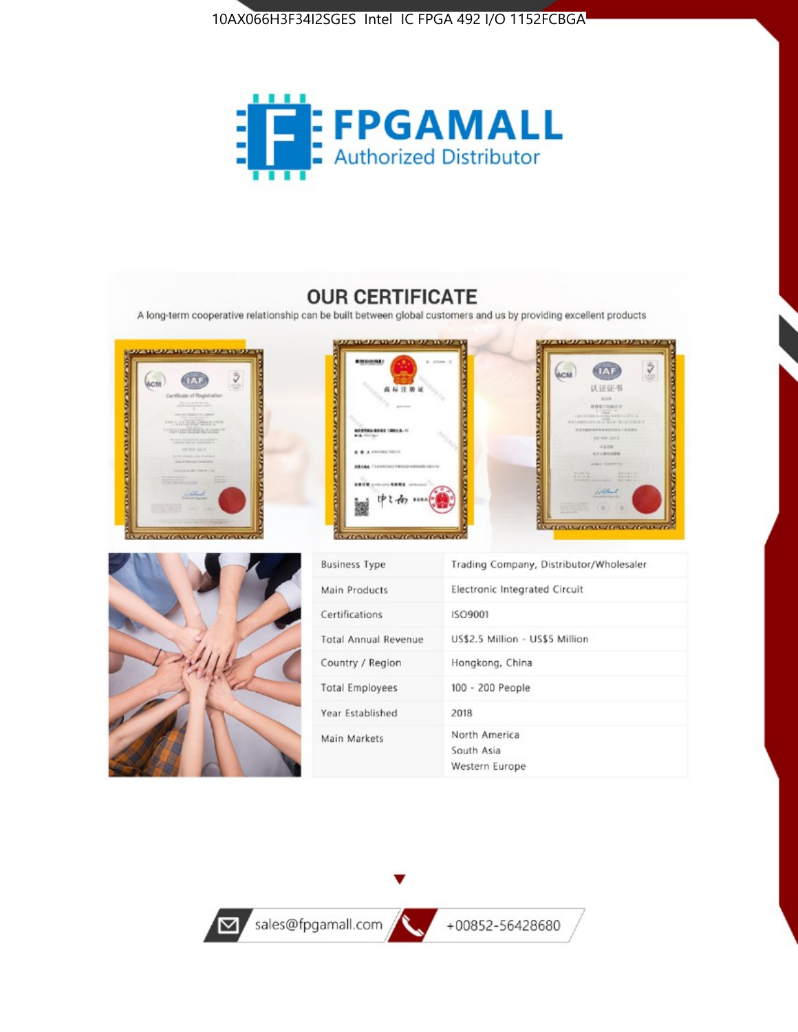FPGAMALL
Authorized Distributor

## OUR CERTIFICATE

A long-term cooperative relationship can be built between global customers and us by providing excellent products

| | |
|---|---|
| Business Type | Trading Company, Distributor/Wholesaler |
| Main Products | Electronic Integrated Circuit |
| Certifications | ISO9001 |
| Total Annual Revenue | US$2.5 Million - US$5 Million |
| Country / Region | Hongkong, China |
| Total Employees | 100 - 200 People |
| Year Established | 2018 |
| Main Markets | North America<br>South Asia<br>Western Europe |

sales@fpgamall.com

+00852-56428680